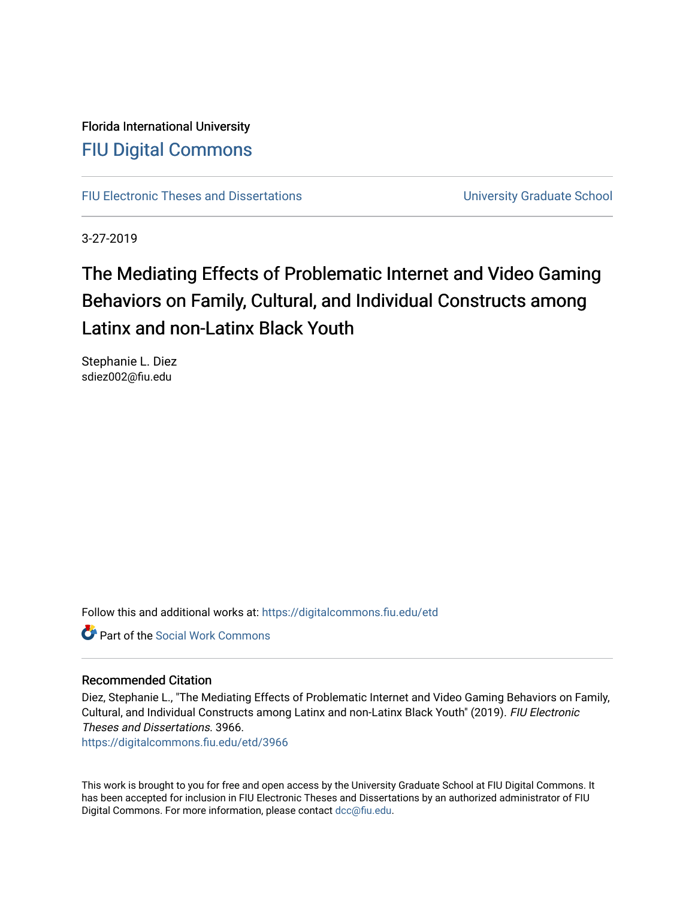Florida International University

# FIU Digital Commons

FIU Electronic Theses and Dissertations | University Graduate School

3-27-2019

# The Mediating Effects of Problematic Internet and Video Gaming Behaviors on Family, Cultural, and Individual Constructs among Latinx and non-Latinx Black Youth

Stephanie L. Diez
sdiez002@fiu.edu

Follow this and additional works at: https://digitalcommons.fiu.edu/etd

Part of the Social Work Commons

## Recommended Citation

Diez, Stephanie L., "The Mediating Effects of Problematic Internet and Video Gaming Behaviors on Family, Cultural, and Individual Constructs among Latinx and non-Latinx Black Youth" (2019). *FIU Electronic Theses and Dissertations*. 3966.
https://digitalcommons.fiu.edu/etd/3966

This work is brought to you for free and open access by the University Graduate School at FIU Digital Commons. It has been accepted for inclusion in FIU Electronic Theses and Dissertations by an authorized administrator of FIU Digital Commons. For more information, please contact dcc@fiu.edu.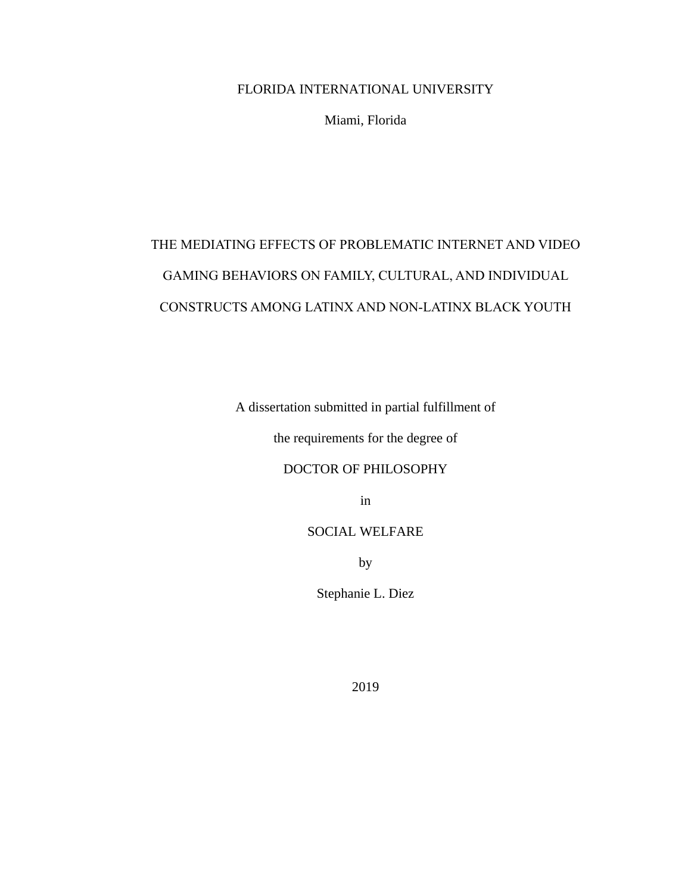FLORIDA INTERNATIONAL UNIVERSITY

Miami, Florida

# THE MEDIATING EFFECTS OF PROBLEMATIC INTERNET AND VIDEO GAMING BEHAVIORS ON FAMILY, CULTURAL, AND INDIVIDUAL CONSTRUCTS AMONG LATINX AND NON-LATINX BLACK YOUTH

A dissertation submitted in partial fulfillment of

the requirements for the degree of

DOCTOR OF PHILOSOPHY

in

SOCIAL WELFARE

by

Stephanie L. Diez

2019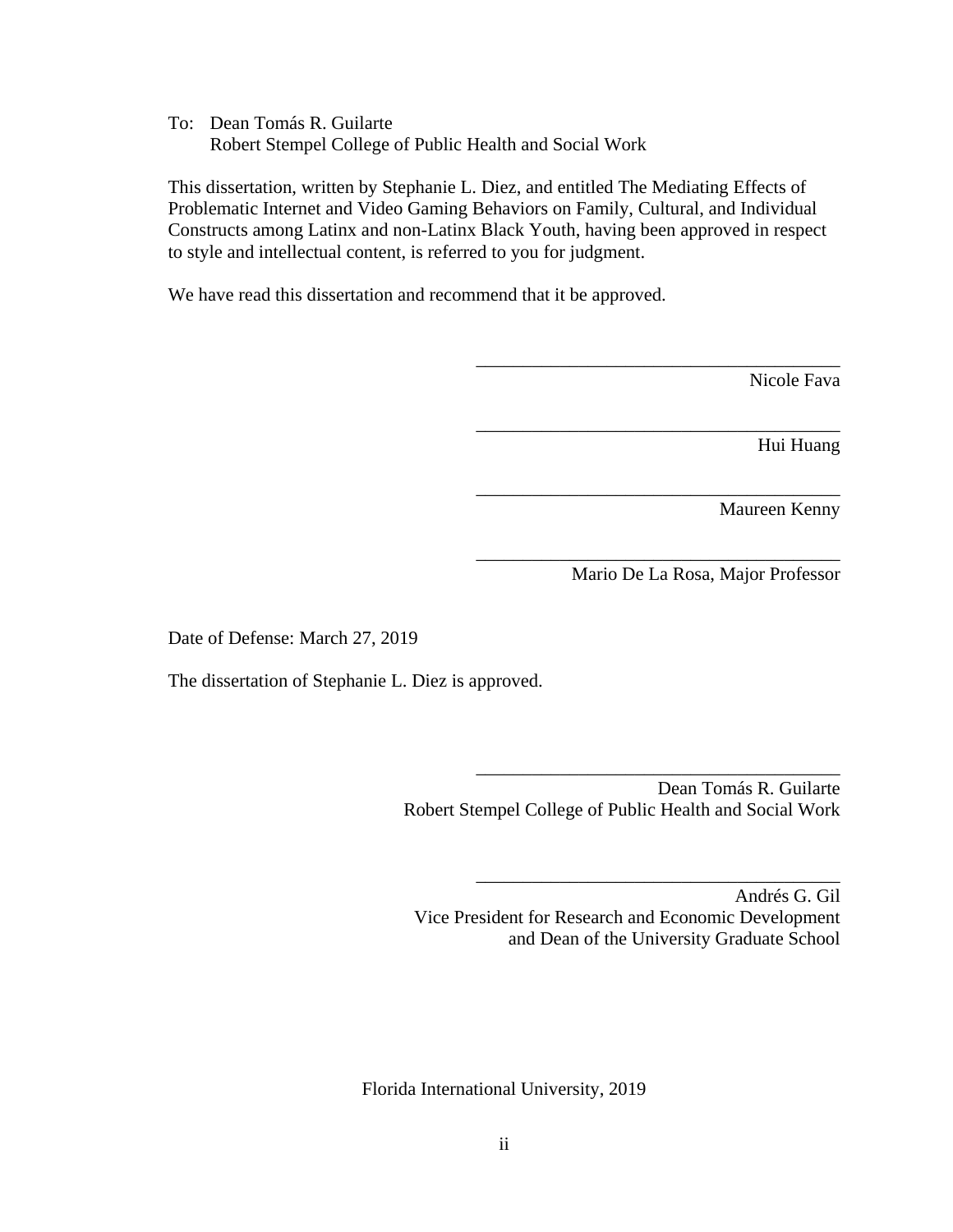To: Dean Tomás R. Guilarte
Robert Stempel College of Public Health and Social Work

This dissertation, written by Stephanie L. Diez, and entitled The Mediating Effects of Problematic Internet and Video Gaming Behaviors on Family, Cultural, and Individual Constructs among Latinx and non-Latinx Black Youth, having been approved in respect to style and intellectual content, is referred to you for judgment.

We have read this dissertation and recommend that it be approved.

_______________________________________
Nicole Fava

_______________________________________
Hui Huang

_______________________________________
Maureen Kenny

_______________________________________
Mario De La Rosa, Major Professor

Date of Defense: March 27, 2019

The dissertation of Stephanie L. Diez is approved.

_______________________________________
Dean Tomás R. Guilarte
Robert Stempel College of Public Health and Social Work

_______________________________________
Andrés G. Gil
Vice President for Research and Economic Development
and Dean of the University Graduate School

Florida International University, 2019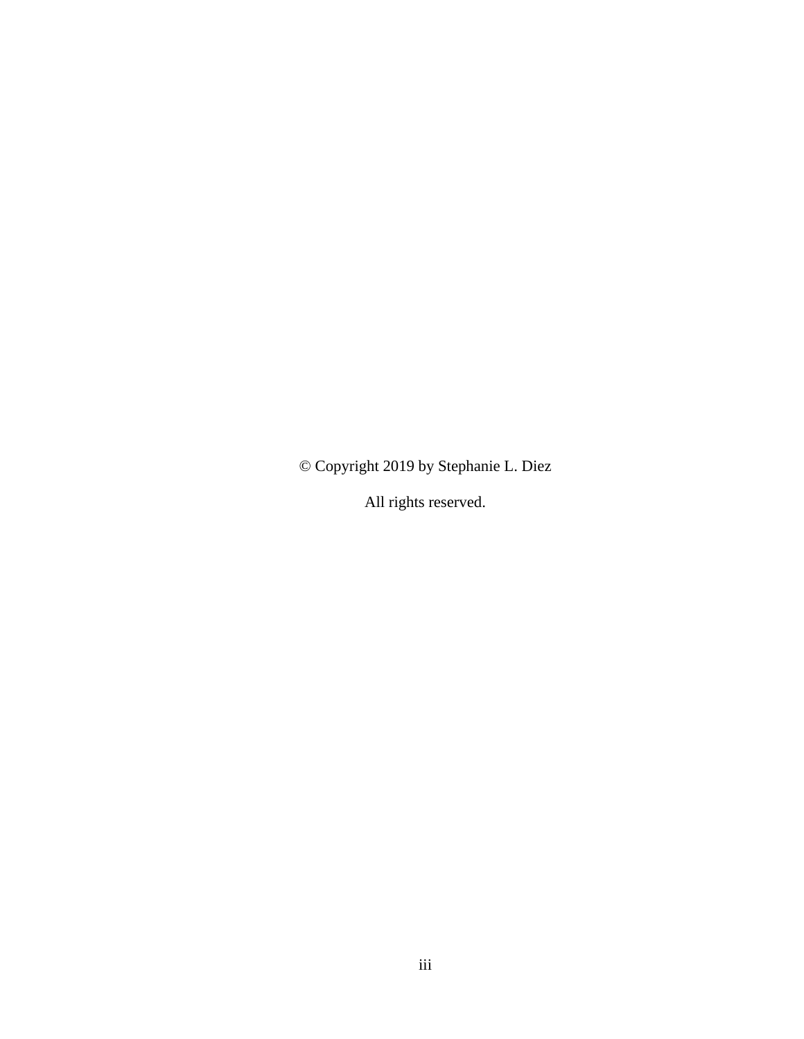© Copyright 2019 by Stephanie L. Diez

All rights reserved.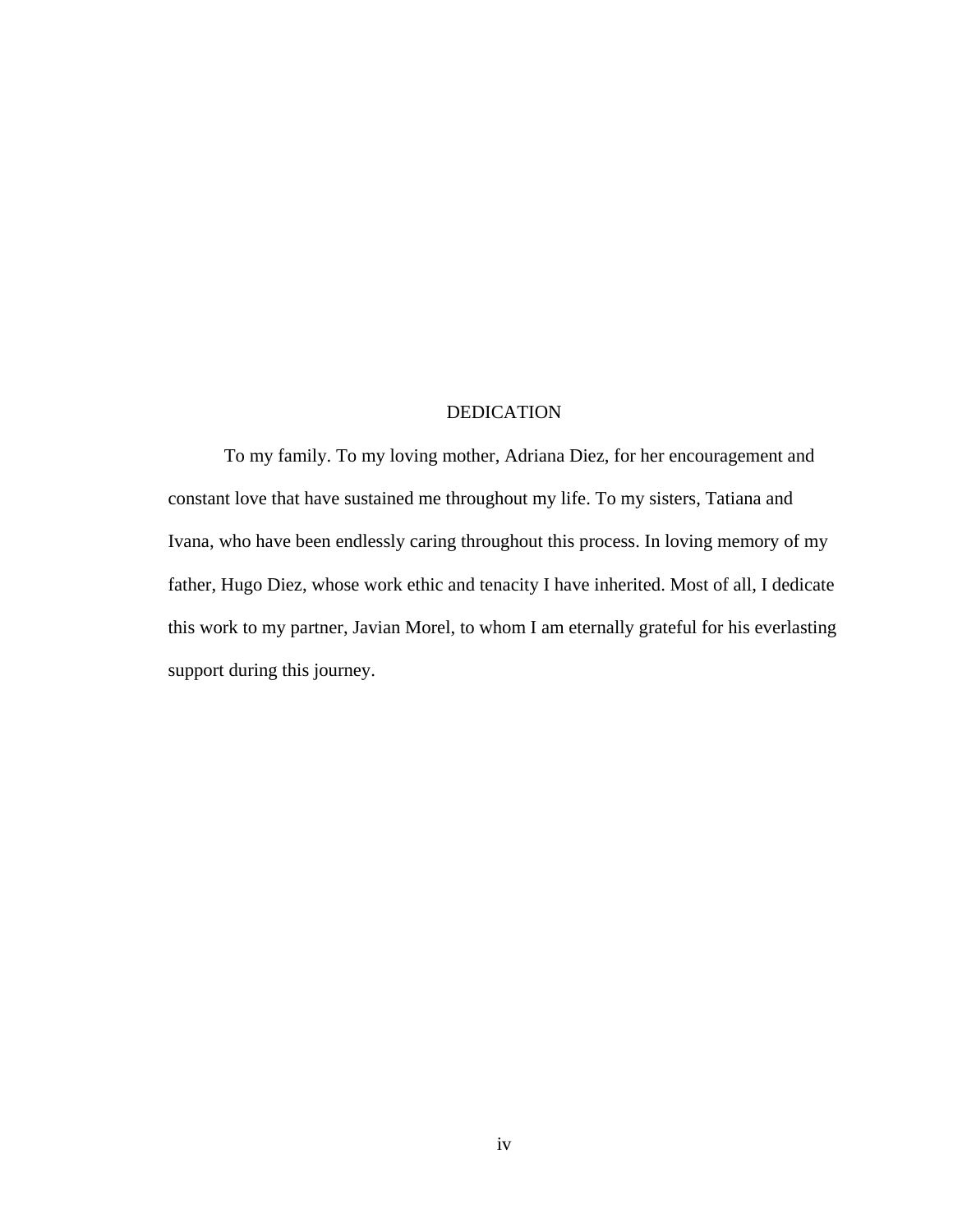# DEDICATION

To my family. To my loving mother, Adriana Diez, for her encouragement and constant love that have sustained me throughout my life. To my sisters, Tatiana and Ivana, who have been endlessly caring throughout this process. In loving memory of my father, Hugo Diez, whose work ethic and tenacity I have inherited. Most of all, I dedicate this work to my partner, Javian Morel, to whom I am eternally grateful for his everlasting support during this journey.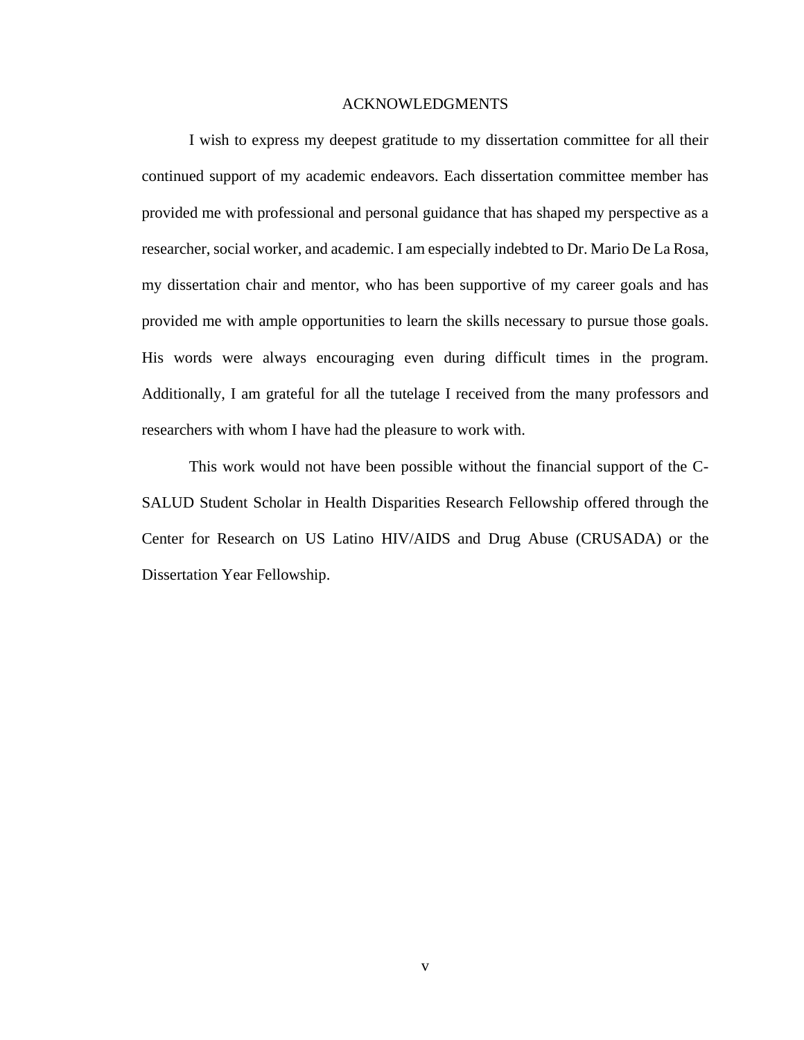# ACKNOWLEDGMENTS

I wish to express my deepest gratitude to my dissertation committee for all their continued support of my academic endeavors. Each dissertation committee member has provided me with professional and personal guidance that has shaped my perspective as a researcher, social worker, and academic. I am especially indebted to Dr. Mario De La Rosa, my dissertation chair and mentor, who has been supportive of my career goals and has provided me with ample opportunities to learn the skills necessary to pursue those goals. His words were always encouraging even during difficult times in the program. Additionally, I am grateful for all the tutelage I received from the many professors and researchers with whom I have had the pleasure to work with.

This work would not have been possible without the financial support of the C-SALUD Student Scholar in Health Disparities Research Fellowship offered through the Center for Research on US Latino HIV/AIDS and Drug Abuse (CRUSADA) or the Dissertation Year Fellowship.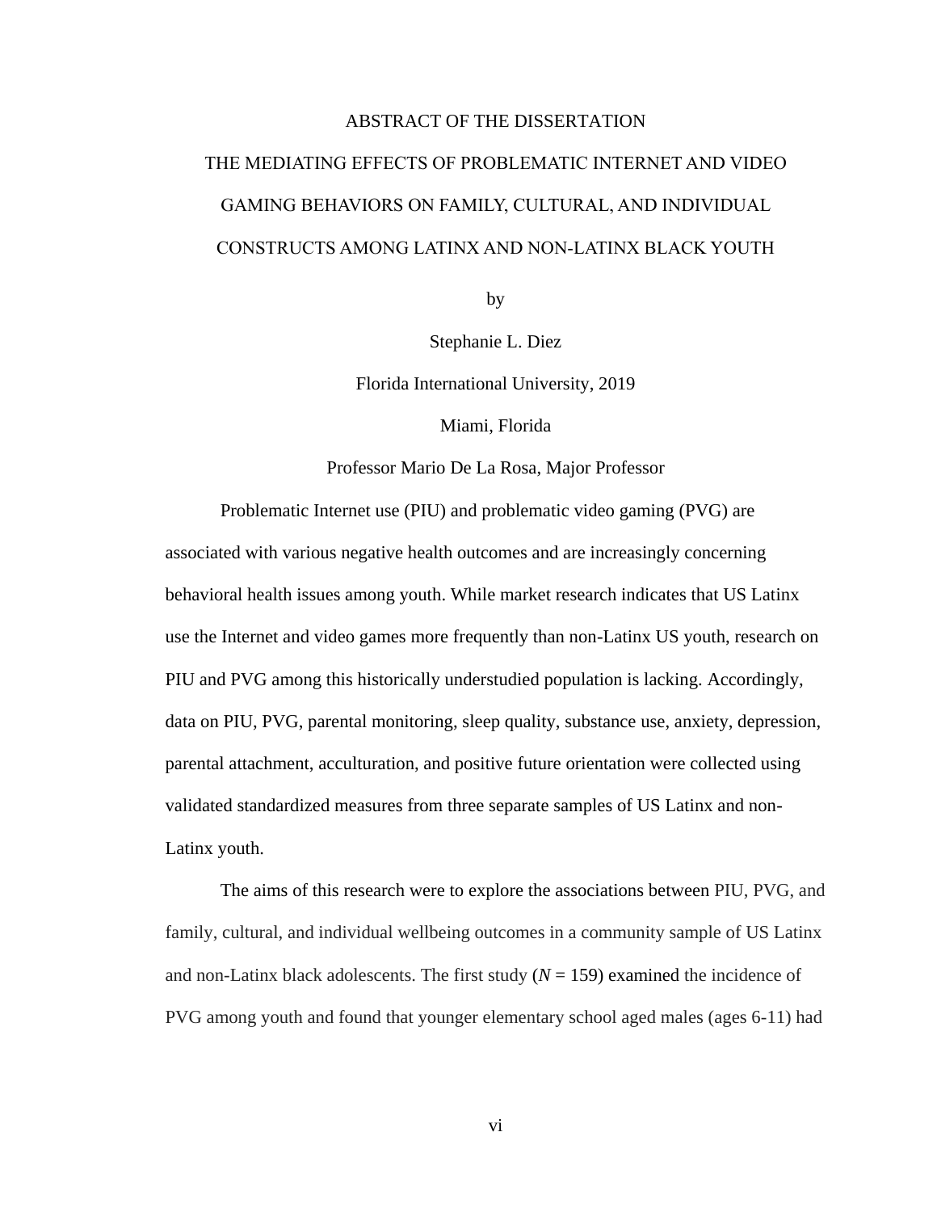# ABSTRACT OF THE DISSERTATION

# THE MEDIATING EFFECTS OF PROBLEMATIC INTERNET AND VIDEO GAMING BEHAVIORS ON FAMILY, CULTURAL, AND INDIVIDUAL CONSTRUCTS AMONG LATINX AND NON-LATINX BLACK YOUTH

by

Stephanie L. Diez

Florida International University, 2019

Miami, Florida

Professor Mario De La Rosa, Major Professor

Problematic Internet use (PIU) and problematic video gaming (PVG) are associated with various negative health outcomes and are increasingly concerning behavioral health issues among youth. While market research indicates that US Latinx use the Internet and video games more frequently than non-Latinx US youth, research on PIU and PVG among this historically understudied population is lacking. Accordingly, data on PIU, PVG, parental monitoring, sleep quality, substance use, anxiety, depression, parental attachment, acculturation, and positive future orientation were collected using validated standardized measures from three separate samples of US Latinx and non-Latinx youth.

The aims of this research were to explore the associations between PIU, PVG, and family, cultural, and individual wellbeing outcomes in a community sample of US Latinx and non-Latinx black adolescents. The first study (*N* = 159) examined the incidence of PVG among youth and found that younger elementary school aged males (ages 6-11) had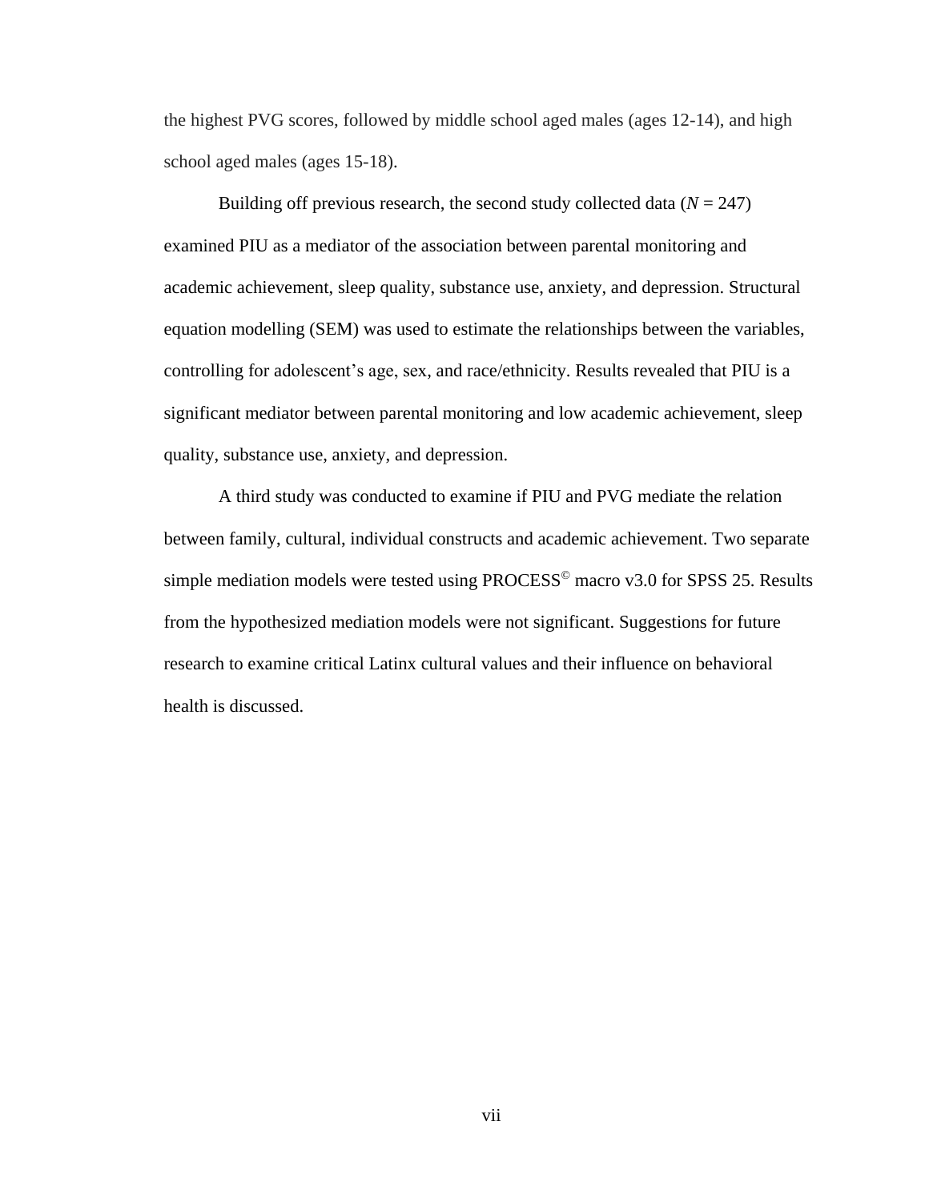the highest PVG scores, followed by middle school aged males (ages 12-14), and high school aged males (ages 15-18).

Building off previous research, the second study collected data (*N* = 247) examined PIU as a mediator of the association between parental monitoring and academic achievement, sleep quality, substance use, anxiety, and depression. Structural equation modelling (SEM) was used to estimate the relationships between the variables, controlling for adolescent's age, sex, and race/ethnicity. Results revealed that PIU is a significant mediator between parental monitoring and low academic achievement, sleep quality, substance use, anxiety, and depression.

A third study was conducted to examine if PIU and PVG mediate the relation between family, cultural, individual constructs and academic achievement. Two separate simple mediation models were tested using PROCESS© macro v3.0 for SPSS 25. Results from the hypothesized mediation models were not significant. Suggestions for future research to examine critical Latinx cultural values and their influence on behavioral health is discussed.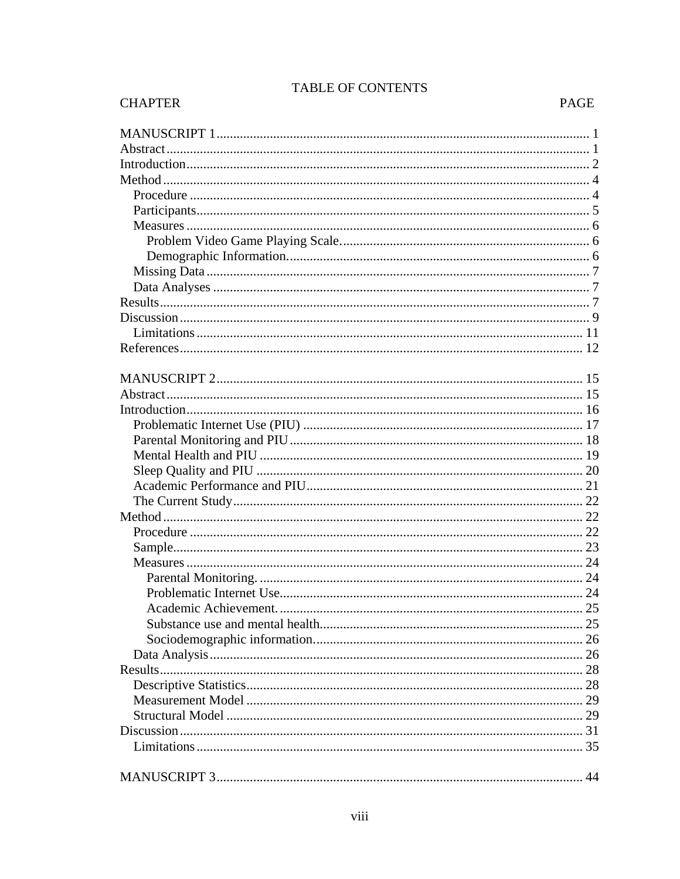# TABLE OF CONTENTS

| CHAPTER | PAGE |
|---|---|
| MANUSCRIPT 1 | 1 |
| Abstract | 1 |
| Introduction | 2 |
| Method | 4 |
| Procedure | 4 |
| Participants | 5 |
| Measures | 6 |
| Problem Video Game Playing Scale. | 6 |
| Demographic Information. | 6 |
| Missing Data | 7 |
| Data Analyses | 7 |
| Results | 7 |
| Discussion | 9 |
| Limitations | 11 |
| References | 12 |
| MANUSCRIPT 2 | 15 |
| Abstract | 15 |
| Introduction | 16 |
| Problematic Internet Use (PIU) | 17 |
| Parental Monitoring and PIU | 18 |
| Mental Health and PIU | 19 |
| Sleep Quality and PIU | 20 |
| Academic Performance and PIU | 21 |
| The Current Study | 22 |
| Method | 22 |
| Procedure | 22 |
| Sample | 23 |
| Measures | 24 |
| Parental Monitoring. | 24 |
| Problematic Internet Use. | 24 |
| Academic Achievement. | 25 |
| Substance use and mental health. | 25 |
| Sociodemographic information. | 26 |
| Data Analysis | 26 |
| Results | 28 |
| Descriptive Statistics | 28 |
| Measurement Model | 29 |
| Structural Model | 29 |
| Discussion | 31 |
| Limitations | 35 |
| MANUSCRIPT 3 | 44 |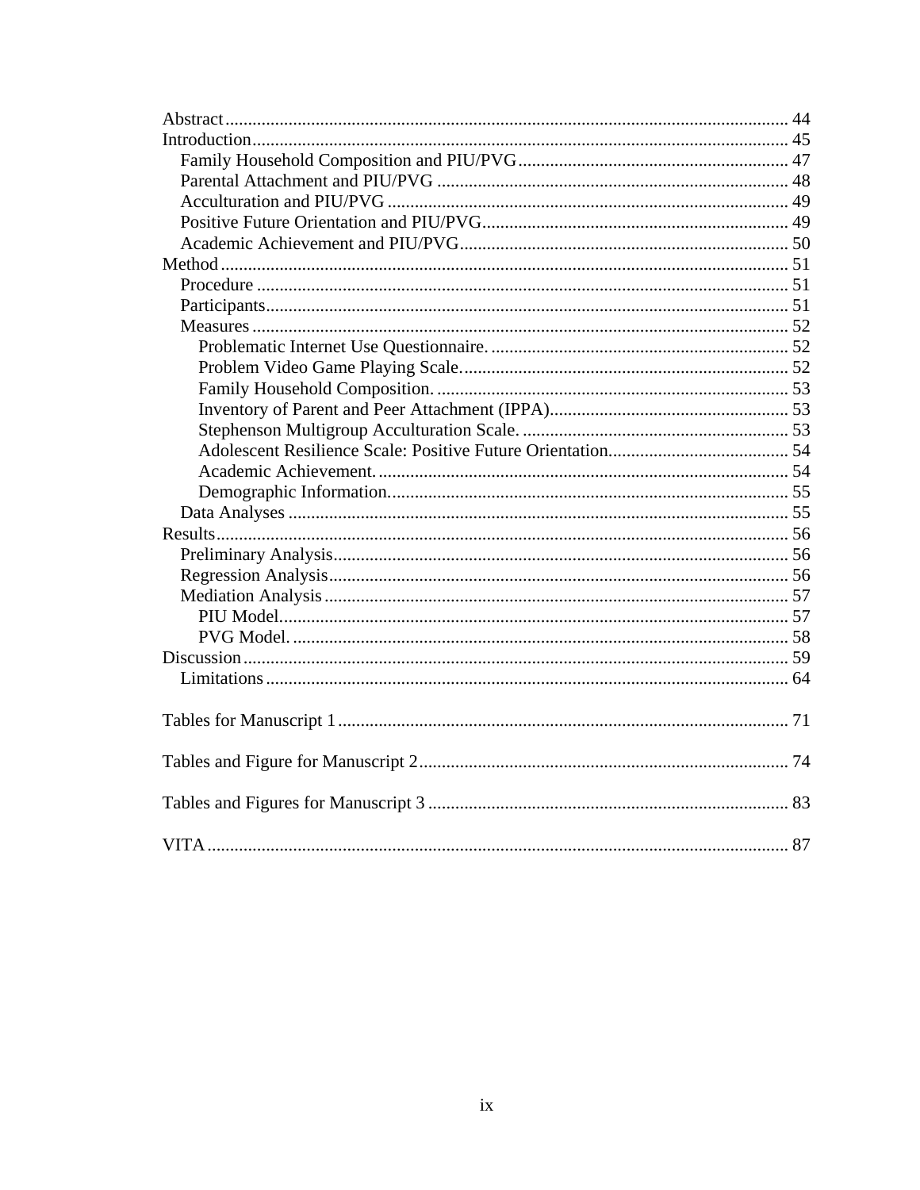Abstract ............................................................................................................................ 44
Introduction....................................................................................................................... 45
    Family Household Composition and PIU/PVG ............................................................ 47
    Parental Attachment and PIU/PVG .............................................................................. 48
    Acculturation and PIU/PVG ......................................................................................... 49
    Positive Future Orientation and PIU/PVG .................................................................... 49
    Academic Achievement and PIU/PVG ......................................................................... 50
Method ............................................................................................................................. 51
    Procedure ...................................................................................................................... 51
    Participants .................................................................................................................... 51
    Measures ....................................................................................................................... 52
        Problematic Internet Use Questionnaire. .................................................................. 52
        Problem Video Game Playing Scale. ........................................................................ 52
        Family Household Composition. .............................................................................. 53
        Inventory of Parent and Peer Attachment (IPPA). ..................................................... 53
        Stephenson Multigroup Acculturation Scale. ........................................................... 53
        Adolescent Resilience Scale: Positive Future Orientation. ....................................... 54
        Academic Achievement. .......................................................................................... 54
        Demographic Information. ....................................................................................... 55
    Data Analyses ............................................................................................................... 55
Results .............................................................................................................................. 56
    Preliminary Analysis ..................................................................................................... 56
    Regression Analysis ...................................................................................................... 56
    Mediation Analysis ....................................................................................................... 57
        PIU Model. ................................................................................................................ 57
        PVG Model. ............................................................................................................... 58
Discussion ........................................................................................................................ 59
    Limitations .................................................................................................................... 64

Tables for Manuscript 1 .................................................................................................... 71

Tables and Figure for Manuscript 2 .................................................................................. 74

Tables and Figures for Manuscript 3 ................................................................................ 83

VITA ................................................................................................................................. 87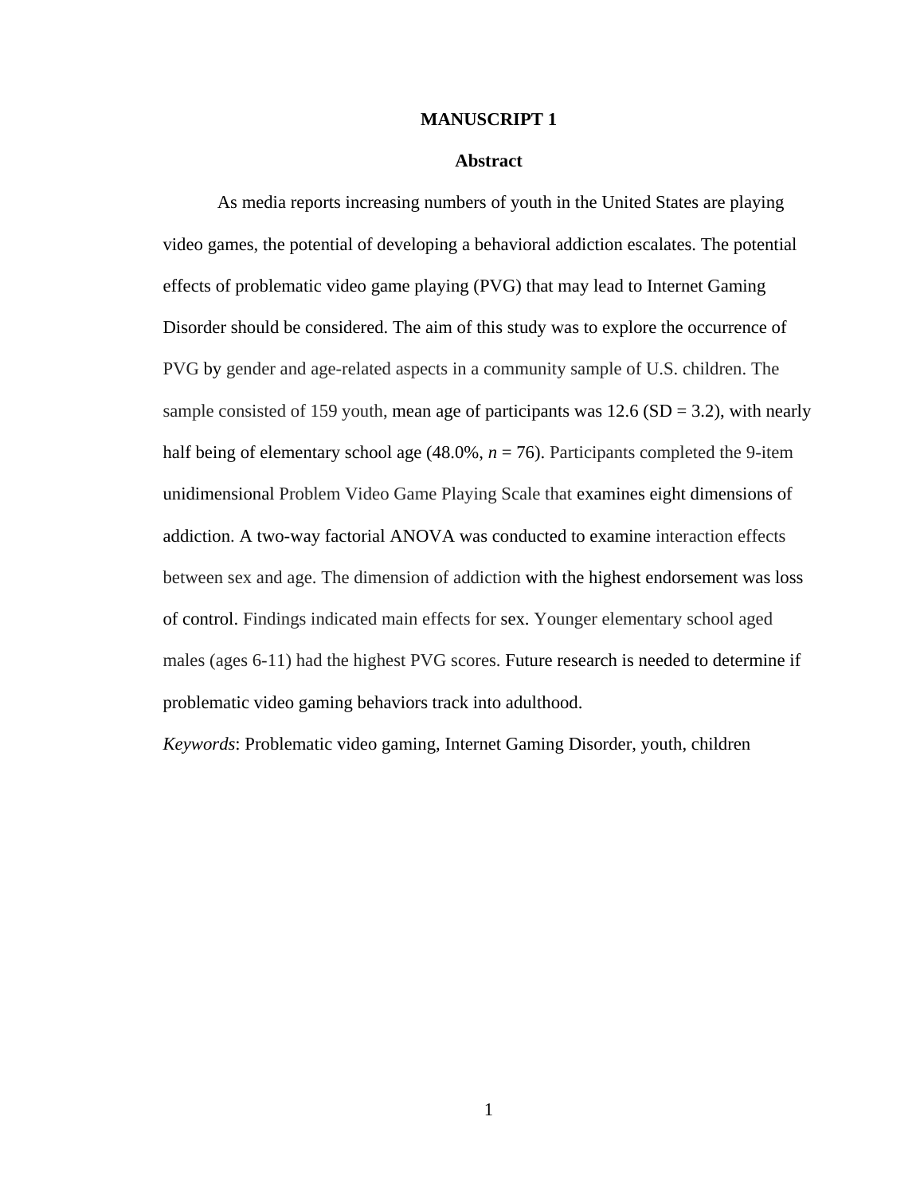# MANUSCRIPT 1

## Abstract

As media reports increasing numbers of youth in the United States are playing video games, the potential of developing a behavioral addiction escalates. The potential effects of problematic video game playing (PVG) that may lead to Internet Gaming Disorder should be considered. The aim of this study was to explore the occurrence of PVG by gender and age-related aspects in a community sample of U.S. children. The sample consisted of 159 youth, mean age of participants was 12.6 (SD = 3.2), with nearly half being of elementary school age (48.0%, $n$ = 76). Participants completed the 9-item unidimensional Problem Video Game Playing Scale that examines eight dimensions of addiction. A two-way factorial ANOVA was conducted to examine interaction effects between sex and age. The dimension of addiction with the highest endorsement was loss of control. Findings indicated main effects for sex. Younger elementary school aged males (ages 6-11) had the highest PVG scores. Future research is needed to determine if problematic video gaming behaviors track into adulthood.

*Keywords*: Problematic video gaming, Internet Gaming Disorder, youth, children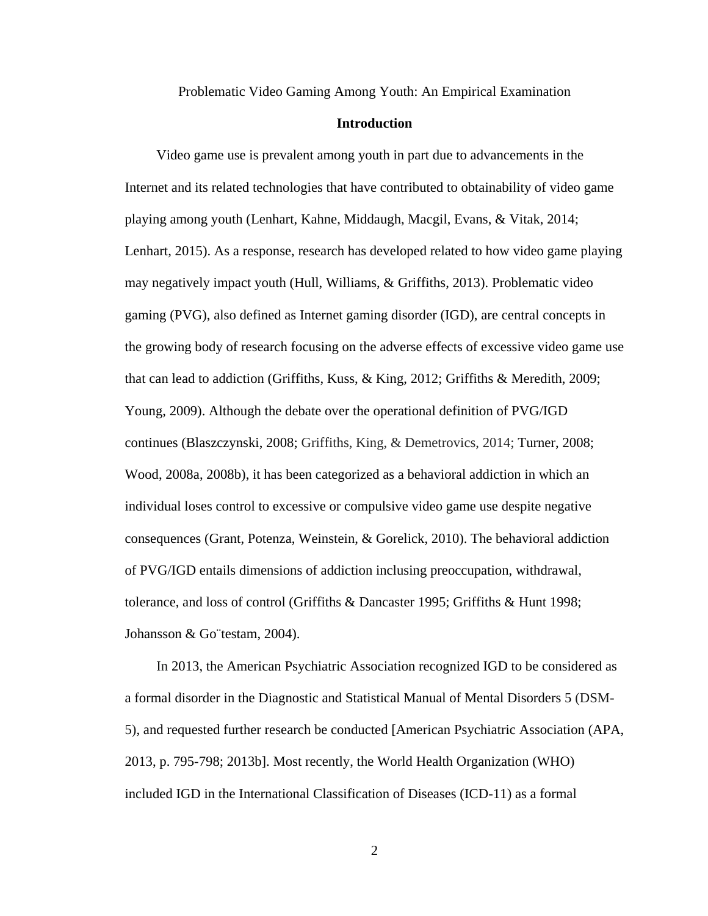Problematic Video Gaming Among Youth: An Empirical Examination

## Introduction

Video game use is prevalent among youth in part due to advancements in the Internet and its related technologies that have contributed to obtainability of video game playing among youth (Lenhart, Kahne, Middaugh, Macgil, Evans, & Vitak, 2014; Lenhart, 2015). As a response, research has developed related to how video game playing may negatively impact youth (Hull, Williams, & Griffiths, 2013). Problematic video gaming (PVG), also defined as Internet gaming disorder (IGD), are central concepts in the growing body of research focusing on the adverse effects of excessive video game use that can lead to addiction (Griffiths, Kuss, & King, 2012; Griffiths & Meredith, 2009; Young, 2009). Although the debate over the operational definition of PVG/IGD continues (Blaszczynski, 2008; Griffiths, King, & Demetrovics, 2014; Turner, 2008; Wood, 2008a, 2008b), it has been categorized as a behavioral addiction in which an individual loses control to excessive or compulsive video game use despite negative consequences (Grant, Potenza, Weinstein, & Gorelick, 2010). The behavioral addiction of PVG/IGD entails dimensions of addiction inclusing preoccupation, withdrawal, tolerance, and loss of control (Griffiths & Dancaster 1995; Griffiths & Hunt 1998; Johansson & Go¨testam, 2004).

In 2013, the American Psychiatric Association recognized IGD to be considered as a formal disorder in the Diagnostic and Statistical Manual of Mental Disorders 5 (DSM-5), and requested further research be conducted [American Psychiatric Association (APA, 2013, p. 795-798; 2013b]. Most recently, the World Health Organization (WHO) included IGD in the International Classification of Diseases (ICD-11) as a formal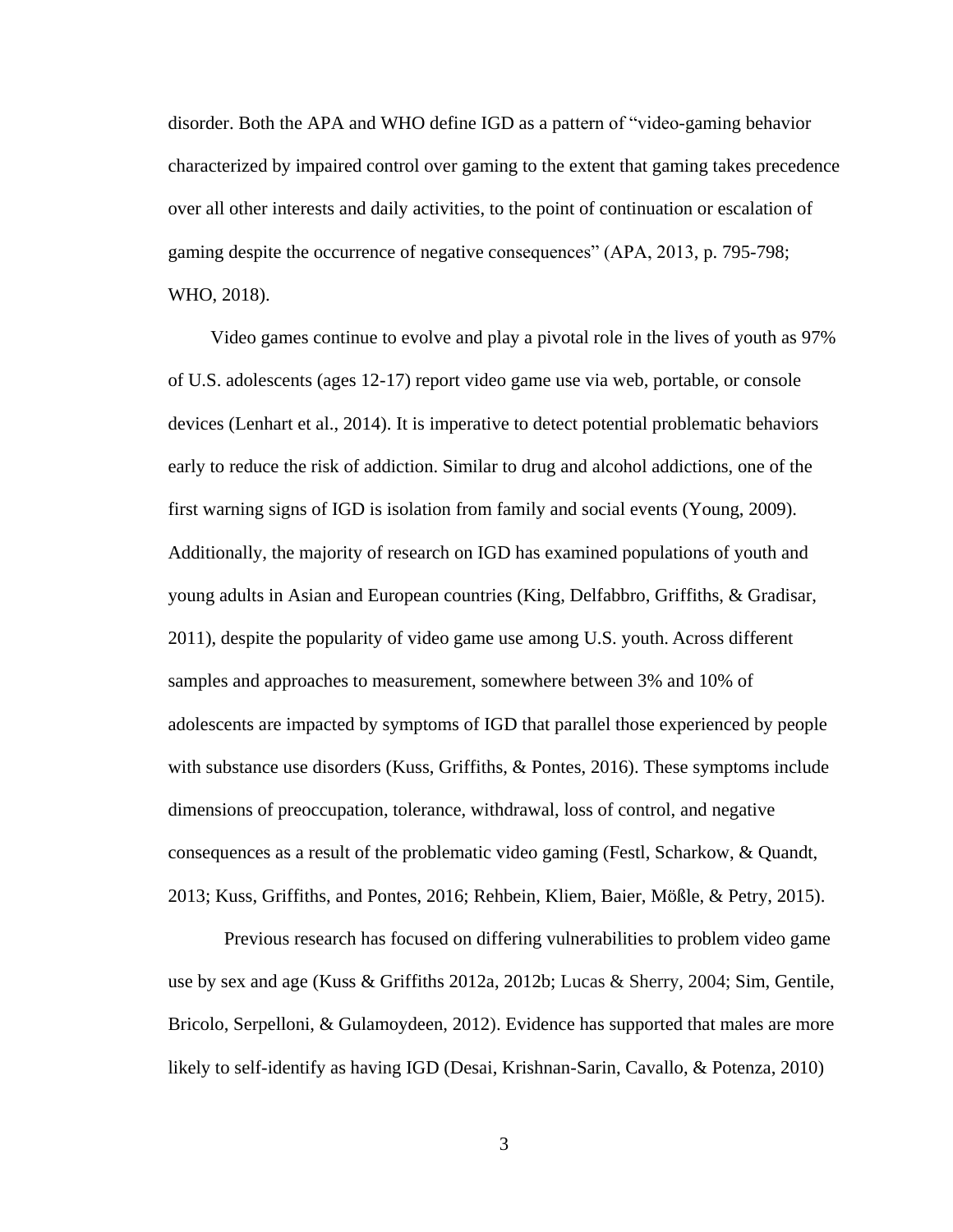disorder. Both the APA and WHO define IGD as a pattern of "video-gaming behavior characterized by impaired control over gaming to the extent that gaming takes precedence over all other interests and daily activities, to the point of continuation or escalation of gaming despite the occurrence of negative consequences" (APA, 2013, p. 795-798; WHO, 2018).

Video games continue to evolve and play a pivotal role in the lives of youth as 97% of U.S. adolescents (ages 12-17) report video game use via web, portable, or console devices (Lenhart et al., 2014). It is imperative to detect potential problematic behaviors early to reduce the risk of addiction. Similar to drug and alcohol addictions, one of the first warning signs of IGD is isolation from family and social events (Young, 2009). Additionally, the majority of research on IGD has examined populations of youth and young adults in Asian and European countries (King, Delfabbro, Griffiths, & Gradisar, 2011), despite the popularity of video game use among U.S. youth. Across different samples and approaches to measurement, somewhere between 3% and 10% of adolescents are impacted by symptoms of IGD that parallel those experienced by people with substance use disorders (Kuss, Griffiths, & Pontes, 2016). These symptoms include dimensions of preoccupation, tolerance, withdrawal, loss of control, and negative consequences as a result of the problematic video gaming (Festl, Scharkow, & Quandt, 2013; Kuss, Griffiths, and Pontes, 2016; Rehbein, Kliem, Baier, Mößle, & Petry, 2015).

Previous research has focused on differing vulnerabilities to problem video game use by sex and age (Kuss & Griffiths 2012a, 2012b; Lucas & Sherry, 2004; Sim, Gentile, Bricolo, Serpelloni, & Gulamoydeen, 2012). Evidence has supported that males are more likely to self-identify as having IGD (Desai, Krishnan-Sarin, Cavallo, & Potenza, 2010)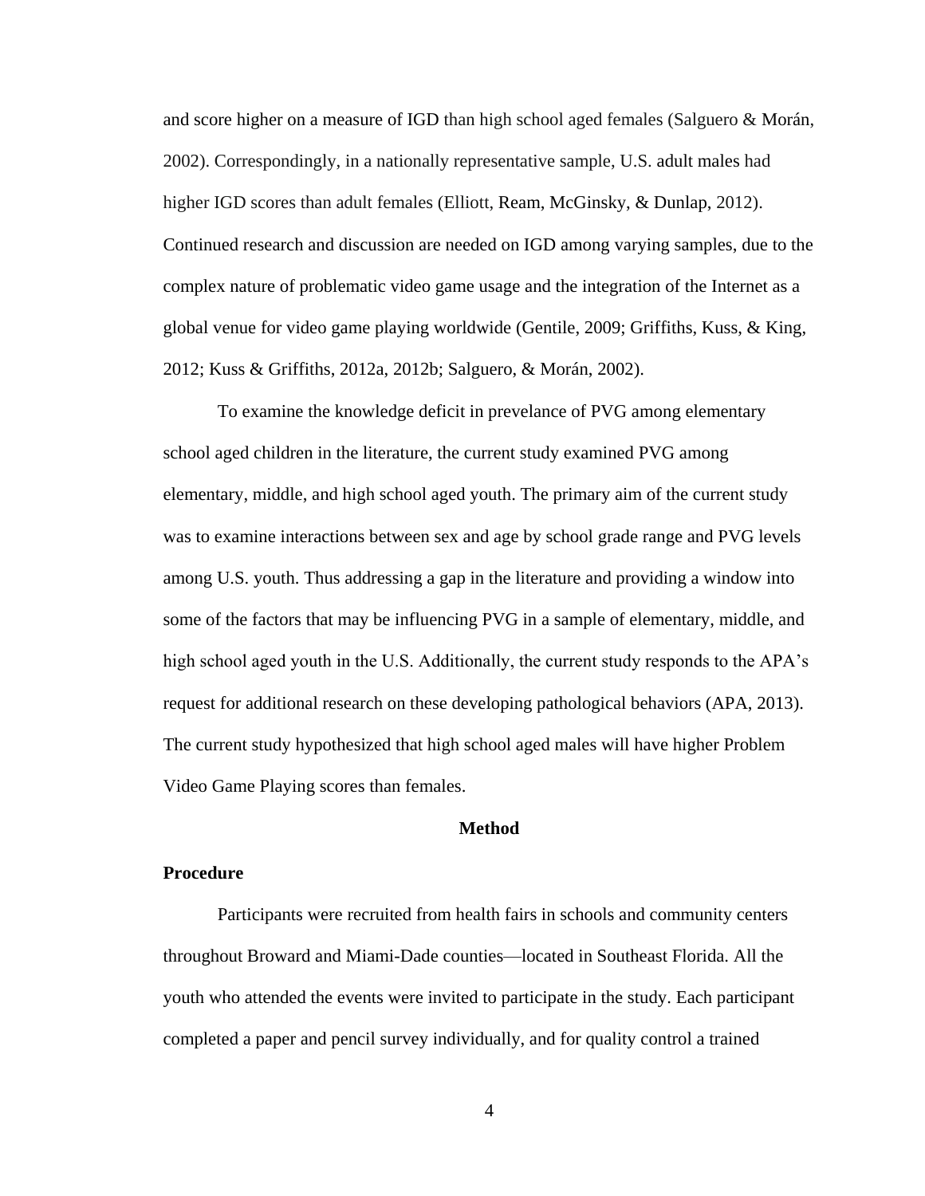and score higher on a measure of IGD than high school aged females (Salguero & Morán, 2002). Correspondingly, in a nationally representative sample, U.S. adult males had higher IGD scores than adult females (Elliott, Ream, McGinsky, & Dunlap, 2012). Continued research and discussion are needed on IGD among varying samples, due to the complex nature of problematic video game usage and the integration of the Internet as a global venue for video game playing worldwide (Gentile, 2009; Griffiths, Kuss, & King, 2012; Kuss & Griffiths, 2012a, 2012b; Salguero, & Morán, 2002).

To examine the knowledge deficit in prevelance of PVG among elementary school aged children in the literature, the current study examined PVG among elementary, middle, and high school aged youth. The primary aim of the current study was to examine interactions between sex and age by school grade range and PVG levels among U.S. youth. Thus addressing a gap in the literature and providing a window into some of the factors that may be influencing PVG in a sample of elementary, middle, and high school aged youth in the U.S. Additionally, the current study responds to the APA's request for additional research on these developing pathological behaviors (APA, 2013). The current study hypothesized that high school aged males will have higher Problem Video Game Playing scores than females.

## Method

### Procedure

Participants were recruited from health fairs in schools and community centers throughout Broward and Miami-Dade counties—located in Southeast Florida. All the youth who attended the events were invited to participate in the study. Each participant completed a paper and pencil survey individually, and for quality control a trained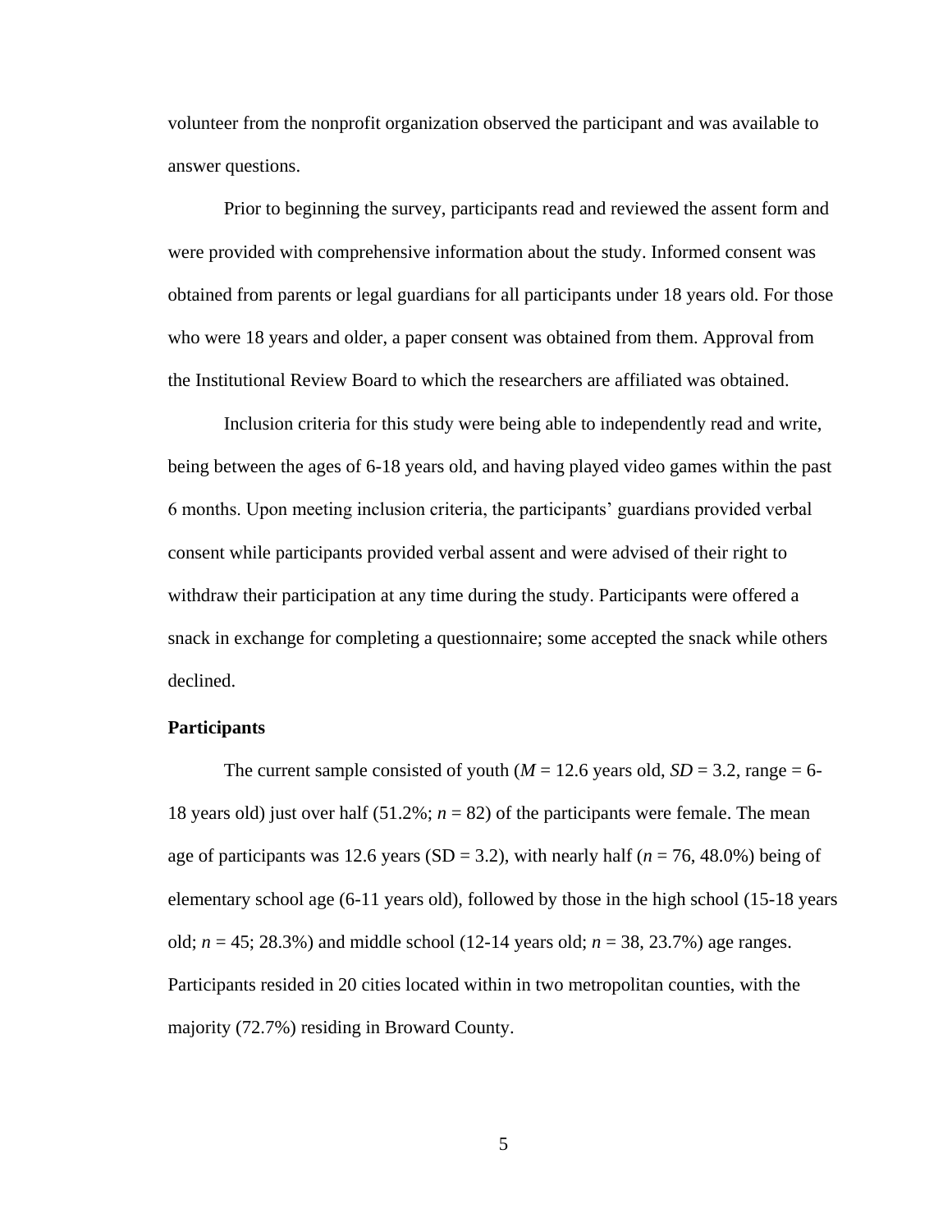volunteer from the nonprofit organization observed the participant and was available to answer questions.

Prior to beginning the survey, participants read and reviewed the assent form and were provided with comprehensive information about the study. Informed consent was obtained from parents or legal guardians for all participants under 18 years old. For those who were 18 years and older, a paper consent was obtained from them. Approval from the Institutional Review Board to which the researchers are affiliated was obtained.

Inclusion criteria for this study were being able to independently read and write, being between the ages of 6-18 years old, and having played video games within the past 6 months. Upon meeting inclusion criteria, the participants' guardians provided verbal consent while participants provided verbal assent and were advised of their right to withdraw their participation at any time during the study. Participants were offered a snack in exchange for completing a questionnaire; some accepted the snack while others declined.

**Participants**

The current sample consisted of youth ($M$ = 12.6 years old, $SD$ = 3.2, range = 6-18 years old) just over half (51.2%; $n$ = 82) of the participants were female. The mean age of participants was 12.6 years (SD = 3.2), with nearly half ($n$ = 76, 48.0%) being of elementary school age (6-11 years old), followed by those in the high school (15-18 years old; $n$ = 45; 28.3%) and middle school (12-14 years old; $n$ = 38, 23.7%) age ranges. Participants resided in 20 cities located within in two metropolitan counties, with the majority (72.7%) residing in Broward County.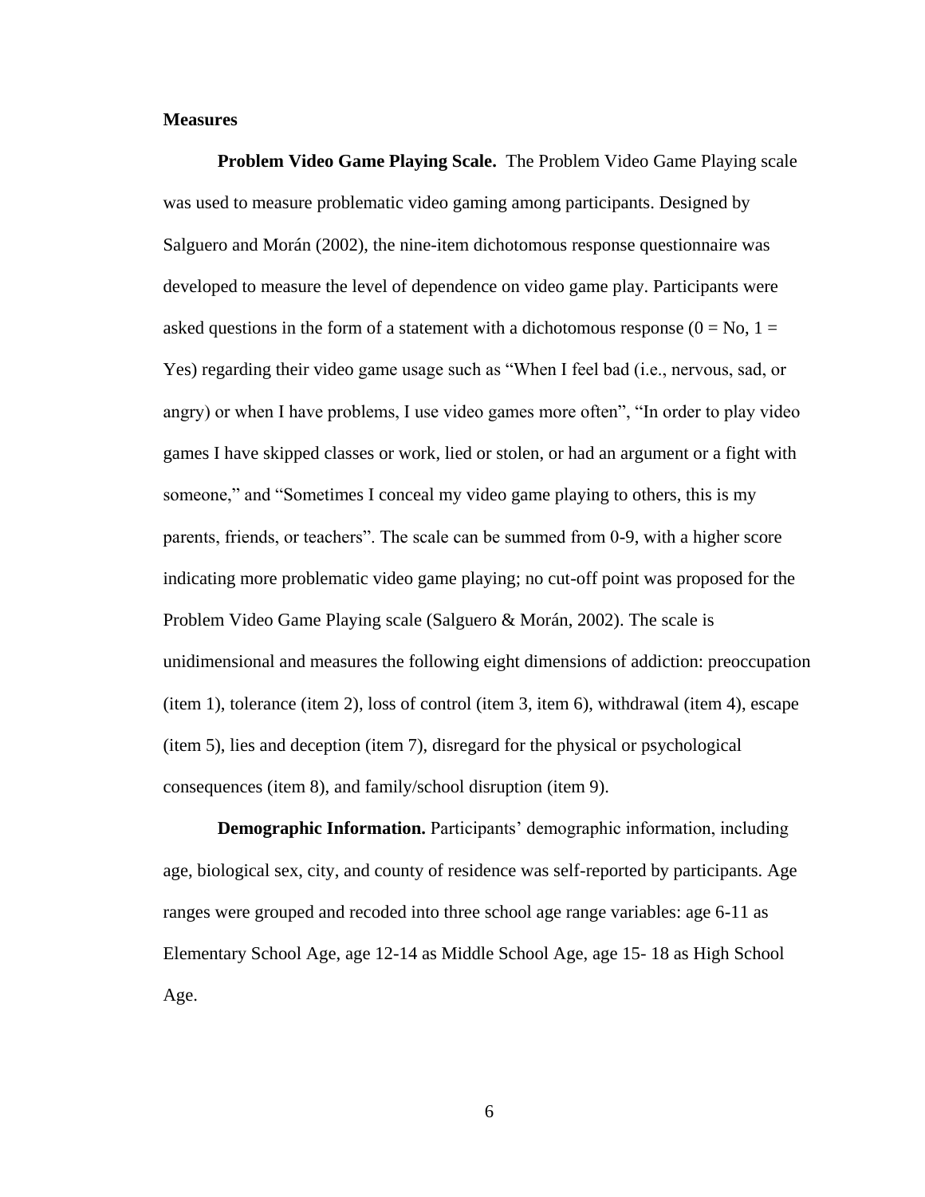## Measures

**Problem Video Game Playing Scale.** The Problem Video Game Playing scale was used to measure problematic video gaming among participants. Designed by Salguero and Morán (2002), the nine-item dichotomous response questionnaire was developed to measure the level of dependence on video game play. Participants were asked questions in the form of a statement with a dichotomous response (0 = No, 1 = Yes) regarding their video game usage such as "When I feel bad (i.e., nervous, sad, or angry) or when I have problems, I use video games more often", "In order to play video games I have skipped classes or work, lied or stolen, or had an argument or a fight with someone," and "Sometimes I conceal my video game playing to others, this is my parents, friends, or teachers". The scale can be summed from 0-9, with a higher score indicating more problematic video game playing; no cut-off point was proposed for the Problem Video Game Playing scale (Salguero & Morán, 2002). The scale is unidimensional and measures the following eight dimensions of addiction: preoccupation (item 1), tolerance (item 2), loss of control (item 3, item 6), withdrawal (item 4), escape (item 5), lies and deception (item 7), disregard for the physical or psychological consequences (item 8), and family/school disruption (item 9).

**Demographic Information.** Participants' demographic information, including age, biological sex, city, and county of residence was self-reported by participants. Age ranges were grouped and recoded into three school age range variables: age 6-11 as Elementary School Age, age 12-14 as Middle School Age, age 15- 18 as High School Age.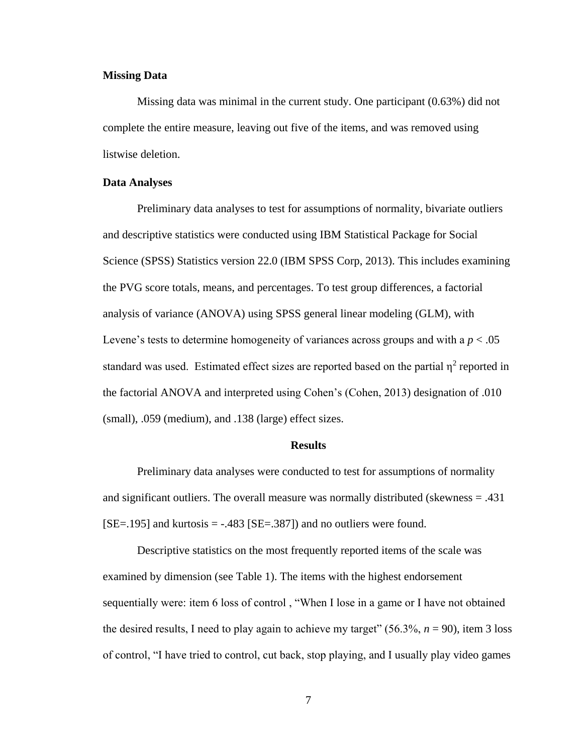### Missing Data

Missing data was minimal in the current study. One participant (0.63%) did not complete the entire measure, leaving out five of the items, and was removed using listwise deletion.

### Data Analyses

Preliminary data analyses to test for assumptions of normality, bivariate outliers and descriptive statistics were conducted using IBM Statistical Package for Social Science (SPSS) Statistics version 22.0 (IBM SPSS Corp, 2013). This includes examining the PVG score totals, means, and percentages. To test group differences, a factorial analysis of variance (ANOVA) using SPSS general linear modeling (GLM), with Levene's tests to determine homogeneity of variances across groups and with a $p < .05$ standard was used. Estimated effect sizes are reported based on the partial $\eta^2$ reported in the factorial ANOVA and interpreted using Cohen's (Cohen, 2013) designation of .010 (small), .059 (medium), and .138 (large) effect sizes.

## Results

Preliminary data analyses were conducted to test for assumptions of normality and significant outliers. The overall measure was normally distributed (skewness = .431 [SE=.195] and kurtosis = -.483 [SE=.387]) and no outliers were found.

Descriptive statistics on the most frequently reported items of the scale was examined by dimension (see Table 1). The items with the highest endorsement sequentially were: item 6 loss of control , "When I lose in a game or I have not obtained the desired results, I need to play again to achieve my target" (56.3%, *n* = 90), item 3 loss of control, "I have tried to control, cut back, stop playing, and I usually play video games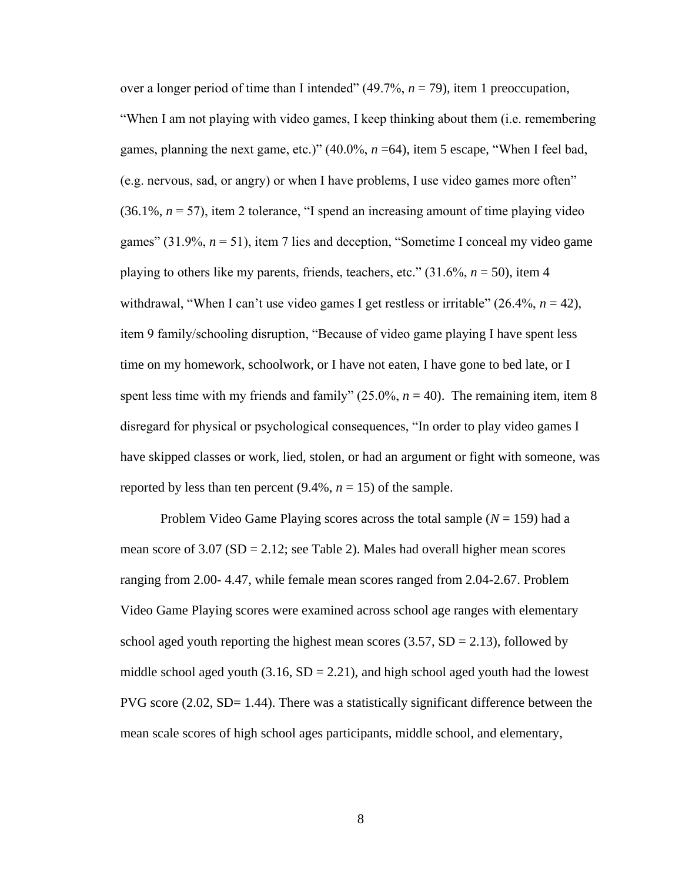over a longer period of time than I intended" (49.7%, *n* = 79), item 1 preoccupation, "When I am not playing with video games, I keep thinking about them (i.e. remembering games, planning the next game, etc.)" (40.0%, *n* =64), item 5 escape, "When I feel bad, (e.g. nervous, sad, or angry) or when I have problems, I use video games more often" (36.1%, *n* = 57), item 2 tolerance, "I spend an increasing amount of time playing video games" (31.9%, *n* = 51), item 7 lies and deception, "Sometime I conceal my video game playing to others like my parents, friends, teachers, etc." (31.6%, *n* = 50), item 4 withdrawal, "When I can't use video games I get restless or irritable" (26.4%, *n* = 42), item 9 family/schooling disruption, "Because of video game playing I have spent less time on my homework, schoolwork, or I have not eaten, I have gone to bed late, or I spent less time with my friends and family" (25.0%, *n* = 40). The remaining item, item 8 disregard for physical or psychological consequences, "In order to play video games I have skipped classes or work, lied, stolen, or had an argument or fight with someone, was reported by less than ten percent (9.4%, *n* = 15) of the sample.

Problem Video Game Playing scores across the total sample (*N* = 159) had a mean score of 3.07 (SD = 2.12; see Table 2). Males had overall higher mean scores ranging from 2.00- 4.47, while female mean scores ranged from 2.04-2.67. Problem Video Game Playing scores were examined across school age ranges with elementary school aged youth reporting the highest mean scores (3.57, SD = 2.13), followed by middle school aged youth (3.16, SD = 2.21), and high school aged youth had the lowest PVG score (2.02, SD= 1.44). There was a statistically significant difference between the mean scale scores of high school ages participants, middle school, and elementary,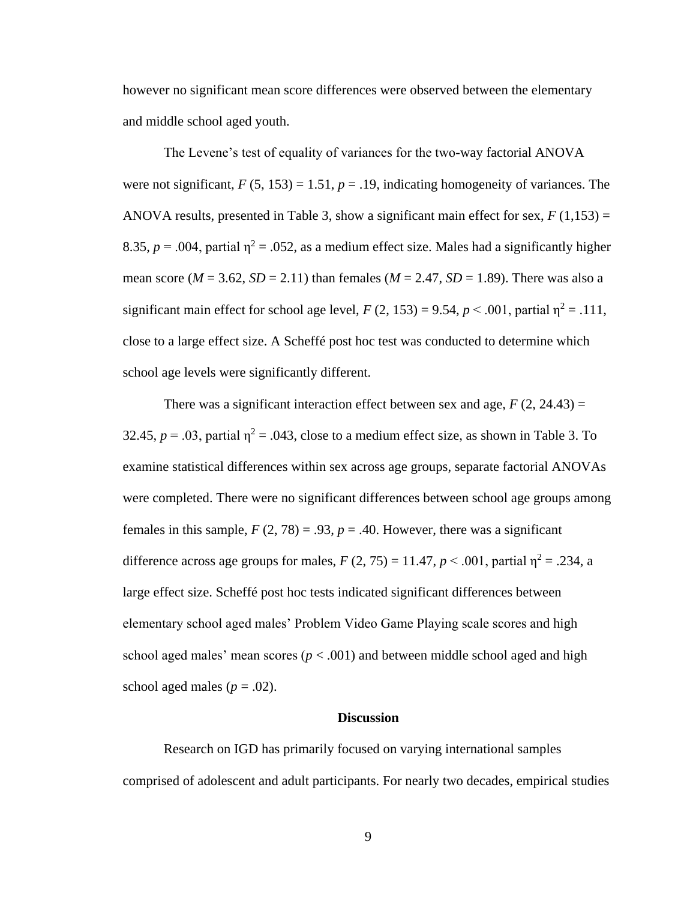however no significant mean score differences were observed between the elementary and middle school aged youth.

The Levene's test of equality of variances for the two-way factorial ANOVA were not significant, $F$ (5, 153) = 1.51, $p$ = .19, indicating homogeneity of variances. The ANOVA results, presented in Table 3, show a significant main effect for sex, $F$ (1,153) = 8.35, $p$ = .004, partial $\eta^2$ = .052, as a medium effect size. Males had a significantly higher mean score ($M$ = 3.62, $SD$ = 2.11) than females ($M$ = 2.47, $SD$ = 1.89). There was also a significant main effect for school age level, $F$ (2, 153) = 9.54, $p$ < .001, partial $\eta^2$ = .111, close to a large effect size. A Scheffé post hoc test was conducted to determine which school age levels were significantly different.

There was a significant interaction effect between sex and age, $F$ (2, 24.43) = 32.45, $p$ = .03, partial $\eta^2$ = .043, close to a medium effect size, as shown in Table 3. To examine statistical differences within sex across age groups, separate factorial ANOVAs were completed. There were no significant differences between school age groups among females in this sample, $F$ (2, 78) = .93, $p$ = .40. However, there was a significant difference across age groups for males, $F$ (2, 75) = 11.47, $p$ < .001, partial $\eta^2$ = .234, a large effect size. Scheffé post hoc tests indicated significant differences between elementary school aged males' Problem Video Game Playing scale scores and high school aged males' mean scores ($p$ < .001) and between middle school aged and high school aged males ($p$ = .02).

## Discussion

Research on IGD has primarily focused on varying international samples comprised of adolescent and adult participants. For nearly two decades, empirical studies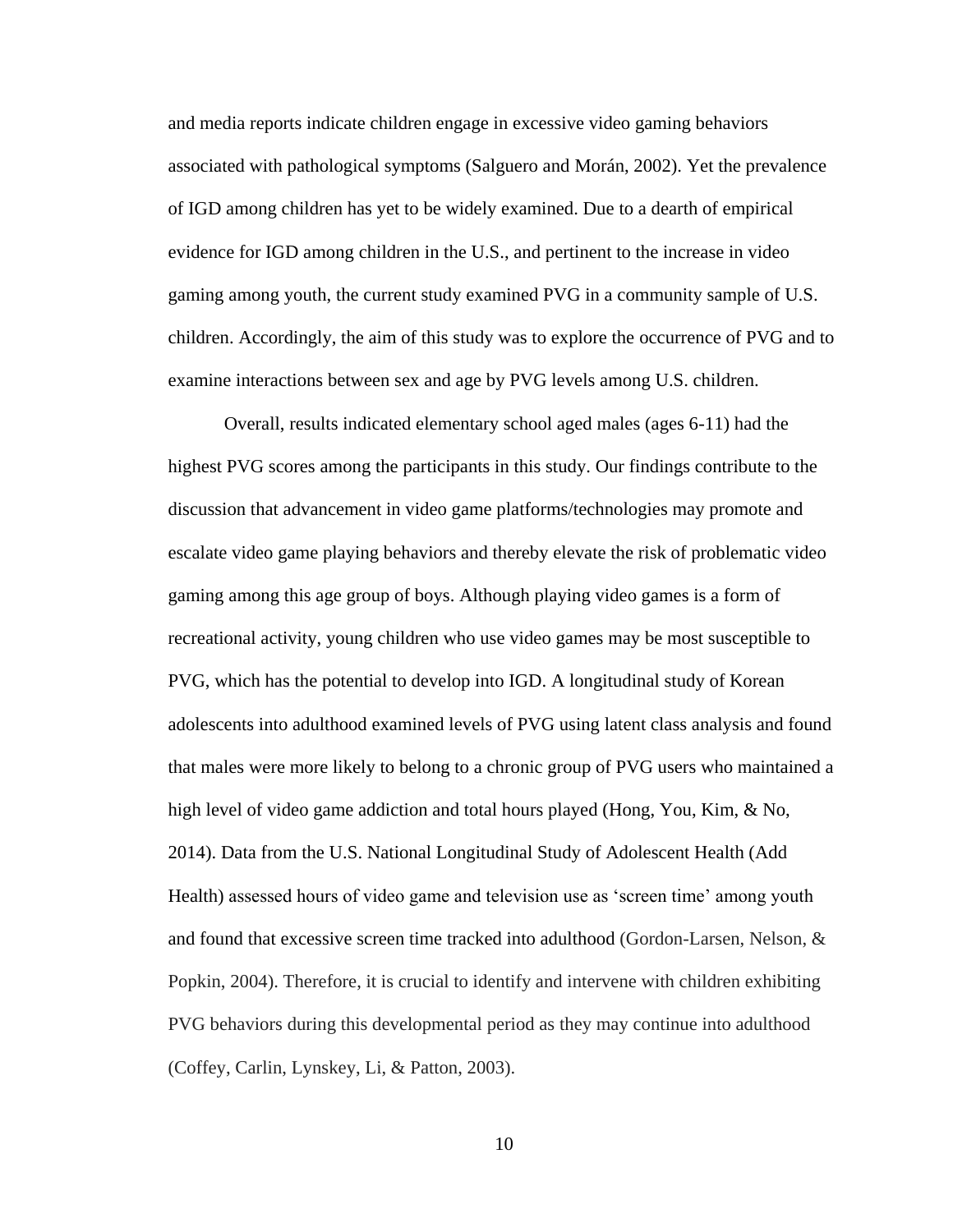and media reports indicate children engage in excessive video gaming behaviors associated with pathological symptoms (Salguero and Morán, 2002). Yet the prevalence of IGD among children has yet to be widely examined. Due to a dearth of empirical evidence for IGD among children in the U.S., and pertinent to the increase in video gaming among youth, the current study examined PVG in a community sample of U.S. children. Accordingly, the aim of this study was to explore the occurrence of PVG and to examine interactions between sex and age by PVG levels among U.S. children.

Overall, results indicated elementary school aged males (ages 6-11) had the highest PVG scores among the participants in this study. Our findings contribute to the discussion that advancement in video game platforms/technologies may promote and escalate video game playing behaviors and thereby elevate the risk of problematic video gaming among this age group of boys. Although playing video games is a form of recreational activity, young children who use video games may be most susceptible to PVG, which has the potential to develop into IGD. A longitudinal study of Korean adolescents into adulthood examined levels of PVG using latent class analysis and found that males were more likely to belong to a chronic group of PVG users who maintained a high level of video game addiction and total hours played (Hong, You, Kim, & No, 2014). Data from the U.S. National Longitudinal Study of Adolescent Health (Add Health) assessed hours of video game and television use as 'screen time' among youth and found that excessive screen time tracked into adulthood (Gordon-Larsen, Nelson, & Popkin, 2004). Therefore, it is crucial to identify and intervene with children exhibiting PVG behaviors during this developmental period as they may continue into adulthood (Coffey, Carlin, Lynskey, Li, & Patton, 2003).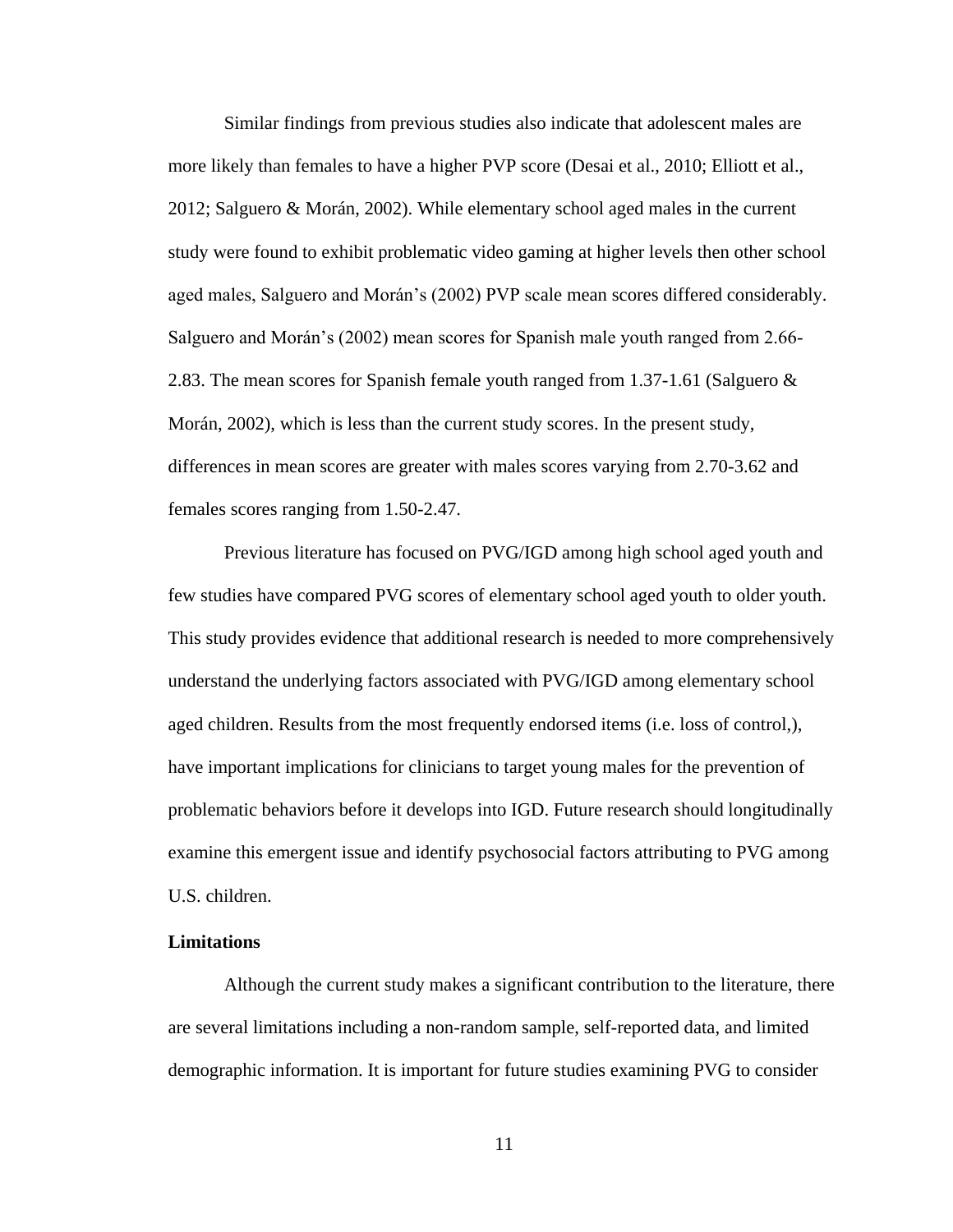Similar findings from previous studies also indicate that adolescent males are more likely than females to have a higher PVP score (Desai et al., 2010; Elliott et al., 2012; Salguero & Morán, 2002). While elementary school aged males in the current study were found to exhibit problematic video gaming at higher levels then other school aged males, Salguero and Morán's (2002) PVP scale mean scores differed considerably. Salguero and Morán's (2002) mean scores for Spanish male youth ranged from 2.66-2.83. The mean scores for Spanish female youth ranged from 1.37-1.61 (Salguero & Morán, 2002), which is less than the current study scores. In the present study, differences in mean scores are greater with males scores varying from 2.70-3.62 and females scores ranging from 1.50-2.47.

Previous literature has focused on PVG/IGD among high school aged youth and few studies have compared PVG scores of elementary school aged youth to older youth. This study provides evidence that additional research is needed to more comprehensively understand the underlying factors associated with PVG/IGD among elementary school aged children. Results from the most frequently endorsed items (i.e. loss of control,), have important implications for clinicians to target young males for the prevention of problematic behaviors before it develops into IGD. Future research should longitudinally examine this emergent issue and identify psychosocial factors attributing to PVG among U.S. children.

**Limitations**

Although the current study makes a significant contribution to the literature, there are several limitations including a non-random sample, self-reported data, and limited demographic information. It is important for future studies examining PVG to consider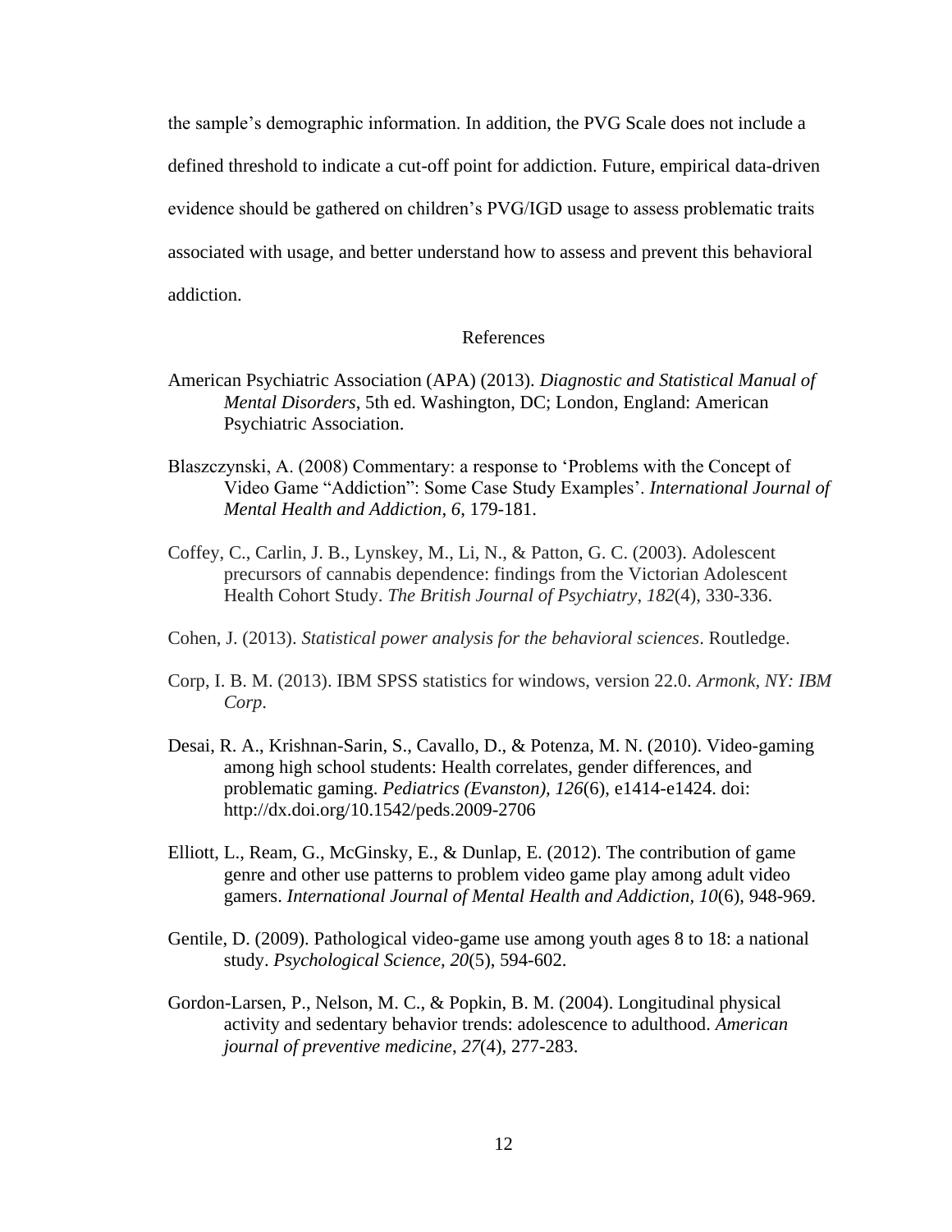the sample's demographic information. In addition, the PVG Scale does not include a defined threshold to indicate a cut-off point for addiction. Future, empirical data-driven evidence should be gathered on children's PVG/IGD usage to assess problematic traits associated with usage, and better understand how to assess and prevent this behavioral addiction.

## References

American Psychiatric Association (APA) (2013). *Diagnostic and Statistical Manual of Mental Disorders*, 5th ed. Washington, DC; London, England: American Psychiatric Association.

Blaszczynski, A. (2008) Commentary: a response to 'Problems with the Concept of Video Game "Addiction": Some Case Study Examples'. *International Journal of Mental Health and Addiction*, *6*, 179-181.

Coffey, C., Carlin, J. B., Lynskey, M., Li, N., & Patton, G. C. (2003). Adolescent precursors of cannabis dependence: findings from the Victorian Adolescent Health Cohort Study. *The British Journal of Psychiatry*, *182*(4), 330-336.

Cohen, J. (2013). *Statistical power analysis for the behavioral sciences*. Routledge.

Corp, I. B. M. (2013). IBM SPSS statistics for windows, version 22.0. *Armonk, NY: IBM Corp*.

Desai, R. A., Krishnan-Sarin, S., Cavallo, D., & Potenza, M. N. (2010). Video-gaming among high school students: Health correlates, gender differences, and problematic gaming. *Pediatrics (Evanston)*, *126*(6), e1414-e1424. doi: http://dx.doi.org/10.1542/peds.2009-2706

Elliott, L., Ream, G., McGinsky, E., & Dunlap, E. (2012). The contribution of game genre and other use patterns to problem video game play among adult video gamers. *International Journal of Mental Health and Addiction, 10*(6), 948-969.

Gentile, D. (2009). Pathological video-game use among youth ages 8 to 18: a national study. *Psychological Science, 20*(5), 594-602.

Gordon-Larsen, P., Nelson, M. C., & Popkin, B. M. (2004). Longitudinal physical activity and sedentary behavior trends: adolescence to adulthood. *American journal of preventive medicine*, *27*(4), 277-283.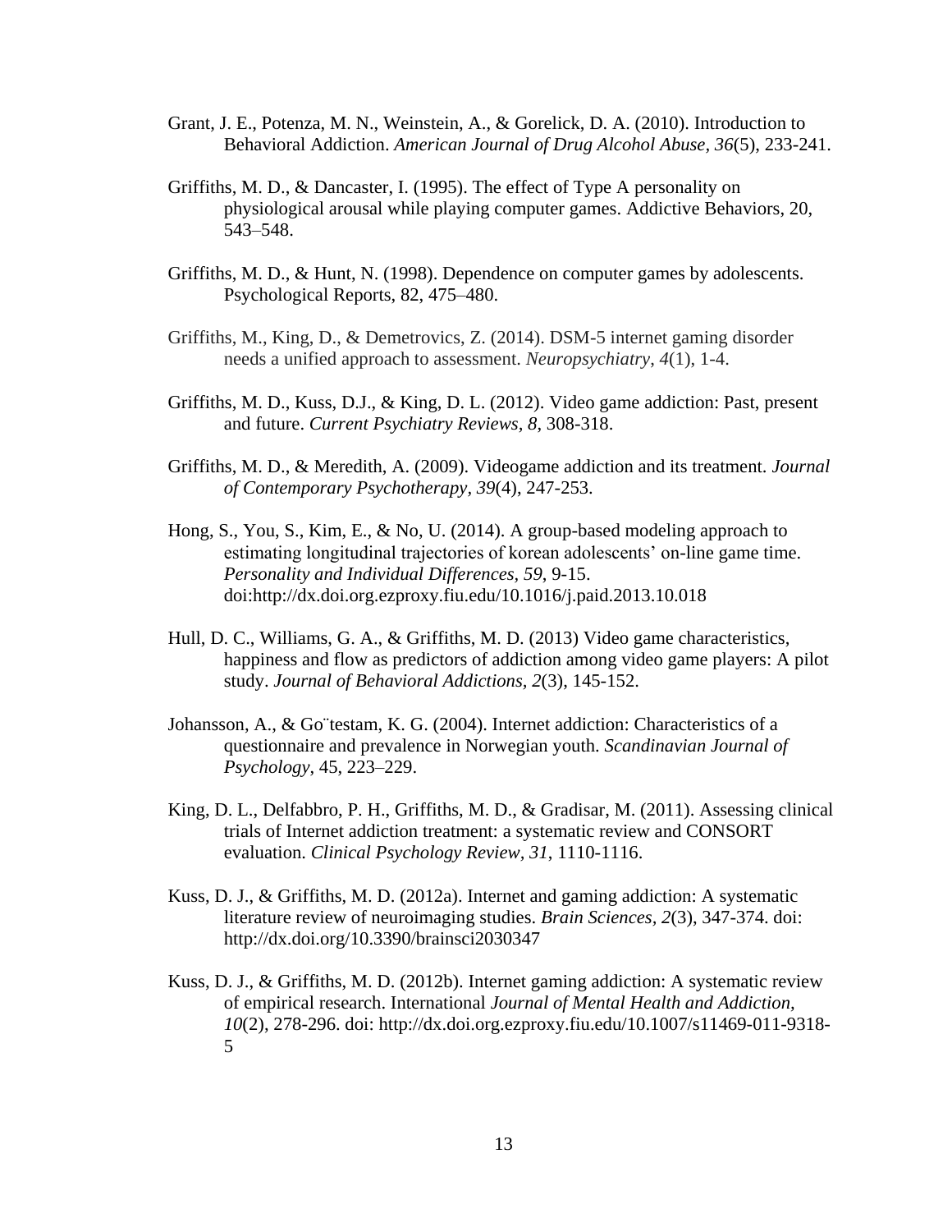Grant, J. E., Potenza, M. N., Weinstein, A., & Gorelick, D. A. (2010). Introduction to Behavioral Addiction. *American Journal of Drug Alcohol Abuse, 36*(5), 233-241.

Griffiths, M. D., & Dancaster, I. (1995). The effect of Type A personality on physiological arousal while playing computer games. Addictive Behaviors, 20, 543–548.

Griffiths, M. D., & Hunt, N. (1998). Dependence on computer games by adolescents. Psychological Reports, 82, 475–480.

Griffiths, M., King, D., & Demetrovics, Z. (2014). DSM-5 internet gaming disorder needs a unified approach to assessment. *Neuropsychiatry*, *4*(1), 1-4.

Griffiths, M. D., Kuss, D.J., & King, D. L. (2012). Video game addiction: Past, present and future. *Current Psychiatry Reviews, 8*, 308-318.

Griffiths, M. D., & Meredith, A. (2009). Videogame addiction and its treatment. *Journal of Contemporary Psychotherapy*, *39*(4), 247-253.

Hong, S., You, S., Kim, E., & No, U. (2014). A group-based modeling approach to estimating longitudinal trajectories of korean adolescents' on-line game time. *Personality and Individual Differences, 59*, 9-15. doi:http://dx.doi.org.ezproxy.fiu.edu/10.1016/j.paid.2013.10.018

Hull, D. C., Williams, G. A., & Griffiths, M. D. (2013) Video game characteristics, happiness and flow as predictors of addiction among video game players: A pilot study. *Journal of Behavioral Addictions, 2*(3), 145-152.

Johansson, A., & Go¨testam, K. G. (2004). Internet addiction: Characteristics of a questionnaire and prevalence in Norwegian youth. *Scandinavian Journal of Psychology*, 45, 223–229.

King, D. L., Delfabbro, P. H., Griffiths, M. D., & Gradisar, M. (2011). Assessing clinical trials of Internet addiction treatment: a systematic review and CONSORT evaluation. *Clinical Psychology Review, 31*, 1110-1116.

Kuss, D. J., & Griffiths, M. D. (2012a). Internet and gaming addiction: A systematic literature review of neuroimaging studies. *Brain Sciences, 2*(3), 347-374. doi: http://dx.doi.org/10.3390/brainsci2030347

Kuss, D. J., & Griffiths, M. D. (2012b). Internet gaming addiction: A systematic review of empirical research. International *Journal of Mental Health and Addiction, 10*(2), 278-296. doi: http://dx.doi.org.ezproxy.fiu.edu/10.1007/s11469-011-9318-5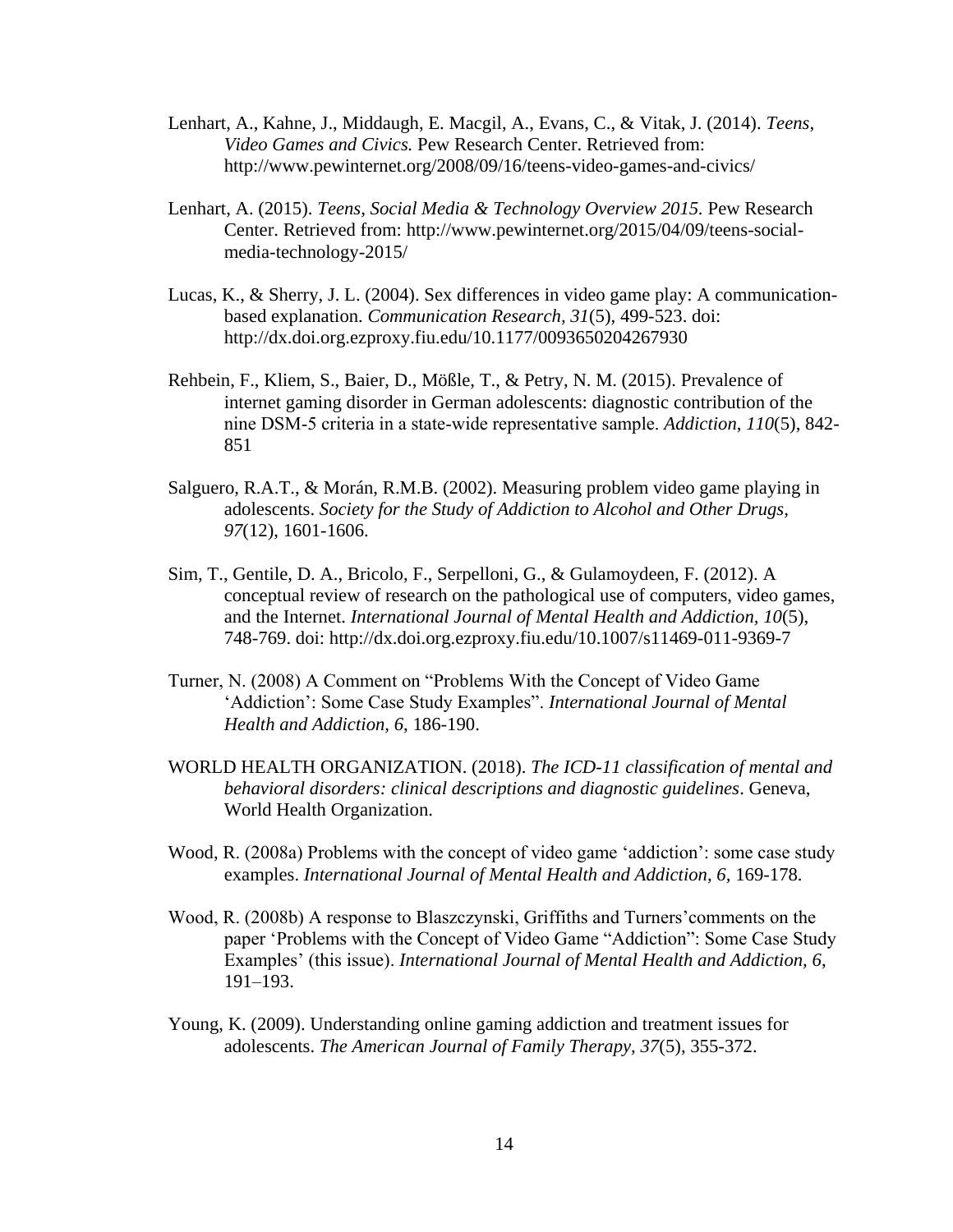Lenhart, A., Kahne, J., Middaugh, E. Macgil, A., Evans, C., & Vitak, J. (2014). *Teens, Video Games and Civics.* Pew Research Center. Retrieved from: http://www.pewinternet.org/2008/09/16/teens-video-games-and-civics/

Lenhart, A. (2015). *Teens, Social Media & Technology Overview 2015.* Pew Research Center. Retrieved from: http://www.pewinternet.org/2015/04/09/teens-social-media-technology-2015/

Lucas, K., & Sherry, J. L. (2004). Sex differences in video game play: A communication-based explanation. *Communication Research, 31*(5), 499-523. doi: http://dx.doi.org.ezproxy.fiu.edu/10.1177/0093650204267930

Rehbein, F., Kliem, S., Baier, D., Mößle, T., & Petry, N. M. (2015). Prevalence of internet gaming disorder in German adolescents: diagnostic contribution of the nine DSM-5 criteria in a state-wide representative sample. *Addiction*, *110*(5), 842-851

Salguero, R.A.T., & Morán, R.M.B. (2002). Measuring problem video game playing in adolescents. *Society for the Study of Addiction to Alcohol and Other Drugs*, *97*(12), 1601-1606.

Sim, T., Gentile, D. A., Bricolo, F., Serpelloni, G., & Gulamoydeen, F. (2012). A conceptual review of research on the pathological use of computers, video games, and the Internet. *International Journal of Mental Health and Addiction, 10*(5), 748-769. doi: http://dx.doi.org.ezproxy.fiu.edu/10.1007/s11469-011-9369-7

Turner, N. (2008) A Comment on "Problems With the Concept of Video Game 'Addiction': Some Case Study Examples". *International Journal of Mental Health and Addiction, 6*, 186-190.

WORLD HEALTH ORGANIZATION. (2018). *The ICD-11 classification of mental and behavioral disorders: clinical descriptions and diagnostic guidelines*. Geneva, World Health Organization.

Wood, R. (2008a) Problems with the concept of video game 'addiction': some case study examples. *International Journal of Mental Health and Addiction, 6,* 169-178.

Wood, R. (2008b) A response to Blaszczynski, Griffiths and Turners'comments on the paper 'Problems with the Concept of Video Game "Addiction": Some Case Study Examples' (this issue). *International Journal of Mental Health and Addiction, 6*, 191–193.

Young, K. (2009). Understanding online gaming addiction and treatment issues for adolescents. *The American Journal of Family Therapy, 37*(5), 355-372.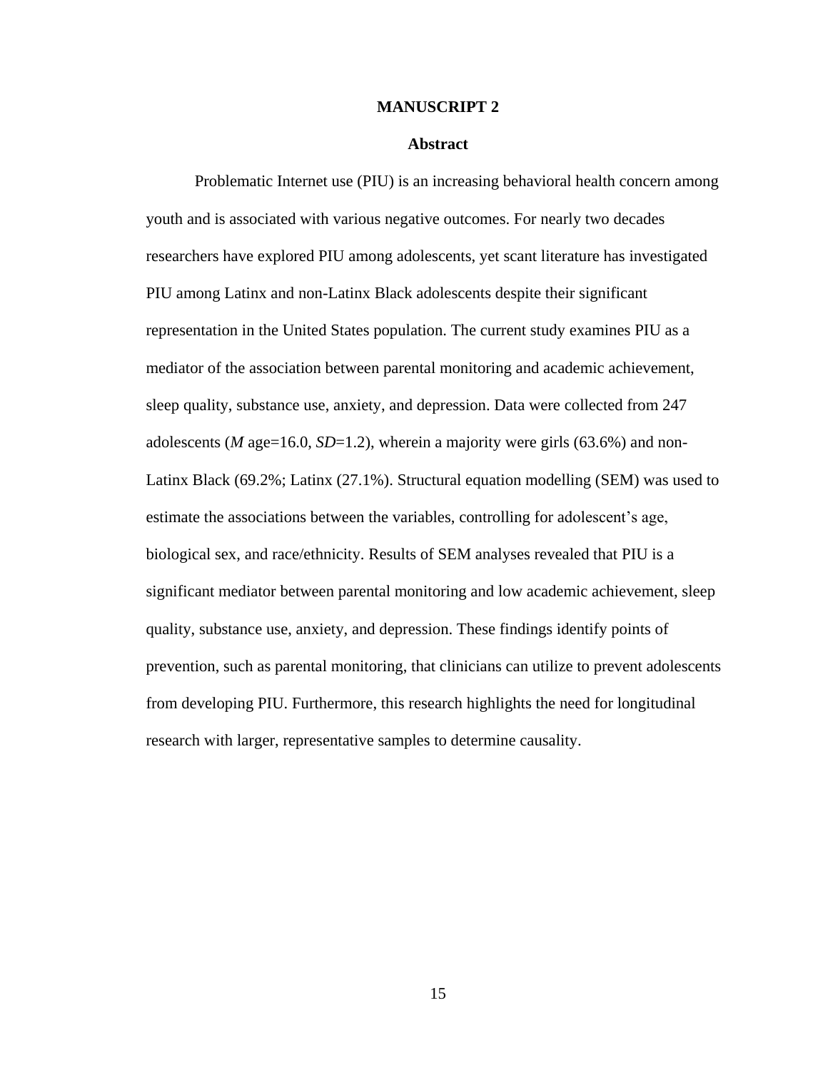# MANUSCRIPT 2

## Abstract

Problematic Internet use (PIU) is an increasing behavioral health concern among youth and is associated with various negative outcomes. For nearly two decades researchers have explored PIU among adolescents, yet scant literature has investigated PIU among Latinx and non-Latinx Black adolescents despite their significant representation in the United States population. The current study examines PIU as a mediator of the association between parental monitoring and academic achievement, sleep quality, substance use, anxiety, and depression. Data were collected from 247 adolescents (*M* age=16.0, *SD*=1.2), wherein a majority were girls (63.6%) and non-Latinx Black (69.2%; Latinx (27.1%). Structural equation modelling (SEM) was used to estimate the associations between the variables, controlling for adolescent's age, biological sex, and race/ethnicity. Results of SEM analyses revealed that PIU is a significant mediator between parental monitoring and low academic achievement, sleep quality, substance use, anxiety, and depression. These findings identify points of prevention, such as parental monitoring, that clinicians can utilize to prevent adolescents from developing PIU. Furthermore, this research highlights the need for longitudinal research with larger, representative samples to determine causality.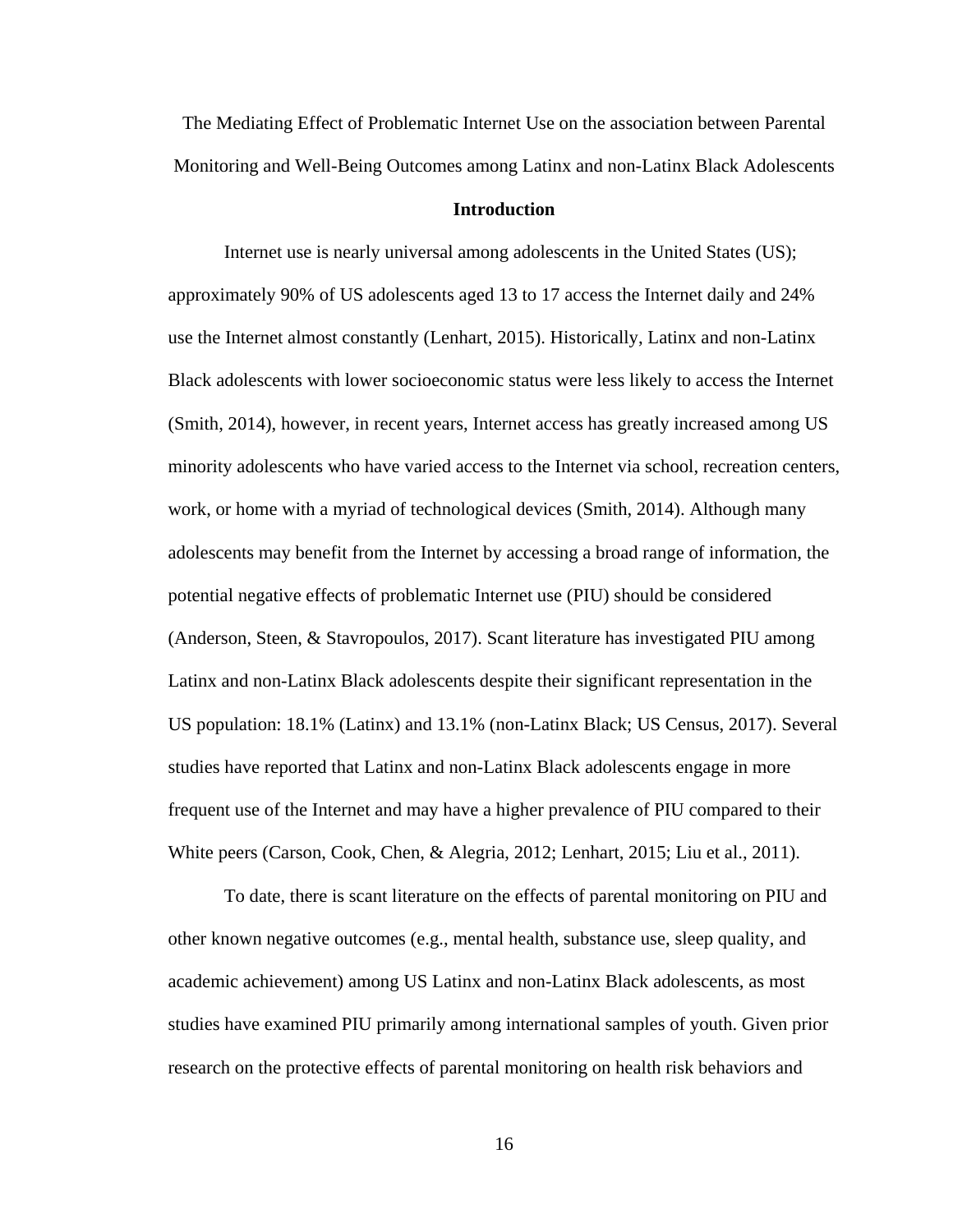The Mediating Effect of Problematic Internet Use on the association between Parental Monitoring and Well-Being Outcomes among Latinx and non-Latinx Black Adolescents

## Introduction

Internet use is nearly universal among adolescents in the United States (US); approximately 90% of US adolescents aged 13 to 17 access the Internet daily and 24% use the Internet almost constantly (Lenhart, 2015). Historically, Latinx and non-Latinx Black adolescents with lower socioeconomic status were less likely to access the Internet (Smith, 2014), however, in recent years, Internet access has greatly increased among US minority adolescents who have varied access to the Internet via school, recreation centers, work, or home with a myriad of technological devices (Smith, 2014). Although many adolescents may benefit from the Internet by accessing a broad range of information, the potential negative effects of problematic Internet use (PIU) should be considered (Anderson, Steen, & Stavropoulos, 2017). Scant literature has investigated PIU among Latinx and non-Latinx Black adolescents despite their significant representation in the US population: 18.1% (Latinx) and 13.1% (non-Latinx Black; US Census, 2017). Several studies have reported that Latinx and non-Latinx Black adolescents engage in more frequent use of the Internet and may have a higher prevalence of PIU compared to their White peers (Carson, Cook, Chen, & Alegria, 2012; Lenhart, 2015; Liu et al., 2011).

To date, there is scant literature on the effects of parental monitoring on PIU and other known negative outcomes (e.g., mental health, substance use, sleep quality, and academic achievement) among US Latinx and non-Latinx Black adolescents, as most studies have examined PIU primarily among international samples of youth. Given prior research on the protective effects of parental monitoring on health risk behaviors and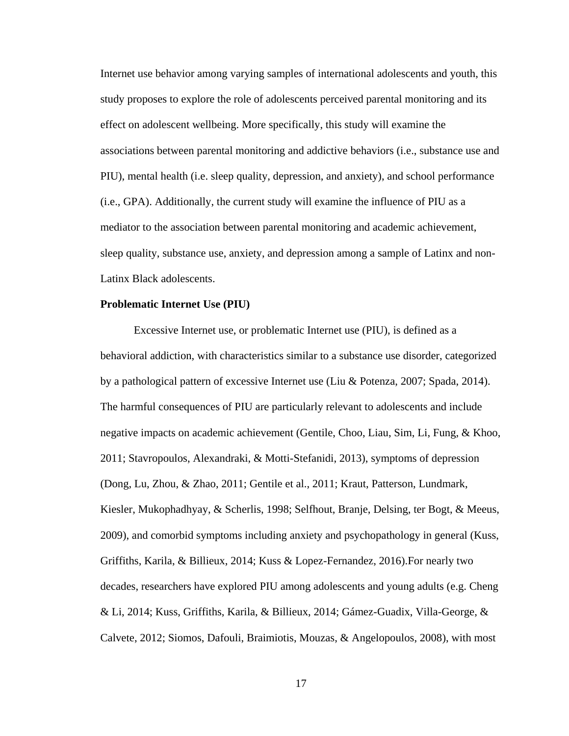Internet use behavior among varying samples of international adolescents and youth, this study proposes to explore the role of adolescents perceived parental monitoring and its effect on adolescent wellbeing. More specifically, this study will examine the associations between parental monitoring and addictive behaviors (i.e., substance use and PIU), mental health (i.e. sleep quality, depression, and anxiety), and school performance (i.e., GPA). Additionally, the current study will examine the influence of PIU as a mediator to the association between parental monitoring and academic achievement, sleep quality, substance use, anxiety, and depression among a sample of Latinx and non-Latinx Black adolescents.

**Problematic Internet Use (PIU)**

Excessive Internet use, or problematic Internet use (PIU), is defined as a behavioral addiction, with characteristics similar to a substance use disorder, categorized by a pathological pattern of excessive Internet use (Liu & Potenza, 2007; Spada, 2014). The harmful consequences of PIU are particularly relevant to adolescents and include negative impacts on academic achievement (Gentile, Choo, Liau, Sim, Li, Fung, & Khoo, 2011; Stavropoulos, Alexandraki, & Motti-Stefanidi, 2013), symptoms of depression (Dong, Lu, Zhou, & Zhao, 2011; Gentile et al., 2011; Kraut, Patterson, Lundmark, Kiesler, Mukophadhyay, & Scherlis, 1998; Selfhout, Branje, Delsing, ter Bogt, & Meeus, 2009), and comorbid symptoms including anxiety and psychopathology in general (Kuss, Griffiths, Karila, & Billieux, 2014; Kuss & Lopez-Fernandez, 2016).For nearly two decades, researchers have explored PIU among adolescents and young adults (e.g. Cheng & Li, 2014; Kuss, Griffiths, Karila, & Billieux, 2014; Gámez-Guadix, Villa-George, & Calvete, 2012; Siomos, Dafouli, Braimiotis, Mouzas, & Angelopoulos, 2008), with most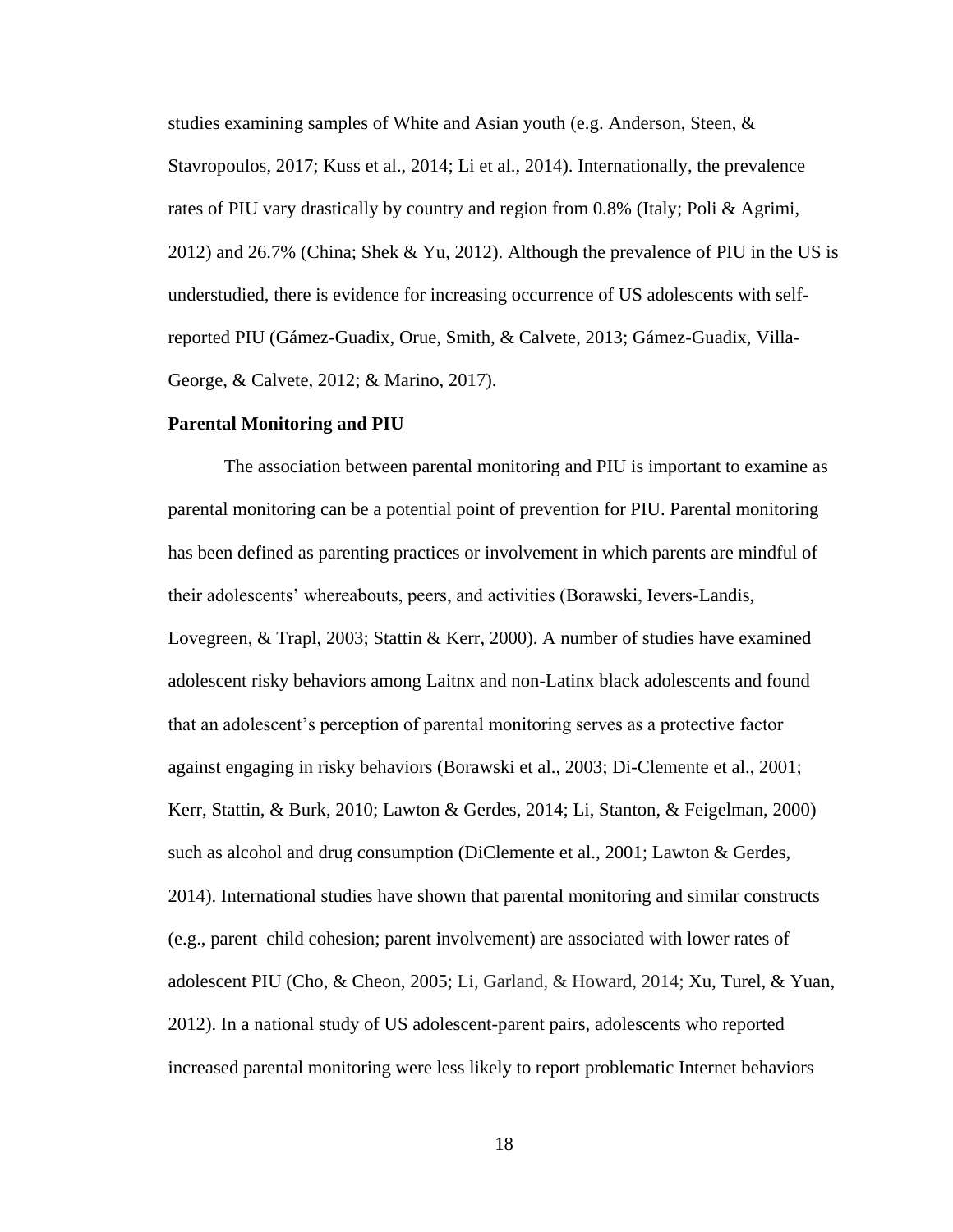studies examining samples of White and Asian youth (e.g. Anderson, Steen, & Stavropoulos, 2017; Kuss et al., 2014; Li et al., 2014). Internationally, the prevalence rates of PIU vary drastically by country and region from 0.8% (Italy; Poli & Agrimi, 2012) and 26.7% (China; Shek & Yu, 2012). Although the prevalence of PIU in the US is understudied, there is evidence for increasing occurrence of US adolescents with self-reported PIU (Gámez-Guadix, Orue, Smith, & Calvete, 2013; Gámez-Guadix, Villa-George, & Calvete, 2012; & Marino, 2017).

**Parental Monitoring and PIU**

The association between parental monitoring and PIU is important to examine as parental monitoring can be a potential point of prevention for PIU. Parental monitoring has been defined as parenting practices or involvement in which parents are mindful of their adolescents' whereabouts, peers, and activities (Borawski, Ievers-Landis, Lovegreen, & Trapl, 2003; Stattin & Kerr, 2000). A number of studies have examined adolescent risky behaviors among Laitnx and non-Latinx black adolescents and found that an adolescent's perception of parental monitoring serves as a protective factor against engaging in risky behaviors (Borawski et al., 2003; Di-Clemente et al., 2001; Kerr, Stattin, & Burk, 2010; Lawton & Gerdes, 2014; Li, Stanton, & Feigelman, 2000) such as alcohol and drug consumption (DiClemente et al., 2001; Lawton & Gerdes, 2014). International studies have shown that parental monitoring and similar constructs (e.g., parent–child cohesion; parent involvement) are associated with lower rates of adolescent PIU (Cho, & Cheon, 2005; Li, Garland, & Howard, 2014; Xu, Turel, & Yuan, 2012). In a national study of US adolescent-parent pairs, adolescents who reported increased parental monitoring were less likely to report problematic Internet behaviors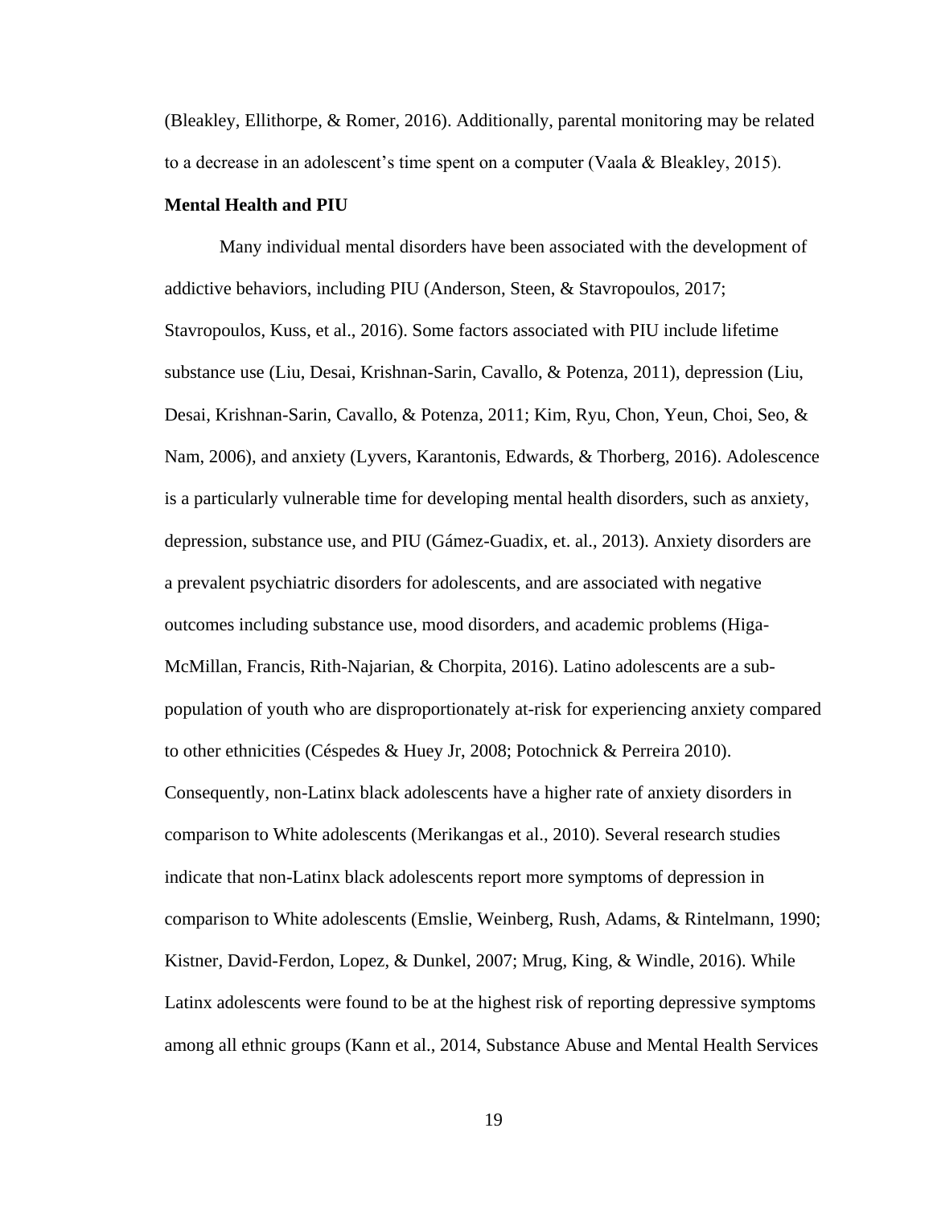(Bleakley, Ellithorpe, & Romer, 2016). Additionally, parental monitoring may be related to a decrease in an adolescent's time spent on a computer (Vaala & Bleakley, 2015).

**Mental Health and PIU**

Many individual mental disorders have been associated with the development of addictive behaviors, including PIU (Anderson, Steen, & Stavropoulos, 2017; Stavropoulos, Kuss, et al., 2016). Some factors associated with PIU include lifetime substance use (Liu, Desai, Krishnan-Sarin, Cavallo, & Potenza, 2011), depression (Liu, Desai, Krishnan-Sarin, Cavallo, & Potenza, 2011; Kim, Ryu, Chon, Yeun, Choi, Seo, & Nam, 2006), and anxiety (Lyvers, Karantonis, Edwards, & Thorberg, 2016). Adolescence is a particularly vulnerable time for developing mental health disorders, such as anxiety, depression, substance use, and PIU (Gámez-Guadix, et. al., 2013). Anxiety disorders are a prevalent psychiatric disorders for adolescents, and are associated with negative outcomes including substance use, mood disorders, and academic problems (Higa-McMillan, Francis, Rith-Najarian, & Chorpita, 2016). Latino adolescents are a sub-population of youth who are disproportionately at-risk for experiencing anxiety compared to other ethnicities (Céspedes & Huey Jr, 2008; Potochnick & Perreira 2010). Consequently, non-Latinx black adolescents have a higher rate of anxiety disorders in comparison to White adolescents (Merikangas et al., 2010). Several research studies indicate that non-Latinx black adolescents report more symptoms of depression in comparison to White adolescents (Emslie, Weinberg, Rush, Adams, & Rintelmann, 1990; Kistner, David-Ferdon, Lopez, & Dunkel, 2007; Mrug, King, & Windle, 2016). While Latinx adolescents were found to be at the highest risk of reporting depressive symptoms among all ethnic groups (Kann et al., 2014, Substance Abuse and Mental Health Services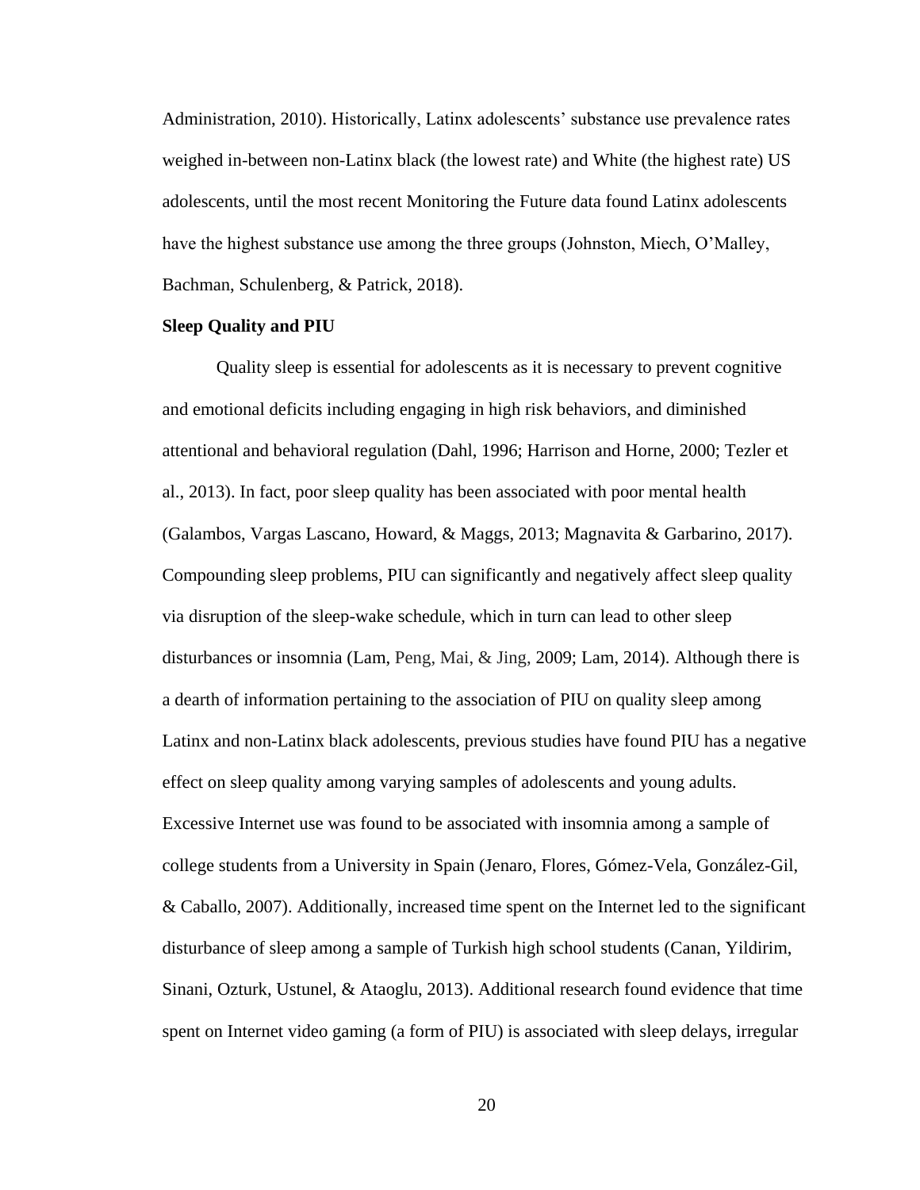Administration, 2010). Historically, Latinx adolescents' substance use prevalence rates weighed in-between non-Latinx black (the lowest rate) and White (the highest rate) US adolescents, until the most recent Monitoring the Future data found Latinx adolescents have the highest substance use among the three groups (Johnston, Miech, O'Malley, Bachman, Schulenberg, & Patrick, 2018).

**Sleep Quality and PIU**

Quality sleep is essential for adolescents as it is necessary to prevent cognitive and emotional deficits including engaging in high risk behaviors, and diminished attentional and behavioral regulation (Dahl, 1996; Harrison and Horne, 2000; Tezler et al., 2013). In fact, poor sleep quality has been associated with poor mental health (Galambos, Vargas Lascano, Howard, & Maggs, 2013; Magnavita & Garbarino, 2017). Compounding sleep problems, PIU can significantly and negatively affect sleep quality via disruption of the sleep-wake schedule, which in turn can lead to other sleep disturbances or insomnia (Lam, Peng, Mai, & Jing, 2009; Lam, 2014). Although there is a dearth of information pertaining to the association of PIU on quality sleep among Latinx and non-Latinx black adolescents, previous studies have found PIU has a negative effect on sleep quality among varying samples of adolescents and young adults. Excessive Internet use was found to be associated with insomnia among a sample of college students from a University in Spain (Jenaro, Flores, Gómez-Vela, González-Gil, & Caballo, 2007). Additionally, increased time spent on the Internet led to the significant disturbance of sleep among a sample of Turkish high school students (Canan, Yildirim, Sinani, Ozturk, Ustunel, & Ataoglu, 2013). Additional research found evidence that time spent on Internet video gaming (a form of PIU) is associated with sleep delays, irregular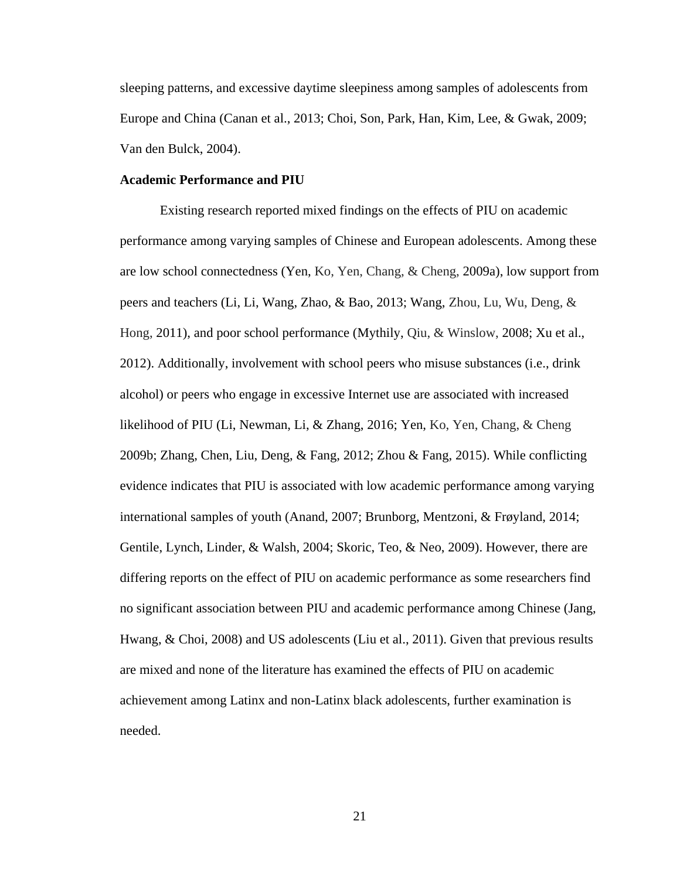sleeping patterns, and excessive daytime sleepiness among samples of adolescents from Europe and China (Canan et al., 2013; Choi, Son, Park, Han, Kim, Lee, & Gwak, 2009; Van den Bulck, 2004).

**Academic Performance and PIU**

Existing research reported mixed findings on the effects of PIU on academic performance among varying samples of Chinese and European adolescents. Among these are low school connectedness (Yen, Ko, Yen, Chang, & Cheng, 2009a), low support from peers and teachers (Li, Li, Wang, Zhao, & Bao, 2013; Wang, Zhou, Lu, Wu, Deng, & Hong, 2011), and poor school performance (Mythily, Qiu, & Winslow, 2008; Xu et al., 2012). Additionally, involvement with school peers who misuse substances (i.e., drink alcohol) or peers who engage in excessive Internet use are associated with increased likelihood of PIU (Li, Newman, Li, & Zhang, 2016; Yen, Ko, Yen, Chang, & Cheng 2009b; Zhang, Chen, Liu, Deng, & Fang, 2012; Zhou & Fang, 2015). While conflicting evidence indicates that PIU is associated with low academic performance among varying international samples of youth (Anand, 2007; Brunborg, Mentzoni, & Frøyland, 2014; Gentile, Lynch, Linder, & Walsh, 2004; Skoric, Teo, & Neo, 2009). However, there are differing reports on the effect of PIU on academic performance as some researchers find no significant association between PIU and academic performance among Chinese (Jang, Hwang, & Choi, 2008) and US adolescents (Liu et al., 2011). Given that previous results are mixed and none of the literature has examined the effects of PIU on academic achievement among Latinx and non-Latinx black adolescents, further examination is needed.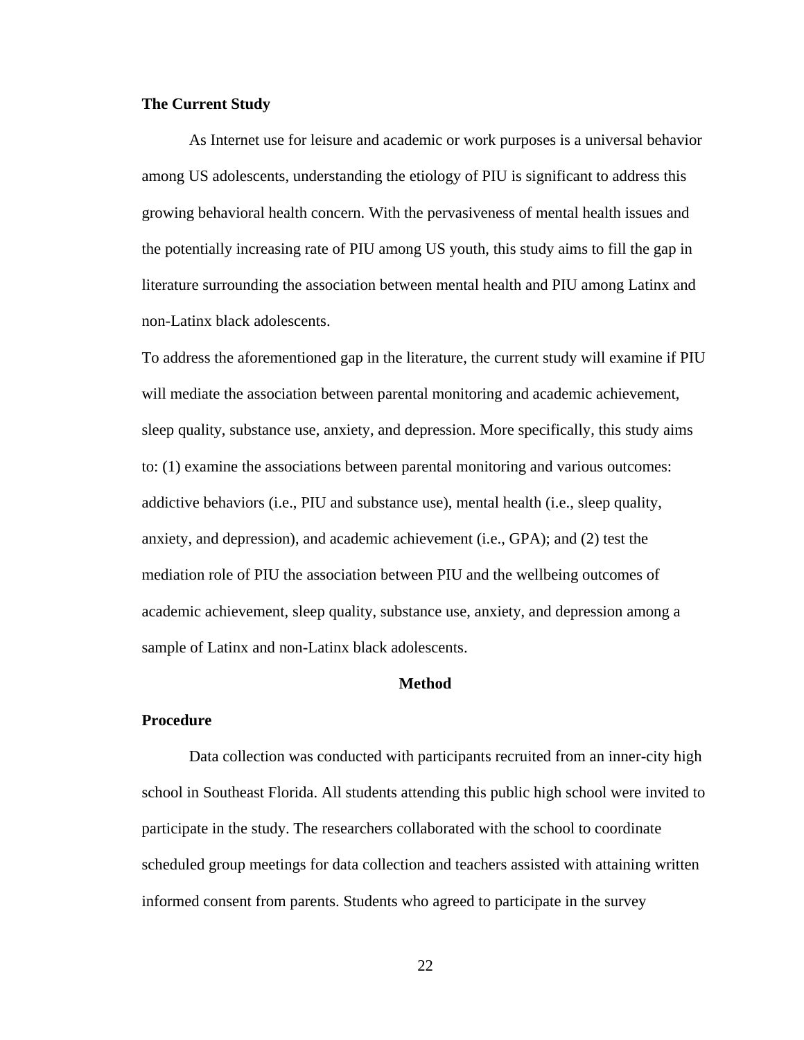### The Current Study

As Internet use for leisure and academic or work purposes is a universal behavior among US adolescents, understanding the etiology of PIU is significant to address this growing behavioral health concern. With the pervasiveness of mental health issues and the potentially increasing rate of PIU among US youth, this study aims to fill the gap in literature surrounding the association between mental health and PIU among Latinx and non-Latinx black adolescents.

To address the aforementioned gap in the literature, the current study will examine if PIU will mediate the association between parental monitoring and academic achievement, sleep quality, substance use, anxiety, and depression. More specifically, this study aims to: (1) examine the associations between parental monitoring and various outcomes: addictive behaviors (i.e., PIU and substance use), mental health (i.e., sleep quality, anxiety, and depression), and academic achievement (i.e., GPA); and (2) test the mediation role of PIU the association between PIU and the wellbeing outcomes of academic achievement, sleep quality, substance use, anxiety, and depression among a sample of Latinx and non-Latinx black adolescents.

## Method

### Procedure

Data collection was conducted with participants recruited from an inner-city high school in Southeast Florida. All students attending this public high school were invited to participate in the study. The researchers collaborated with the school to coordinate scheduled group meetings for data collection and teachers assisted with attaining written informed consent from parents. Students who agreed to participate in the survey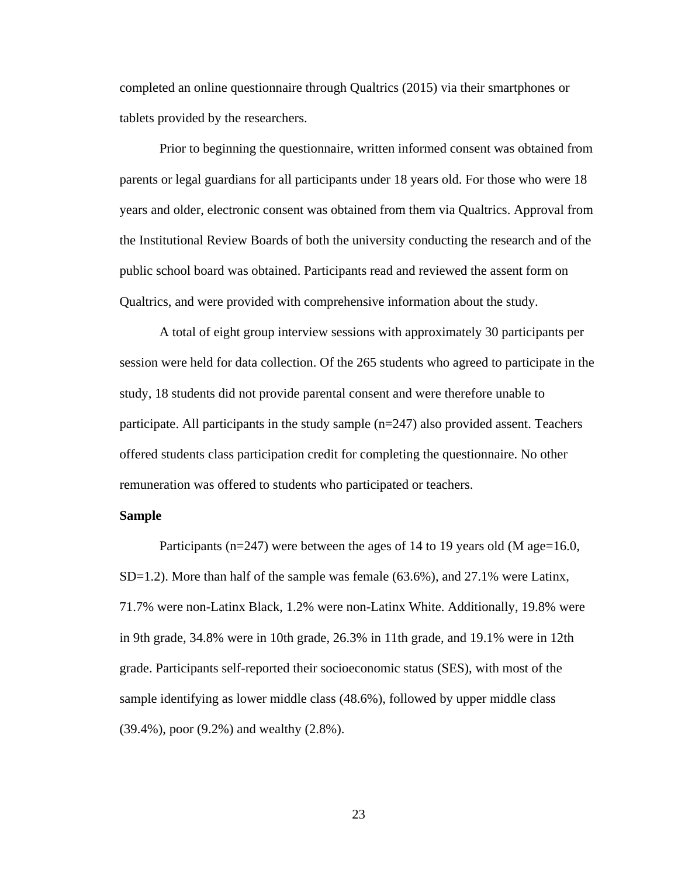completed an online questionnaire through Qualtrics (2015) via their smartphones or tablets provided by the researchers.

Prior to beginning the questionnaire, written informed consent was obtained from parents or legal guardians for all participants under 18 years old. For those who were 18 years and older, electronic consent was obtained from them via Qualtrics. Approval from the Institutional Review Boards of both the university conducting the research and of the public school board was obtained. Participants read and reviewed the assent form on Qualtrics, and were provided with comprehensive information about the study.

A total of eight group interview sessions with approximately 30 participants per session were held for data collection. Of the 265 students who agreed to participate in the study, 18 students did not provide parental consent and were therefore unable to participate. All participants in the study sample (n=247) also provided assent. Teachers offered students class participation credit for completing the questionnaire. No other remuneration was offered to students who participated or teachers.

**Sample**

Participants (n=247) were between the ages of 14 to 19 years old (M age=16.0, SD=1.2). More than half of the sample was female (63.6%), and 27.1% were Latinx, 71.7% were non-Latinx Black, 1.2% were non-Latinx White. Additionally, 19.8% were in 9th grade, 34.8% were in 10th grade, 26.3% in 11th grade, and 19.1% were in 12th grade. Participants self-reported their socioeconomic status (SES), with most of the sample identifying as lower middle class (48.6%), followed by upper middle class (39.4%), poor (9.2%) and wealthy (2.8%).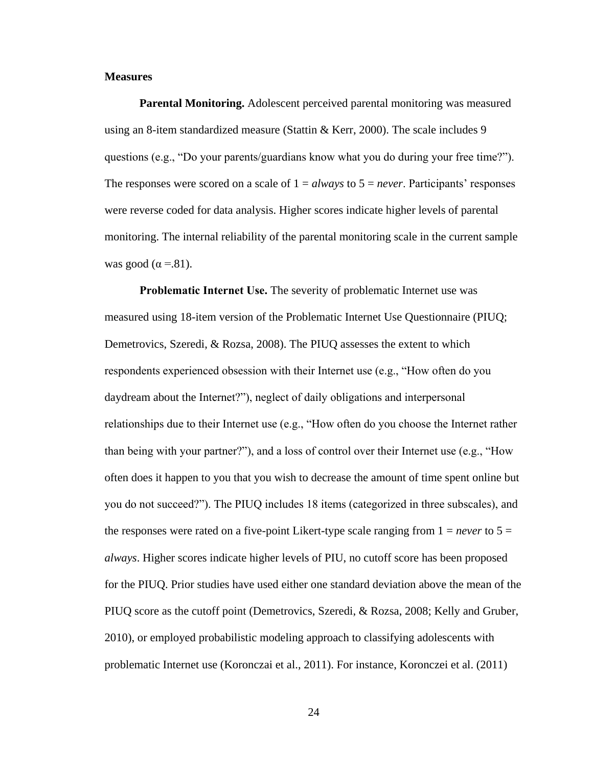**Measures**

**Parental Monitoring.** Adolescent perceived parental monitoring was measured using an 8-item standardized measure (Stattin & Kerr, 2000). The scale includes 9 questions (e.g., “Do your parents/guardians know what you do during your free time?”). The responses were scored on a scale of 1 = *always* to 5 = *never*. Participants’ responses were reverse coded for data analysis. Higher scores indicate higher levels of parental monitoring. The internal reliability of the parental monitoring scale in the current sample was good ($\alpha$ =.81).

**Problematic Internet Use.** The severity of problematic Internet use was measured using 18-item version of the Problematic Internet Use Questionnaire (PIUQ; Demetrovics, Szeredi, & Rozsa, 2008). The PIUQ assesses the extent to which respondents experienced obsession with their Internet use (e.g., “How often do you daydream about the Internet?”), neglect of daily obligations and interpersonal relationships due to their Internet use (e.g., “How often do you choose the Internet rather than being with your partner?”), and a loss of control over their Internet use (e.g., “How often does it happen to you that you wish to decrease the amount of time spent online but you do not succeed?”). The PIUQ includes 18 items (categorized in three subscales), and the responses were rated on a five-point Likert-type scale ranging from 1 = *never* to 5 = *always*. Higher scores indicate higher levels of PIU, no cutoff score has been proposed for the PIUQ. Prior studies have used either one standard deviation above the mean of the PIUQ score as the cutoff point (Demetrovics, Szeredi, & Rozsa, 2008; Kelly and Gruber, 2010), or employed probabilistic modeling approach to classifying adolescents with problematic Internet use (Koronczai et al., 2011). For instance, Koronczei et al. (2011)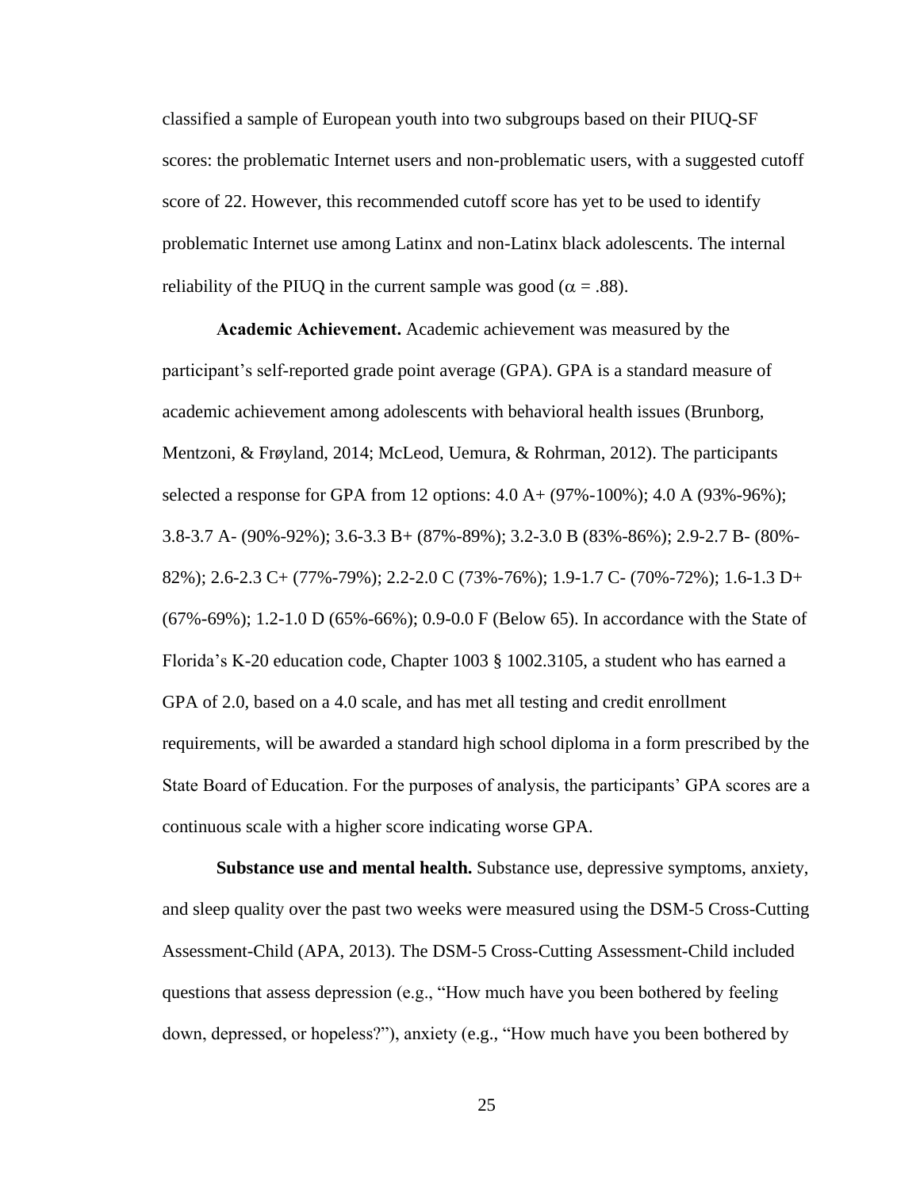classified a sample of European youth into two subgroups based on their PIUQ-SF scores: the problematic Internet users and non-problematic users, with a suggested cutoff score of 22. However, this recommended cutoff score has yet to be used to identify problematic Internet use among Latinx and non-Latinx black adolescents. The internal reliability of the PIUQ in the current sample was good ($\alpha = .88$).

**Academic Achievement.** Academic achievement was measured by the participant's self-reported grade point average (GPA). GPA is a standard measure of academic achievement among adolescents with behavioral health issues (Brunborg, Mentzoni, & Frøyland, 2014; McLeod, Uemura, & Rohrman, 2012). The participants selected a response for GPA from 12 options: 4.0 A+ (97%-100%); 4.0 A (93%-96%); 3.8-3.7 A- (90%-92%); 3.6-3.3 B+ (87%-89%); 3.2-3.0 B (83%-86%); 2.9-2.7 B- (80%-82%); 2.6-2.3 C+ (77%-79%); 2.2-2.0 C (73%-76%); 1.9-1.7 C- (70%-72%); 1.6-1.3 D+ (67%-69%); 1.2-1.0 D (65%-66%); 0.9-0.0 F (Below 65). In accordance with the State of Florida's K-20 education code, Chapter 1003 § 1002.3105, a student who has earned a GPA of 2.0, based on a 4.0 scale, and has met all testing and credit enrollment requirements, will be awarded a standard high school diploma in a form prescribed by the State Board of Education. For the purposes of analysis, the participants' GPA scores are a continuous scale with a higher score indicating worse GPA.

**Substance use and mental health.** Substance use, depressive symptoms, anxiety, and sleep quality over the past two weeks were measured using the DSM-5 Cross-Cutting Assessment-Child (APA, 2013). The DSM-5 Cross-Cutting Assessment-Child included questions that assess depression (e.g., "How much have you been bothered by feeling down, depressed, or hopeless?"), anxiety (e.g., "How much have you been bothered by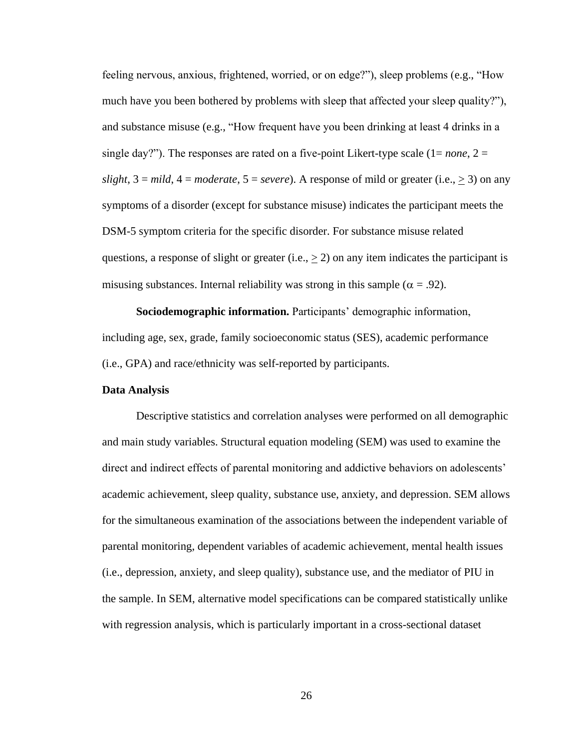feeling nervous, anxious, frightened, worried, or on edge?"), sleep problems (e.g., "How much have you been bothered by problems with sleep that affected your sleep quality?"), and substance misuse (e.g., "How frequent have you been drinking at least 4 drinks in a single day?"). The responses are rated on a five-point Likert-type scale (1= *none*, 2 = *slight*, 3 = *mild*, 4 = *moderate*, 5 = *severe*). A response of mild or greater (i.e., $\geq$ 3) on any symptoms of a disorder (except for substance misuse) indicates the participant meets the DSM-5 symptom criteria for the specific disorder. For substance misuse related questions, a response of slight or greater (i.e., $\geq$ 2) on any item indicates the participant is misusing substances. Internal reliability was strong in this sample ($\alpha$ = .92).

**Sociodemographic information.** Participants' demographic information, including age, sex, grade, family socioeconomic status (SES), academic performance (i.e., GPA) and race/ethnicity was self-reported by participants.

**Data Analysis**

Descriptive statistics and correlation analyses were performed on all demographic and main study variables. Structural equation modeling (SEM) was used to examine the direct and indirect effects of parental monitoring and addictive behaviors on adolescents' academic achievement, sleep quality, substance use, anxiety, and depression. SEM allows for the simultaneous examination of the associations between the independent variable of parental monitoring, dependent variables of academic achievement, mental health issues (i.e., depression, anxiety, and sleep quality), substance use, and the mediator of PIU in the sample. In SEM, alternative model specifications can be compared statistically unlike with regression analysis, which is particularly important in a cross-sectional dataset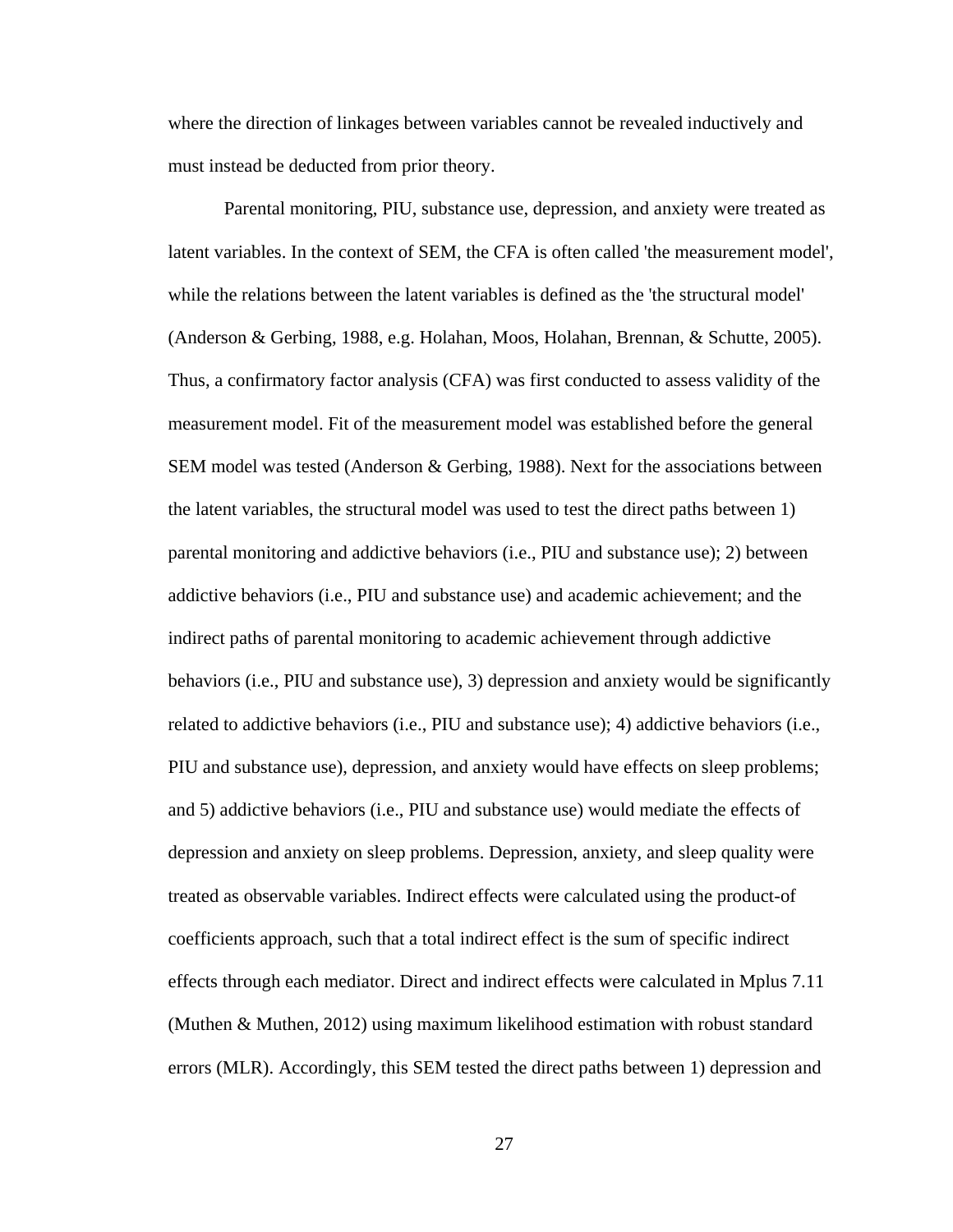where the direction of linkages between variables cannot be revealed inductively and must instead be deducted from prior theory.

Parental monitoring, PIU, substance use, depression, and anxiety were treated as latent variables. In the context of SEM, the CFA is often called 'the measurement model', while the relations between the latent variables is defined as the 'the structural model' (Anderson & Gerbing, 1988, e.g. Holahan, Moos, Holahan, Brennan, & Schutte, 2005). Thus, a confirmatory factor analysis (CFA) was first conducted to assess validity of the measurement model. Fit of the measurement model was established before the general SEM model was tested (Anderson & Gerbing, 1988). Next for the associations between the latent variables, the structural model was used to test the direct paths between 1) parental monitoring and addictive behaviors (i.e., PIU and substance use); 2) between addictive behaviors (i.e., PIU and substance use) and academic achievement; and the indirect paths of parental monitoring to academic achievement through addictive behaviors (i.e., PIU and substance use), 3) depression and anxiety would be significantly related to addictive behaviors (i.e., PIU and substance use); 4) addictive behaviors (i.e., PIU and substance use), depression, and anxiety would have effects on sleep problems; and 5) addictive behaviors (i.e., PIU and substance use) would mediate the effects of depression and anxiety on sleep problems. Depression, anxiety, and sleep quality were treated as observable variables. Indirect effects were calculated using the product-of coefficients approach, such that a total indirect effect is the sum of specific indirect effects through each mediator. Direct and indirect effects were calculated in Mplus 7.11 (Muthen & Muthen, 2012) using maximum likelihood estimation with robust standard errors (MLR). Accordingly, this SEM tested the direct paths between 1) depression and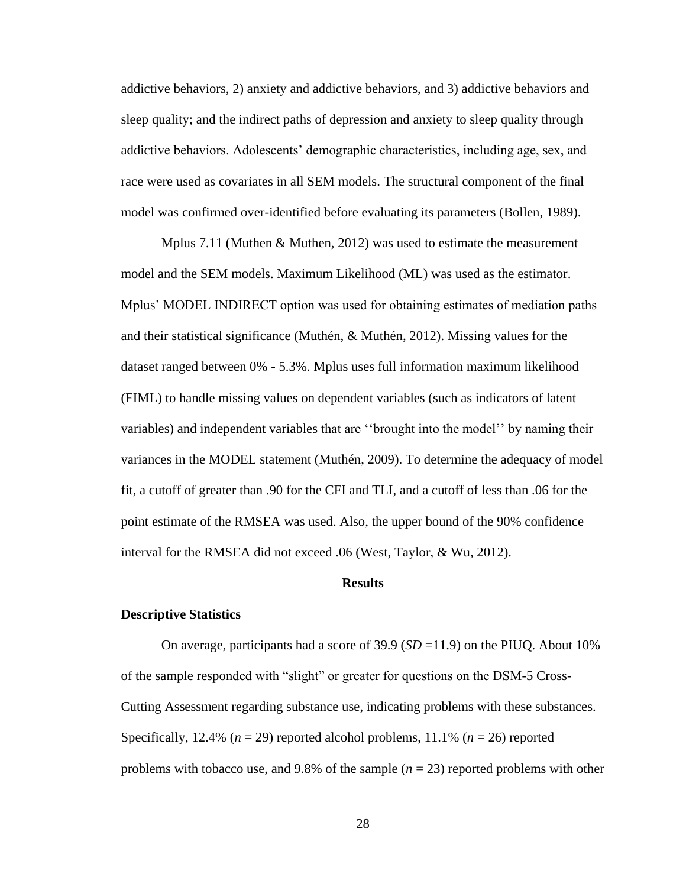addictive behaviors, 2) anxiety and addictive behaviors, and 3) addictive behaviors and sleep quality; and the indirect paths of depression and anxiety to sleep quality through addictive behaviors. Adolescents' demographic characteristics, including age, sex, and race were used as covariates in all SEM models. The structural component of the final model was confirmed over-identified before evaluating its parameters (Bollen, 1989).

Mplus 7.11 (Muthen & Muthen, 2012) was used to estimate the measurement model and the SEM models. Maximum Likelihood (ML) was used as the estimator. Mplus' MODEL INDIRECT option was used for obtaining estimates of mediation paths and their statistical significance (Muthén, & Muthén, 2012). Missing values for the dataset ranged between 0% - 5.3%. Mplus uses full information maximum likelihood (FIML) to handle missing values on dependent variables (such as indicators of latent variables) and independent variables that are ''brought into the model'' by naming their variances in the MODEL statement (Muthén, 2009). To determine the adequacy of model fit, a cutoff of greater than .90 for the CFI and TLI, and a cutoff of less than .06 for the point estimate of the RMSEA was used. Also, the upper bound of the 90% confidence interval for the RMSEA did not exceed .06 (West, Taylor, & Wu, 2012).

## Results

### Descriptive Statistics

On average, participants had a score of 39.9 (*SD* =11.9) on the PIUQ. About 10% of the sample responded with "slight" or greater for questions on the DSM-5 Cross-Cutting Assessment regarding substance use, indicating problems with these substances. Specifically, 12.4% ($n$ = 29) reported alcohol problems, 11.1% ($n$ = 26) reported problems with tobacco use, and 9.8% of the sample ($n$ = 23) reported problems with other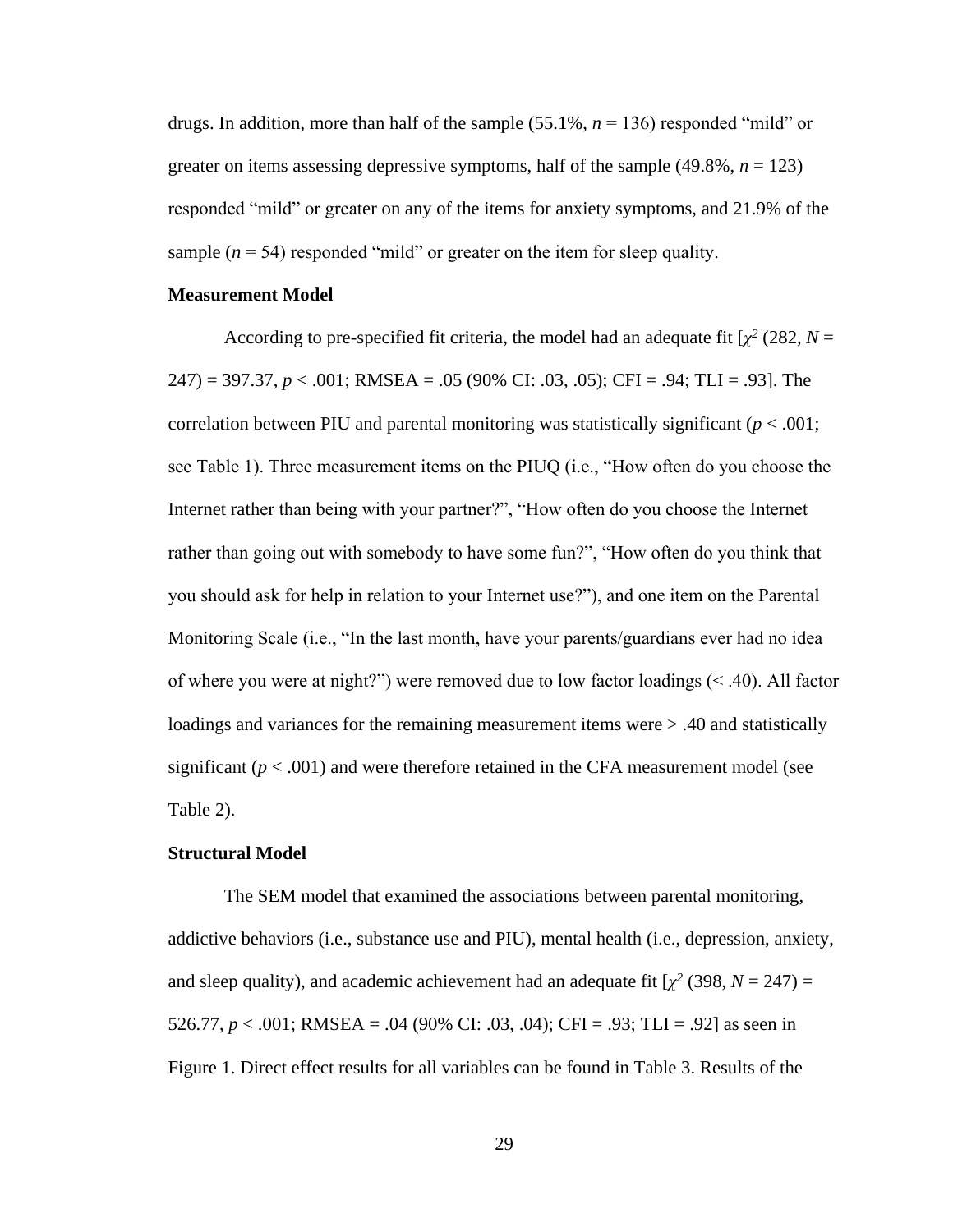drugs. In addition, more than half of the sample (55.1%, $n = 136$) responded “mild” or greater on items assessing depressive symptoms, half of the sample (49.8%, $n = 123$) responded “mild” or greater on any of the items for anxiety symptoms, and 21.9% of the sample ($n = 54$) responded “mild” or greater on the item for sleep quality.

**Measurement Model**

According to pre-specified fit criteria, the model had an adequate fit [$\chi^2$ (282, $N$ = 247) = 397.37, $p < .001$; RMSEA = .05 (90% CI: .03, .05); CFI = .94; TLI = .93]. The correlation between PIU and parental monitoring was statistically significant ($p < .001$; see Table 1). Three measurement items on the PIUQ (i.e., “How often do you choose the Internet rather than being with your partner?”, “How often do you choose the Internet rather than going out with somebody to have some fun?”, “How often do you think that you should ask for help in relation to your Internet use?”), and one item on the Parental Monitoring Scale (i.e., “In the last month, have your parents/guardians ever had no idea of where you were at night?”) were removed due to low factor loadings (< .40). All factor loadings and variances for the remaining measurement items were > .40 and statistically significant ($p < .001$) and were therefore retained in the CFA measurement model (see Table 2).

**Structural Model**

The SEM model that examined the associations between parental monitoring, addictive behaviors (i.e., substance use and PIU), mental health (i.e., depression, anxiety, and sleep quality), and academic achievement had an adequate fit [$\chi^2$ (398, $N$ = 247) = 526.77, $p < .001$; RMSEA = .04 (90% CI: .03, .04); CFI = .93; TLI = .92] as seen in Figure 1. Direct effect results for all variables can be found in Table 3. Results of the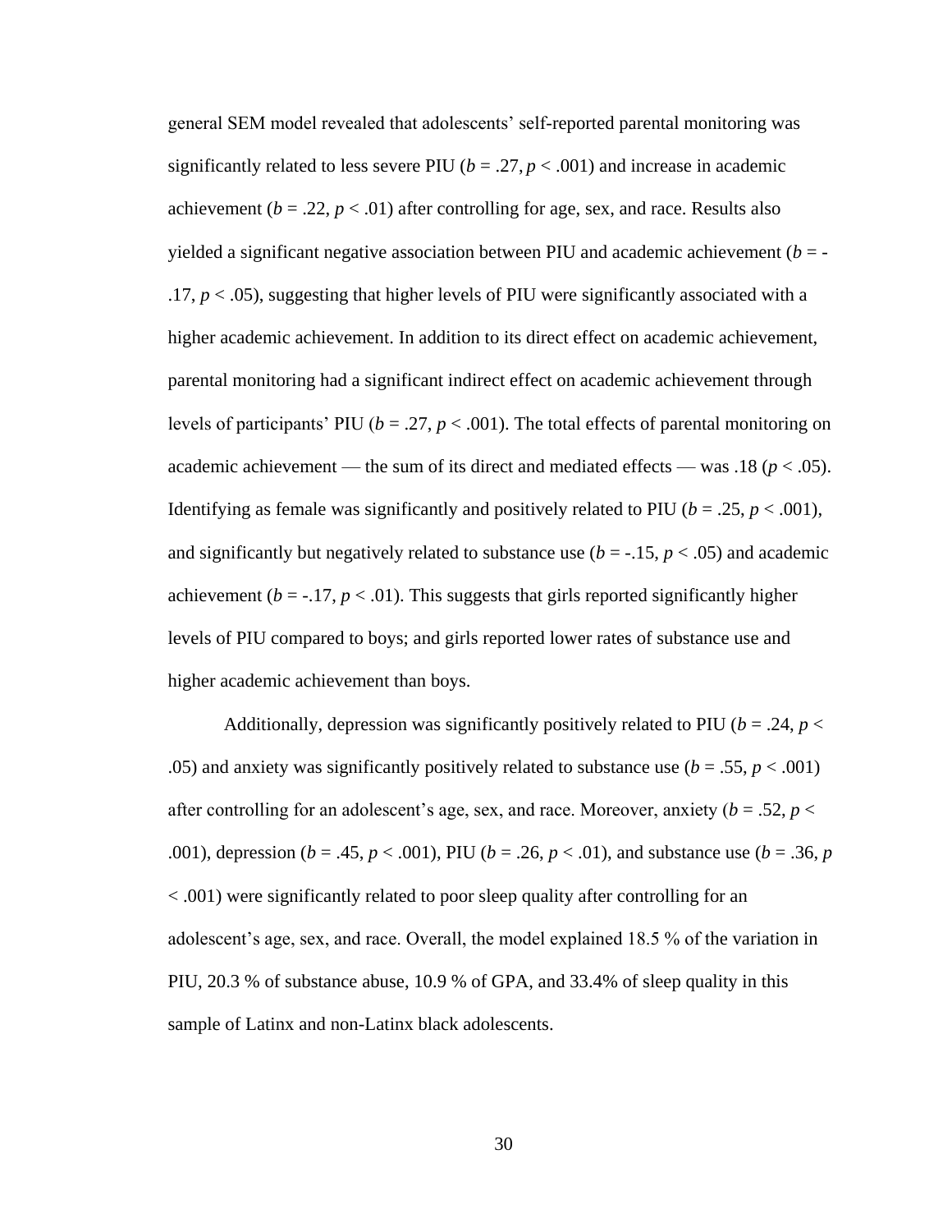general SEM model revealed that adolescents' self-reported parental monitoring was significantly related to less severe PIU ($b = .27, p < .001$) and increase in academic achievement ($b = .22, p < .01$) after controlling for age, sex, and race. Results also yielded a significant negative association between PIU and academic achievement ($b = -.17, p < .05$), suggesting that higher levels of PIU were significantly associated with a higher academic achievement. In addition to its direct effect on academic achievement, parental monitoring had a significant indirect effect on academic achievement through levels of participants' PIU ($b = .27, p < .001$). The total effects of parental monitoring on academic achievement — the sum of its direct and mediated effects — was .18 ($p < .05$). Identifying as female was significantly and positively related to PIU ($b = .25, p < .001$), and significantly but negatively related to substance use ($b = -.15, p < .05$) and academic achievement ($b = -.17, p < .01$). This suggests that girls reported significantly higher levels of PIU compared to boys; and girls reported lower rates of substance use and higher academic achievement than boys.

Additionally, depression was significantly positively related to PIU ($b = .24, p < .05$) and anxiety was significantly positively related to substance use ($b = .55, p < .001$) after controlling for an adolescent's age, sex, and race. Moreover, anxiety ($b = .52, p < .001$), depression ($b = .45, p < .001$), PIU ($b = .26, p < .01$), and substance use ($b = .36, p < .001$) were significantly related to poor sleep quality after controlling for an adolescent's age, sex, and race. Overall, the model explained 18.5 % of the variation in PIU, 20.3 % of substance abuse, 10.9 % of GPA, and 33.4% of sleep quality in this sample of Latinx and non-Latinx black adolescents.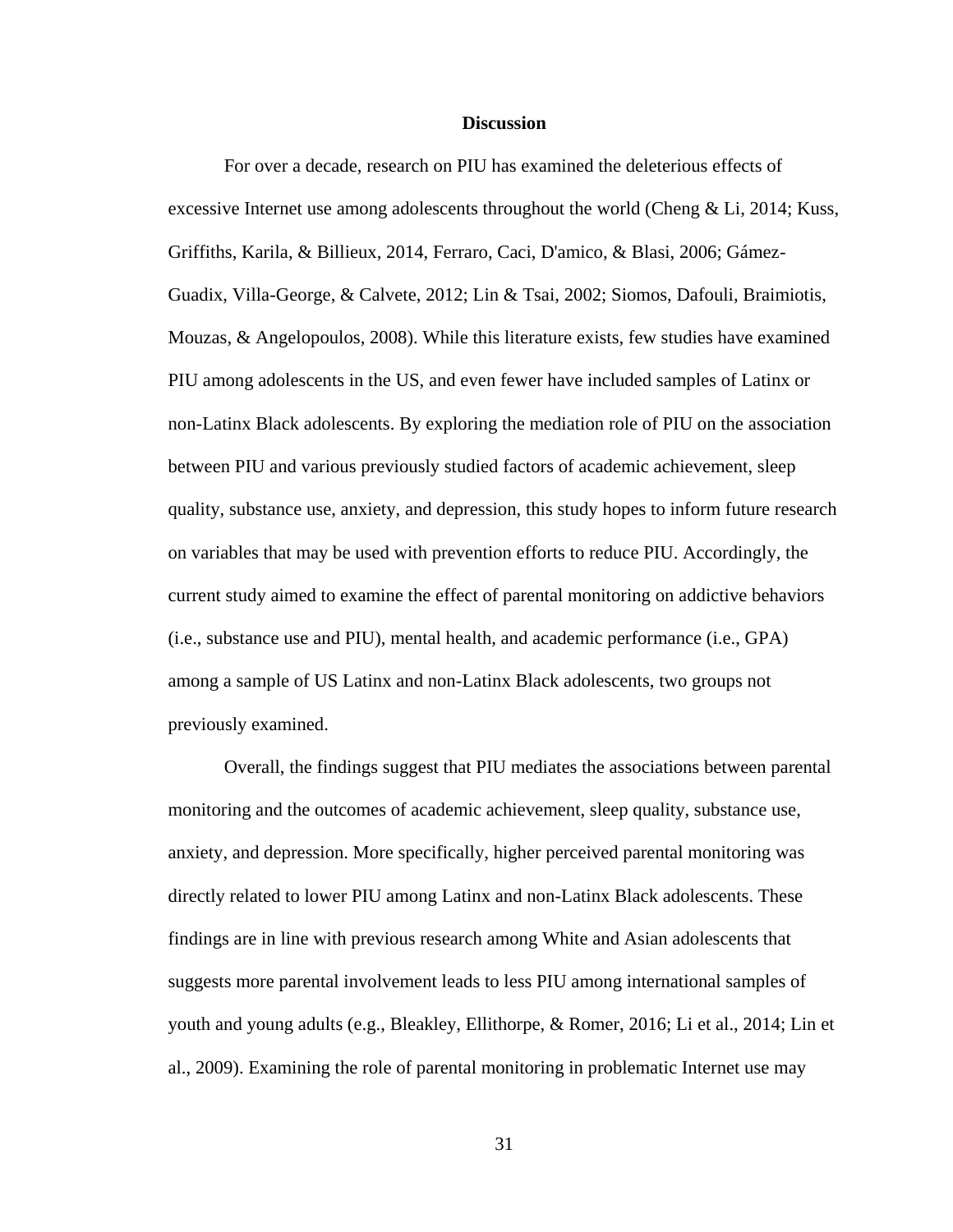## Discussion

For over a decade, research on PIU has examined the deleterious effects of excessive Internet use among adolescents throughout the world (Cheng & Li, 2014; Kuss, Griffiths, Karila, & Billieux, 2014, Ferraro, Caci, D'amico, & Blasi, 2006; Gámez-Guadix, Villa-George, & Calvete, 2012; Lin & Tsai, 2002; Siomos, Dafouli, Braimiotis, Mouzas, & Angelopoulos, 2008). While this literature exists, few studies have examined PIU among adolescents in the US, and even fewer have included samples of Latinx or non-Latinx Black adolescents. By exploring the mediation role of PIU on the association between PIU and various previously studied factors of academic achievement, sleep quality, substance use, anxiety, and depression, this study hopes to inform future research on variables that may be used with prevention efforts to reduce PIU. Accordingly, the current study aimed to examine the effect of parental monitoring on addictive behaviors (i.e., substance use and PIU), mental health, and academic performance (i.e., GPA) among a sample of US Latinx and non-Latinx Black adolescents, two groups not previously examined.

Overall, the findings suggest that PIU mediates the associations between parental monitoring and the outcomes of academic achievement, sleep quality, substance use, anxiety, and depression. More specifically, higher perceived parental monitoring was directly related to lower PIU among Latinx and non-Latinx Black adolescents. These findings are in line with previous research among White and Asian adolescents that suggests more parental involvement leads to less PIU among international samples of youth and young adults (e.g., Bleakley, Ellithorpe, & Romer, 2016; Li et al., 2014; Lin et al., 2009). Examining the role of parental monitoring in problematic Internet use may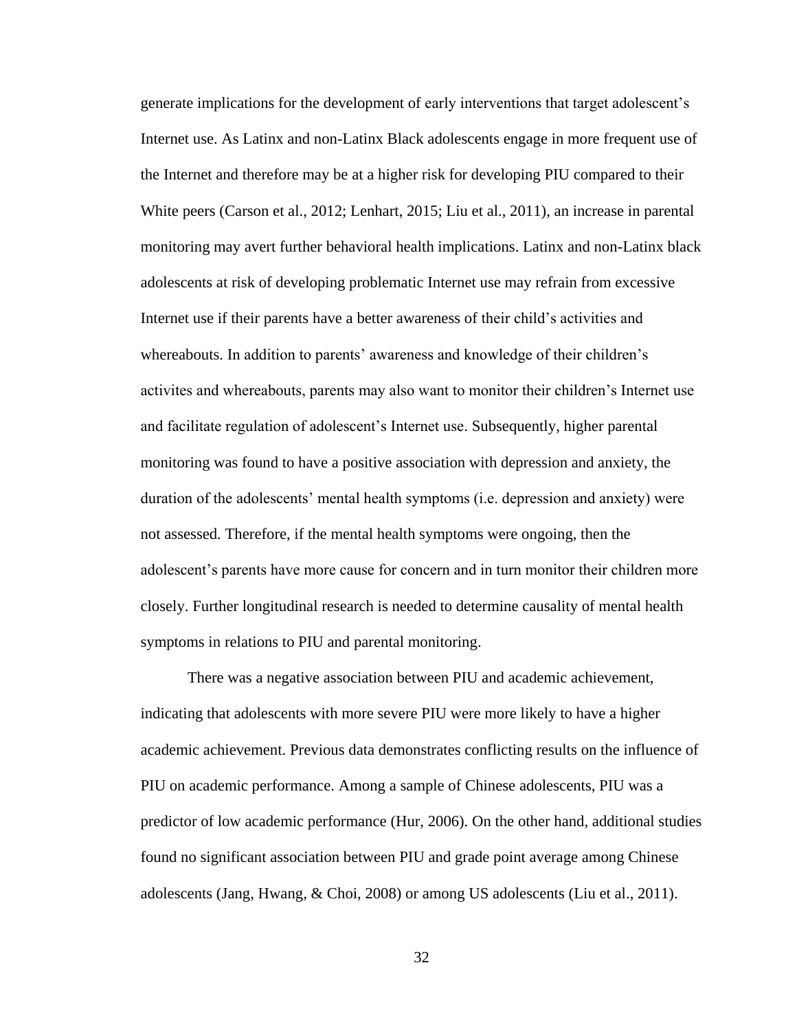generate implications for the development of early interventions that target adolescent's Internet use. As Latinx and non-Latinx Black adolescents engage in more frequent use of the Internet and therefore may be at a higher risk for developing PIU compared to their White peers (Carson et al., 2012; Lenhart, 2015; Liu et al., 2011), an increase in parental monitoring may avert further behavioral health implications. Latinx and non-Latinx black adolescents at risk of developing problematic Internet use may refrain from excessive Internet use if their parents have a better awareness of their child's activities and whereabouts. In addition to parents' awareness and knowledge of their children's activites and whereabouts, parents may also want to monitor their children's Internet use and facilitate regulation of adolescent's Internet use. Subsequently, higher parental monitoring was found to have a positive association with depression and anxiety, the duration of the adolescents' mental health symptoms (i.e. depression and anxiety) were not assessed. Therefore, if the mental health symptoms were ongoing, then the adolescent's parents have more cause for concern and in turn monitor their children more closely. Further longitudinal research is needed to determine causality of mental health symptoms in relations to PIU and parental monitoring.

There was a negative association between PIU and academic achievement, indicating that adolescents with more severe PIU were more likely to have a higher academic achievement. Previous data demonstrates conflicting results on the influence of PIU on academic performance. Among a sample of Chinese adolescents, PIU was a predictor of low academic performance (Hur, 2006). On the other hand, additional studies found no significant association between PIU and grade point average among Chinese adolescents (Jang, Hwang, & Choi, 2008) or among US adolescents (Liu et al., 2011).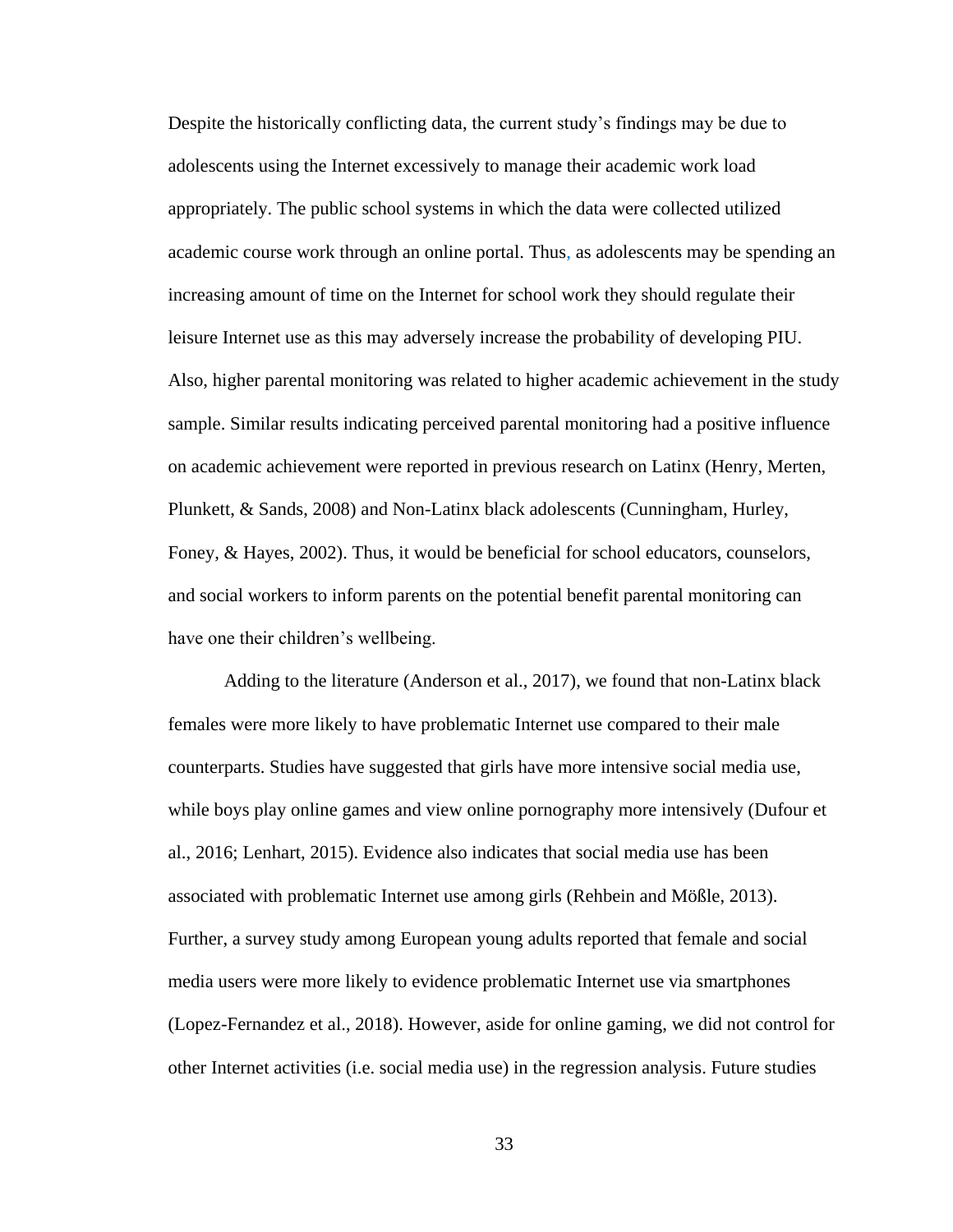Despite the historically conflicting data, the current study's findings may be due to adolescents using the Internet excessively to manage their academic work load appropriately. The public school systems in which the data were collected utilized academic course work through an online portal. Thus, as adolescents may be spending an increasing amount of time on the Internet for school work they should regulate their leisure Internet use as this may adversely increase the probability of developing PIU. Also, higher parental monitoring was related to higher academic achievement in the study sample. Similar results indicating perceived parental monitoring had a positive influence on academic achievement were reported in previous research on Latinx (Henry, Merten, Plunkett, & Sands, 2008) and Non-Latinx black adolescents (Cunningham, Hurley, Foney, & Hayes, 2002). Thus, it would be beneficial for school educators, counselors, and social workers to inform parents on the potential benefit parental monitoring can have one their children's wellbeing.

Adding to the literature (Anderson et al., 2017), we found that non-Latinx black females were more likely to have problematic Internet use compared to their male counterparts. Studies have suggested that girls have more intensive social media use, while boys play online games and view online pornography more intensively (Dufour et al., 2016; Lenhart, 2015). Evidence also indicates that social media use has been associated with problematic Internet use among girls (Rehbein and Mößle, 2013). Further, a survey study among European young adults reported that female and social media users were more likely to evidence problematic Internet use via smartphones (Lopez-Fernandez et al., 2018). However, aside for online gaming, we did not control for other Internet activities (i.e. social media use) in the regression analysis. Future studies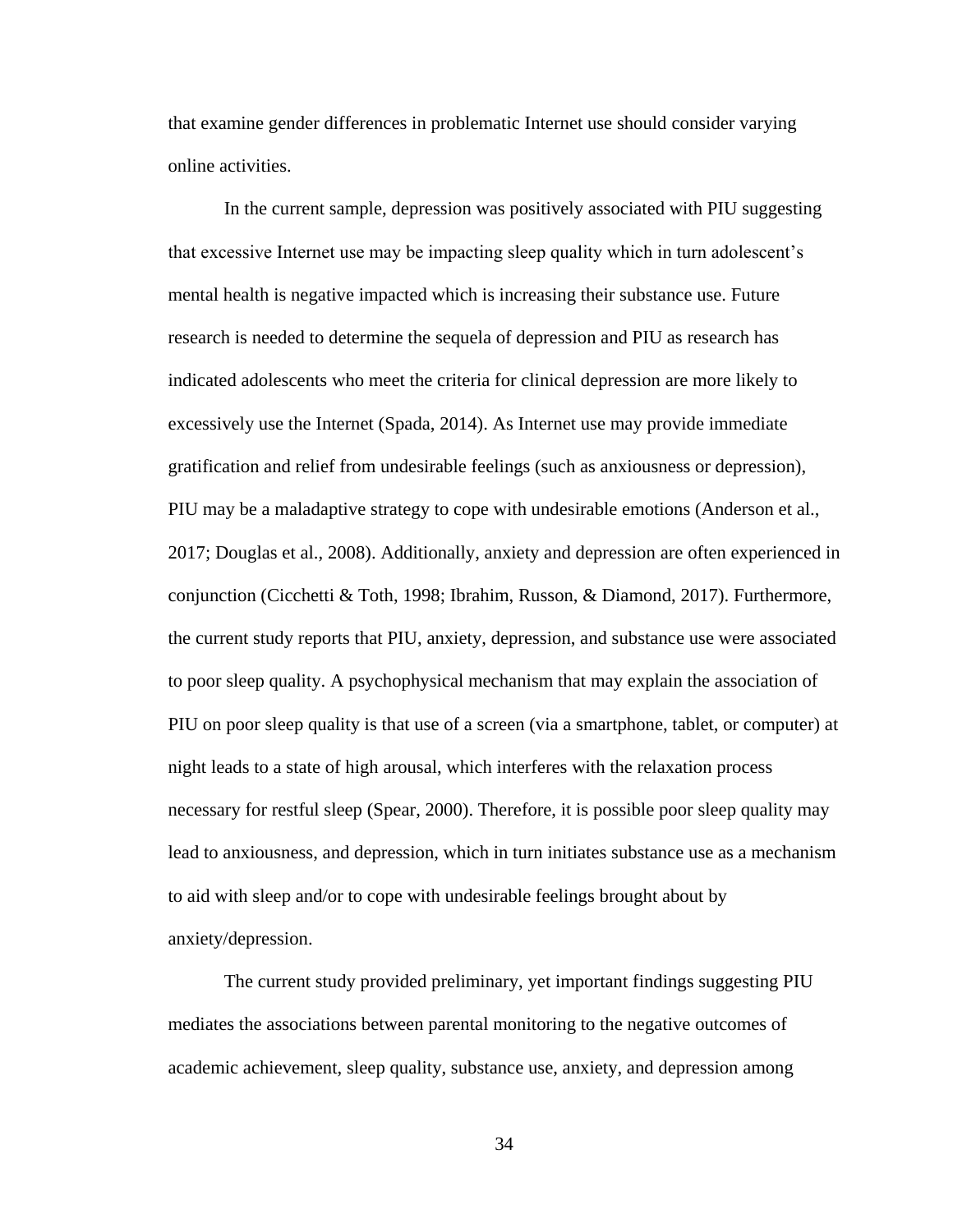that examine gender differences in problematic Internet use should consider varying online activities.

In the current sample, depression was positively associated with PIU suggesting that excessive Internet use may be impacting sleep quality which in turn adolescent's mental health is negative impacted which is increasing their substance use. Future research is needed to determine the sequela of depression and PIU as research has indicated adolescents who meet the criteria for clinical depression are more likely to excessively use the Internet (Spada, 2014). As Internet use may provide immediate gratification and relief from undesirable feelings (such as anxiousness or depression), PIU may be a maladaptive strategy to cope with undesirable emotions (Anderson et al., 2017; Douglas et al., 2008). Additionally, anxiety and depression are often experienced in conjunction (Cicchetti & Toth, 1998; Ibrahim, Russon, & Diamond, 2017). Furthermore, the current study reports that PIU, anxiety, depression, and substance use were associated to poor sleep quality. A psychophysical mechanism that may explain the association of PIU on poor sleep quality is that use of a screen (via a smartphone, tablet, or computer) at night leads to a state of high arousal, which interferes with the relaxation process necessary for restful sleep (Spear, 2000). Therefore, it is possible poor sleep quality may lead to anxiousness, and depression, which in turn initiates substance use as a mechanism to aid with sleep and/or to cope with undesirable feelings brought about by anxiety/depression.

The current study provided preliminary, yet important findings suggesting PIU mediates the associations between parental monitoring to the negative outcomes of academic achievement, sleep quality, substance use, anxiety, and depression among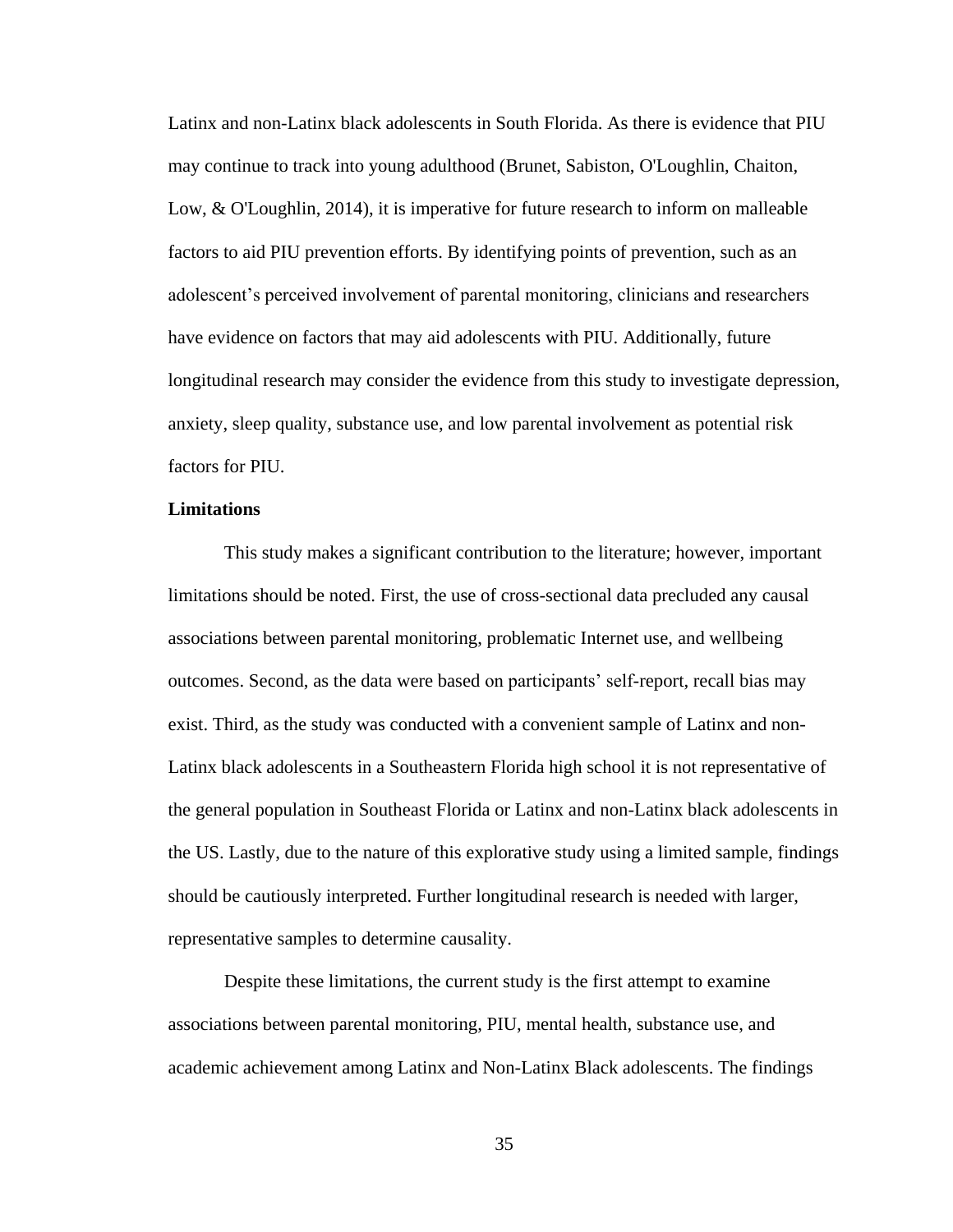Latinx and non-Latinx black adolescents in South Florida. As there is evidence that PIU may continue to track into young adulthood (Brunet, Sabiston, O'Loughlin, Chaiton, Low, & O'Loughlin, 2014), it is imperative for future research to inform on malleable factors to aid PIU prevention efforts. By identifying points of prevention, such as an adolescent's perceived involvement of parental monitoring, clinicians and researchers have evidence on factors that may aid adolescents with PIU. Additionally, future longitudinal research may consider the evidence from this study to investigate depression, anxiety, sleep quality, substance use, and low parental involvement as potential risk factors for PIU.

**Limitations**

This study makes a significant contribution to the literature; however, important limitations should be noted. First, the use of cross-sectional data precluded any causal associations between parental monitoring, problematic Internet use, and wellbeing outcomes. Second, as the data were based on participants' self-report, recall bias may exist. Third, as the study was conducted with a convenient sample of Latinx and non-Latinx black adolescents in a Southeastern Florida high school it is not representative of the general population in Southeast Florida or Latinx and non-Latinx black adolescents in the US. Lastly, due to the nature of this explorative study using a limited sample, findings should be cautiously interpreted. Further longitudinal research is needed with larger, representative samples to determine causality.

Despite these limitations, the current study is the first attempt to examine associations between parental monitoring, PIU, mental health, substance use, and academic achievement among Latinx and Non-Latinx Black adolescents. The findings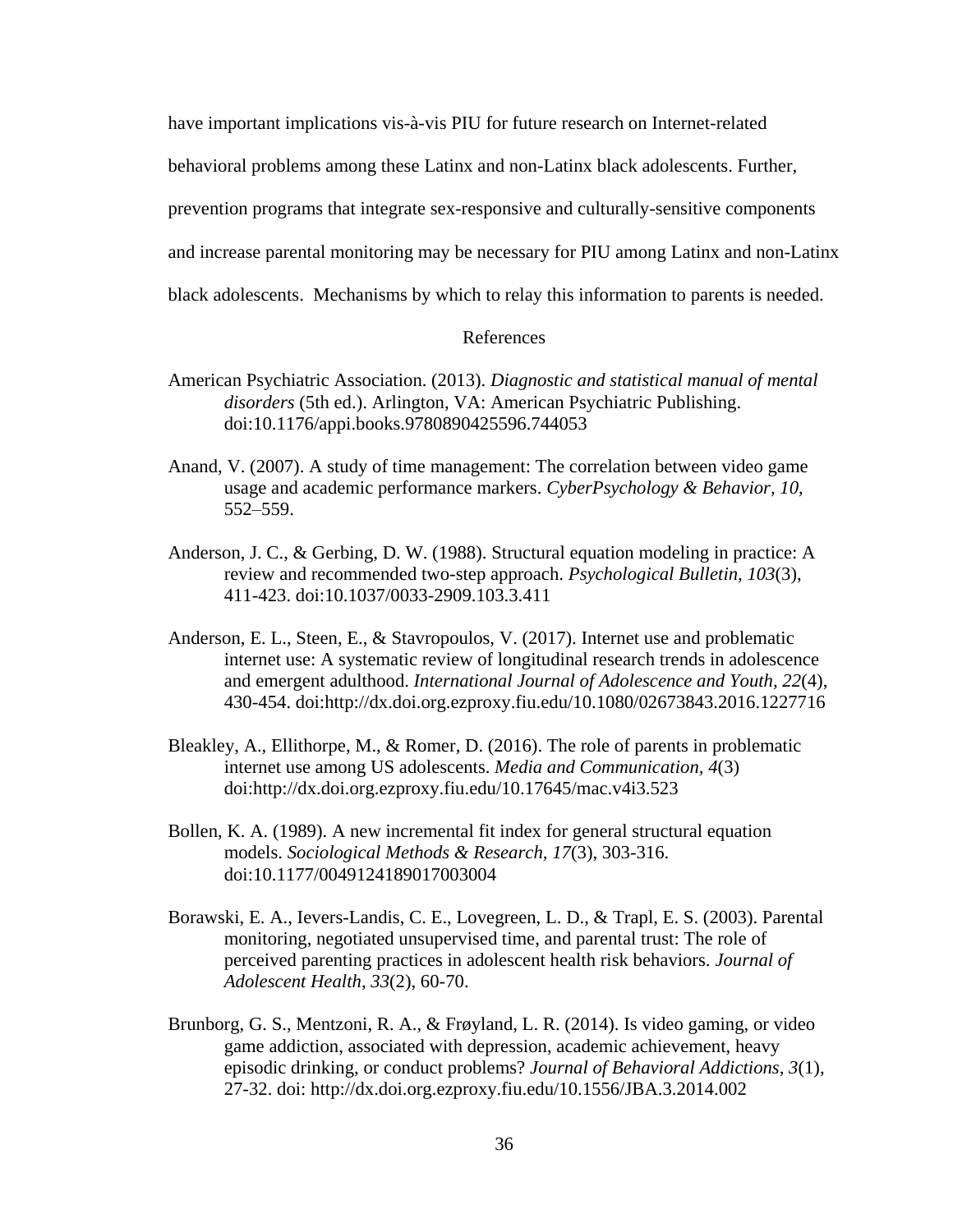have important implications vis-à-vis PIU for future research on Internet-related behavioral problems among these Latinx and non-Latinx black adolescents. Further, prevention programs that integrate sex-responsive and culturally-sensitive components and increase parental monitoring may be necessary for PIU among Latinx and non-Latinx black adolescents.  Mechanisms by which to relay this information to parents is needed.

## References

American Psychiatric Association. (2013). *Diagnostic and statistical manual of mental disorders* (5th ed.). Arlington, VA: American Psychiatric Publishing. doi:10.1176/appi.books.9780890425596.744053

Anand, V. (2007). A study of time management: The correlation between video game usage and academic performance markers. *CyberPsychology & Behavior, 10,* 552–559.

Anderson, J. C., & Gerbing, D. W. (1988). Structural equation modeling in practice: A review and recommended two-step approach. *Psychological Bulletin, 103*(3), 411-423. doi:10.1037/0033-2909.103.3.411

Anderson, E. L., Steen, E., & Stavropoulos, V. (2017). Internet use and problematic internet use: A systematic review of longitudinal research trends in adolescence and emergent adulthood. *International Journal of Adolescence and Youth, 22*(4), 430-454. doi:http://dx.doi.org.ezproxy.fiu.edu/10.1080/02673843.2016.1227716

Bleakley, A., Ellithorpe, M., & Romer, D. (2016). The role of parents in problematic internet use among US adolescents. *Media and Communication, 4*(3) doi:http://dx.doi.org.ezproxy.fiu.edu/10.17645/mac.v4i3.523

Bollen, K. A. (1989). A new incremental fit index for general structural equation models. *Sociological Methods & Research, 17*(3), 303-316. doi:10.1177/0049124189017003004

Borawski, E. A., Ievers-Landis, C. E., Lovegreen, L. D., & Trapl, E. S. (2003). Parental monitoring, negotiated unsupervised time, and parental trust: The role of perceived parenting practices in adolescent health risk behaviors. *Journal of Adolescent Health*, *33*(2), 60-70.

Brunborg, G. S., Mentzoni, R. A., & Frøyland, L. R. (2014). Is video gaming, or video game addiction, associated with depression, academic achievement, heavy episodic drinking, or conduct problems? *Journal of Behavioral Addictions, 3*(1), 27-32. doi: http://dx.doi.org.ezproxy.fiu.edu/10.1556/JBA.3.2014.002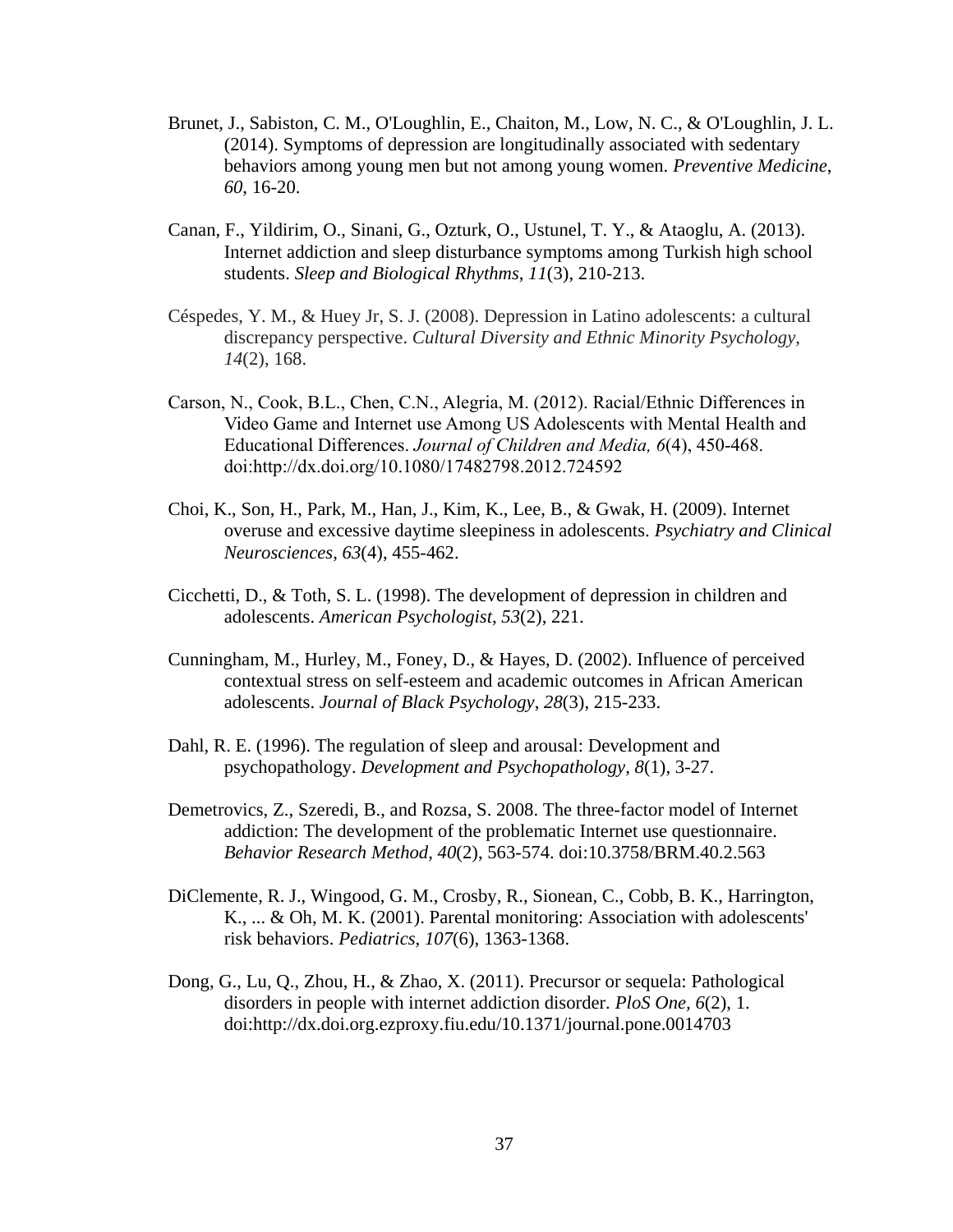Brunet, J., Sabiston, C. M., O'Loughlin, E., Chaiton, M., Low, N. C., & O'Loughlin, J. L. (2014). Symptoms of depression are longitudinally associated with sedentary behaviors among young men but not among young women. *Preventive Medicine*, *60*, 16-20.

Canan, F., Yildirim, O., Sinani, G., Ozturk, O., Ustunel, T. Y., & Ataoglu, A. (2013). Internet addiction and sleep disturbance symptoms among Turkish high school students. *Sleep and Biological Rhythms*, *11*(3), 210-213.

Céspedes, Y. M., & Huey Jr, S. J. (2008). Depression in Latino adolescents: a cultural discrepancy perspective. *Cultural Diversity and Ethnic Minority Psychology*, *14*(2), 168.

Carson, N., Cook, B.L., Chen, C.N., Alegria, M. (2012). Racial/Ethnic Differences in Video Game and Internet use Among US Adolescents with Mental Health and Educational Differences. *Journal of Children and Media, 6*(4), 450-468. doi:http://dx.doi.org/10.1080/17482798.2012.724592

Choi, K., Son, H., Park, M., Han, J., Kim, K., Lee, B., & Gwak, H. (2009). Internet overuse and excessive daytime sleepiness in adolescents. *Psychiatry and Clinical Neurosciences*, *63*(4), 455-462.

Cicchetti, D., & Toth, S. L. (1998). The development of depression in children and adolescents. *American Psychologist*, *53*(2), 221.

Cunningham, M., Hurley, M., Foney, D., & Hayes, D. (2002). Influence of perceived contextual stress on self-esteem and academic outcomes in African American adolescents. *Journal of Black Psychology*, *28*(3), 215-233.

Dahl, R. E. (1996). The regulation of sleep and arousal: Development and psychopathology. *Development and Psychopathology*, *8*(1), 3-27.

Demetrovics, Z., Szeredi, B., and Rozsa, S. 2008. The three-factor model of Internet addiction: The development of the problematic Internet use questionnaire. *Behavior Research Method*, *40*(2), 563-574. doi:10.3758/BRM.40.2.563

DiClemente, R. J., Wingood, G. M., Crosby, R., Sionean, C., Cobb, B. K., Harrington, K., ... & Oh, M. K. (2001). Parental monitoring: Association with adolescents' risk behaviors. *Pediatrics*, *107*(6), 1363-1368.

Dong, G., Lu, Q., Zhou, H., & Zhao, X. (2011). Precursor or sequela: Pathological disorders in people with internet addiction disorder. *PloS One*, *6*(2), 1. doi:http://dx.doi.org.ezproxy.fiu.edu/10.1371/journal.pone.0014703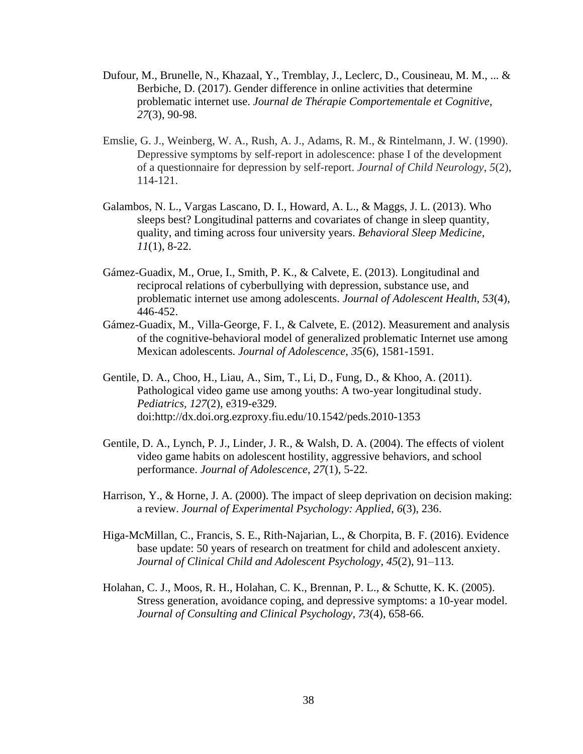Dufour, M., Brunelle, N., Khazaal, Y., Tremblay, J., Leclerc, D., Cousineau, M. M., ... & Berbiche, D. (2017). Gender difference in online activities that determine problematic internet use. *Journal de Thérapie Comportementale et Cognitive*, *27*(3), 90-98.

Emslie, G. J., Weinberg, W. A., Rush, A. J., Adams, R. M., & Rintelmann, J. W. (1990). Depressive symptoms by self-report in adolescence: phase I of the development of a questionnaire for depression by self-report. *Journal of Child Neurology*, *5*(2), 114-121.

Galambos, N. L., Vargas Lascano, D. I., Howard, A. L., & Maggs, J. L. (2013). Who sleeps best? Longitudinal patterns and covariates of change in sleep quantity, quality, and timing across four university years. *Behavioral Sleep Medicine*, *11*(1), 8-22.

Gámez-Guadix, M., Orue, I., Smith, P. K., & Calvete, E. (2013). Longitudinal and reciprocal relations of cyberbullying with depression, substance use, and problematic internet use among adolescents. *Journal of Adolescent Health*, *53*(4), 446-452.

Gámez-Guadix, M., Villa-George, F. I., & Calvete, E. (2012). Measurement and analysis of the cognitive-behavioral model of generalized problematic Internet use among Mexican adolescents. *Journal of Adolescence*, *35*(6), 1581-1591.

Gentile, D. A., Choo, H., Liau, A., Sim, T., Li, D., Fung, D., & Khoo, A. (2011). Pathological video game use among youths: A two-year longitudinal study. *Pediatrics*, *127*(2), e319-e329. doi:http://dx.doi.org.ezproxy.fiu.edu/10.1542/peds.2010-1353

Gentile, D. A., Lynch, P. J., Linder, J. R., & Walsh, D. A. (2004). The effects of violent video game habits on adolescent hostility, aggressive behaviors, and school performance. *Journal of Adolescence*, *27*(1), 5-22.

Harrison, Y., & Horne, J. A. (2000). The impact of sleep deprivation on decision making: a review. *Journal of Experimental Psychology: Applied*, *6*(3), 236.

Higa-McMillan, C., Francis, S. E., Rith-Najarian, L., & Chorpita, B. F. (2016). Evidence base update: 50 years of research on treatment for child and adolescent anxiety. *Journal of Clinical Child and Adolescent Psychology*, *45*(2), 91–113.

Holahan, C. J., Moos, R. H., Holahan, C. K., Brennan, P. L., & Schutte, K. K. (2005). Stress generation, avoidance coping, and depressive symptoms: a 10-year model. *Journal of Consulting and Clinical Psychology*, *73*(4), 658-66.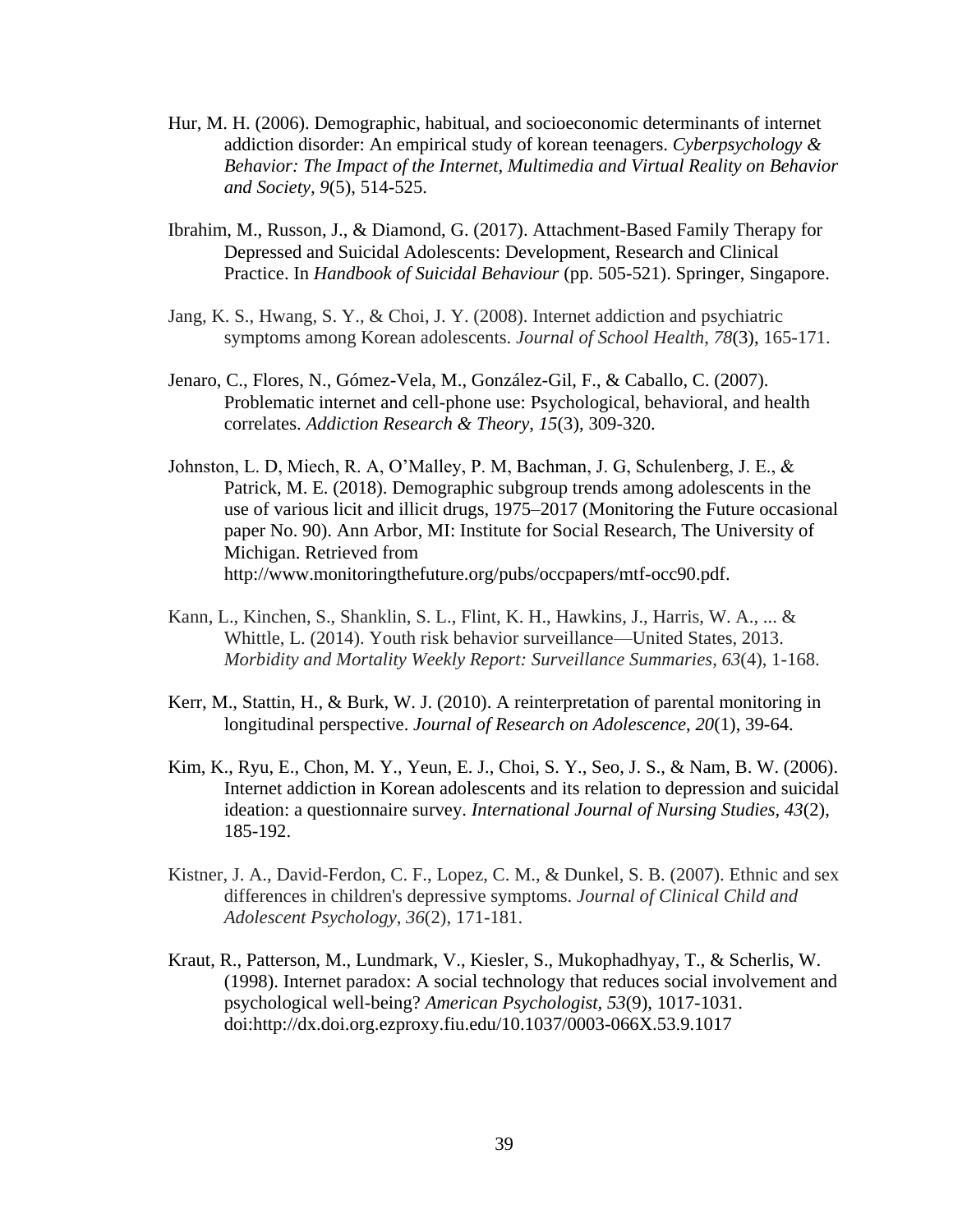Hur, M. H. (2006). Demographic, habitual, and socioeconomic determinants of internet addiction disorder: An empirical study of korean teenagers. *Cyberpsychology & Behavior: The Impact of the Internet, Multimedia and Virtual Reality on Behavior and Society*, *9*(5), 514-525.

Ibrahim, M., Russon, J., & Diamond, G. (2017). Attachment-Based Family Therapy for Depressed and Suicidal Adolescents: Development, Research and Clinical Practice. In *Handbook of Suicidal Behaviour* (pp. 505-521). Springer, Singapore.

Jang, K. S., Hwang, S. Y., & Choi, J. Y. (2008). Internet addiction and psychiatric symptoms among Korean adolescents. *Journal of School Health*, *78*(3), 165-171.

Jenaro, C., Flores, N., Gómez-Vela, M., González-Gil, F., & Caballo, C. (2007). Problematic internet and cell-phone use: Psychological, behavioral, and health correlates. *Addiction Research & Theory*, *15*(3), 309-320.

Johnston, L. D, Miech, R. A, O'Malley, P. M, Bachman, J. G, Schulenberg, J. E., & Patrick, M. E. (2018). Demographic subgroup trends among adolescents in the use of various licit and illicit drugs, 1975–2017 (Monitoring the Future occasional paper No. 90). Ann Arbor, MI: Institute for Social Research, The University of Michigan. Retrieved from http://www.monitoringthefuture.org/pubs/occpapers/mtf-occ90.pdf.

Kann, L., Kinchen, S., Shanklin, S. L., Flint, K. H., Hawkins, J., Harris, W. A., ... & Whittle, L. (2014). Youth risk behavior surveillance—United States, 2013. *Morbidity and Mortality Weekly Report: Surveillance Summaries*, *63*(4), 1-168.

Kerr, M., Stattin, H., & Burk, W. J. (2010). A reinterpretation of parental monitoring in longitudinal perspective. *Journal of Research on Adolescence*, *20*(1), 39-64.

Kim, K., Ryu, E., Chon, M. Y., Yeun, E. J., Choi, S. Y., Seo, J. S., & Nam, B. W. (2006). Internet addiction in Korean adolescents and its relation to depression and suicidal ideation: a questionnaire survey. *International Journal of Nursing Studies*, *43*(2), 185-192.

Kistner, J. A., David-Ferdon, C. F., Lopez, C. M., & Dunkel, S. B. (2007). Ethnic and sex differences in children's depressive symptoms. *Journal of Clinical Child and Adolescent Psychology*, *36*(2), 171-181.

Kraut, R., Patterson, M., Lundmark, V., Kiesler, S., Mukophadhyay, T., & Scherlis, W. (1998). Internet paradox: A social technology that reduces social involvement and psychological well-being? *American Psychologist*, *53*(9), 1017-1031. doi:http://dx.doi.org.ezproxy.fiu.edu/10.1037/0003-066X.53.9.1017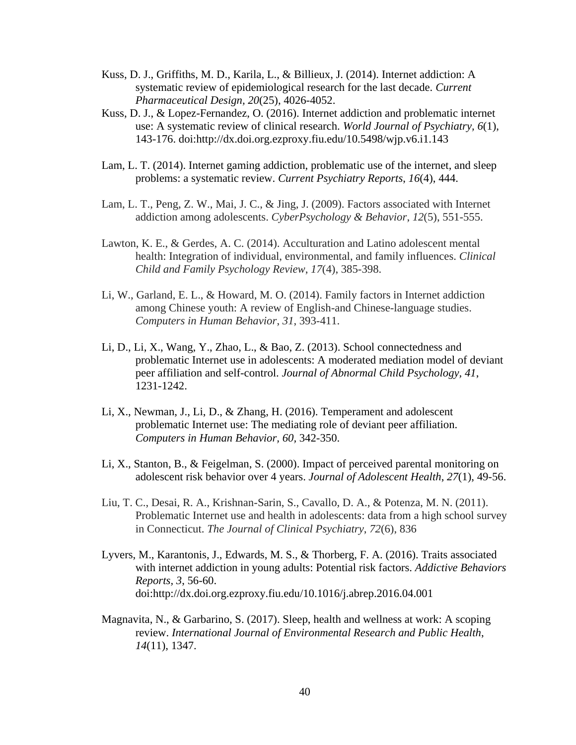Kuss, D. J., Griffiths, M. D., Karila, L., & Billieux, J. (2014). Internet addiction: A systematic review of epidemiological research for the last decade. *Current Pharmaceutical Design*, *20*(25), 4026-4052.

Kuss, D. J., & Lopez-Fernandez, O. (2016). Internet addiction and problematic internet use: A systematic review of clinical research. *World Journal of Psychiatry, 6*(1), 143-176. doi:http://dx.doi.org.ezproxy.fiu.edu/10.5498/wjp.v6.i1.143

Lam, L. T. (2014). Internet gaming addiction, problematic use of the internet, and sleep problems: a systematic review. *Current Psychiatry Reports*, *16*(4), 444.

Lam, L. T., Peng, Z. W., Mai, J. C., & Jing, J. (2009). Factors associated with Internet addiction among adolescents. *CyberPsychology & Behavior*, *12*(5), 551-555.

Lawton, K. E., & Gerdes, A. C. (2014). Acculturation and Latino adolescent mental health: Integration of individual, environmental, and family influences. *Clinical Child and Family Psychology Review*, *17*(4), 385-398.

Li, W., Garland, E. L., & Howard, M. O. (2014). Family factors in Internet addiction among Chinese youth: A review of English-and Chinese-language studies. *Computers in Human Behavior*, *31*, 393-411.

Li, D., Li, X., Wang, Y., Zhao, L., & Bao, Z. (2013). School connectedness and problematic Internet use in adolescents: A moderated mediation model of deviant peer affiliation and self-control. *Journal of Abnormal Child Psychology, 41*, 1231-1242.

Li, X., Newman, J., Li, D., & Zhang, H. (2016). Temperament and adolescent problematic Internet use: The mediating role of deviant peer affiliation. *Computers in Human Behavior, 60*, 342-350.

Li, X., Stanton, B., & Feigelman, S. (2000). Impact of perceived parental monitoring on adolescent risk behavior over 4 years. *Journal of Adolescent Health*, *27*(1), 49-56.

Liu, T. C., Desai, R. A., Krishnan-Sarin, S., Cavallo, D. A., & Potenza, M. N. (2011). Problematic Internet use and health in adolescents: data from a high school survey in Connecticut. *The Journal of Clinical Psychiatry*, *72*(6), 836

Lyvers, M., Karantonis, J., Edwards, M. S., & Thorberg, F. A. (2016). Traits associated with internet addiction in young adults: Potential risk factors. *Addictive Behaviors Reports, 3*, 56-60. doi:http://dx.doi.org.ezproxy.fiu.edu/10.1016/j.abrep.2016.04.001

Magnavita, N., & Garbarino, S. (2017). Sleep, health and wellness at work: A scoping review. *International Journal of Environmental Research and Public Health*, *14*(11), 1347.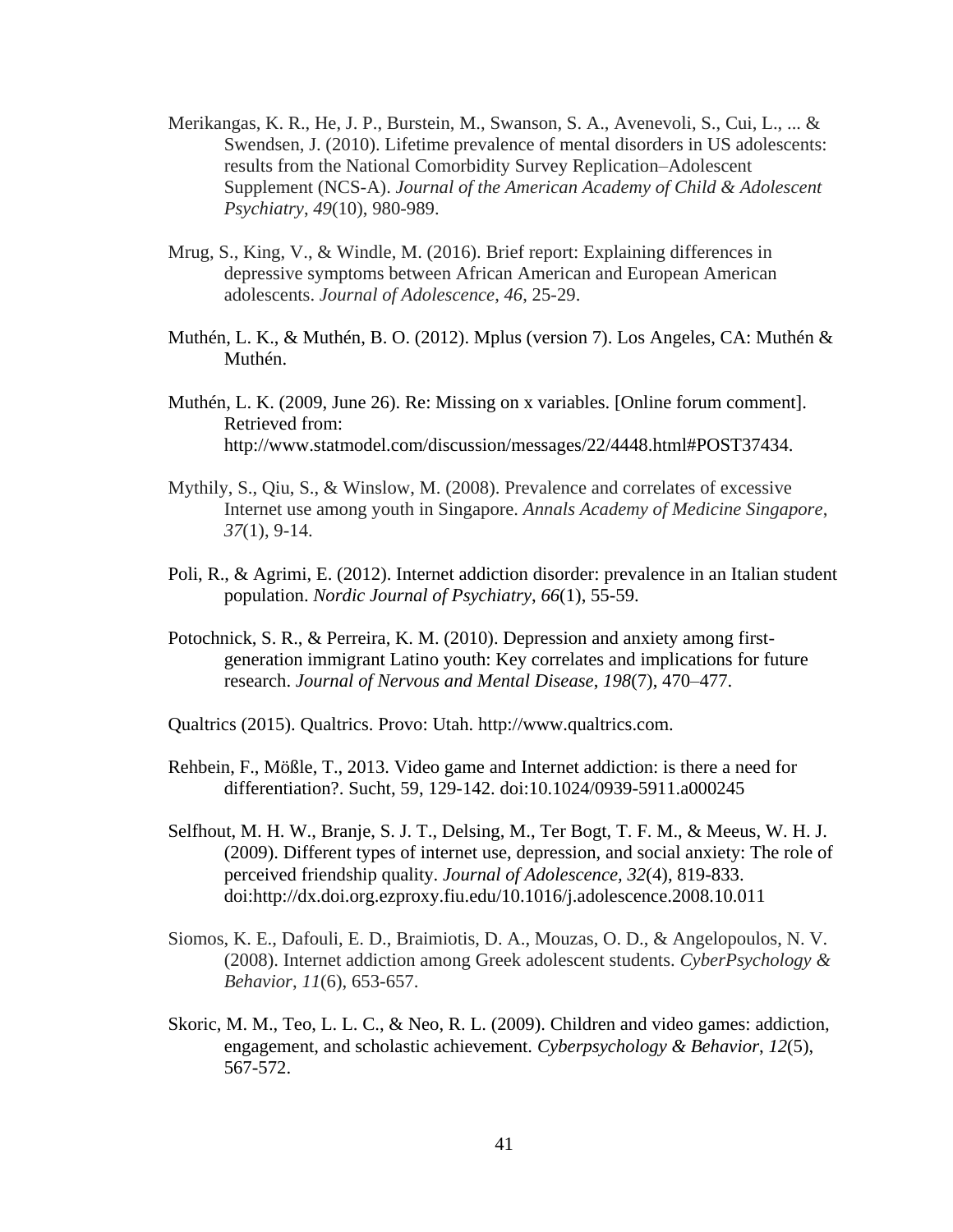Merikangas, K. R., He, J. P., Burstein, M., Swanson, S. A., Avenevoli, S., Cui, L., ... & Swendsen, J. (2010). Lifetime prevalence of mental disorders in US adolescents: results from the National Comorbidity Survey Replication–Adolescent Supplement (NCS-A). *Journal of the American Academy of Child & Adolescent Psychiatry*, *49*(10), 980-989.

Mrug, S., King, V., & Windle, M. (2016). Brief report: Explaining differences in depressive symptoms between African American and European American adolescents. *Journal of Adolescence*, *46*, 25-29.

Muthén, L. K., & Muthén, B. O. (2012). Mplus (version 7). Los Angeles, CA: Muthén & Muthén.

Muthén, L. K. (2009, June 26). Re: Missing on x variables. [Online forum comment]. Retrieved from: http://www.statmodel.com/discussion/messages/22/4448.html#POST37434.

Mythily, S., Qiu, S., & Winslow, M. (2008). Prevalence and correlates of excessive Internet use among youth in Singapore. *Annals Academy of Medicine Singapore*, *37*(1), 9-14.

Poli, R., & Agrimi, E. (2012). Internet addiction disorder: prevalence in an Italian student population. *Nordic Journal of Psychiatry*, *66*(1), 55-59.

Potochnick, S. R., & Perreira, K. M. (2010). Depression and anxiety among first-generation immigrant Latino youth: Key correlates and implications for future research. *Journal of Nervous and Mental Disease*, *198*(7), 470–477.

Qualtrics (2015). Qualtrics. Provo: Utah. http://www.qualtrics.com.

Rehbein, F., Mößle, T., 2013. Video game and Internet addiction: is there a need for differentiation?. Sucht, 59, 129-142. doi:10.1024/0939-5911.a000245

Selfhout, M. H. W., Branje, S. J. T., Delsing, M., Ter Bogt, T. F. M., & Meeus, W. H. J. (2009). Different types of internet use, depression, and social anxiety: The role of perceived friendship quality. *Journal of Adolescence, 32*(4), 819-833. doi:http://dx.doi.org.ezproxy.fiu.edu/10.1016/j.adolescence.2008.10.011

Siomos, K. E., Dafouli, E. D., Braimiotis, D. A., Mouzas, O. D., & Angelopoulos, N. V. (2008). Internet addiction among Greek adolescent students. *CyberPsychology & Behavior*, *11*(6), 653-657.

Skoric, M. M., Teo, L. L. C., & Neo, R. L. (2009). Children and video games: addiction, engagement, and scholastic achievement. *Cyberpsychology & Behavior*, *12*(5), 567-572.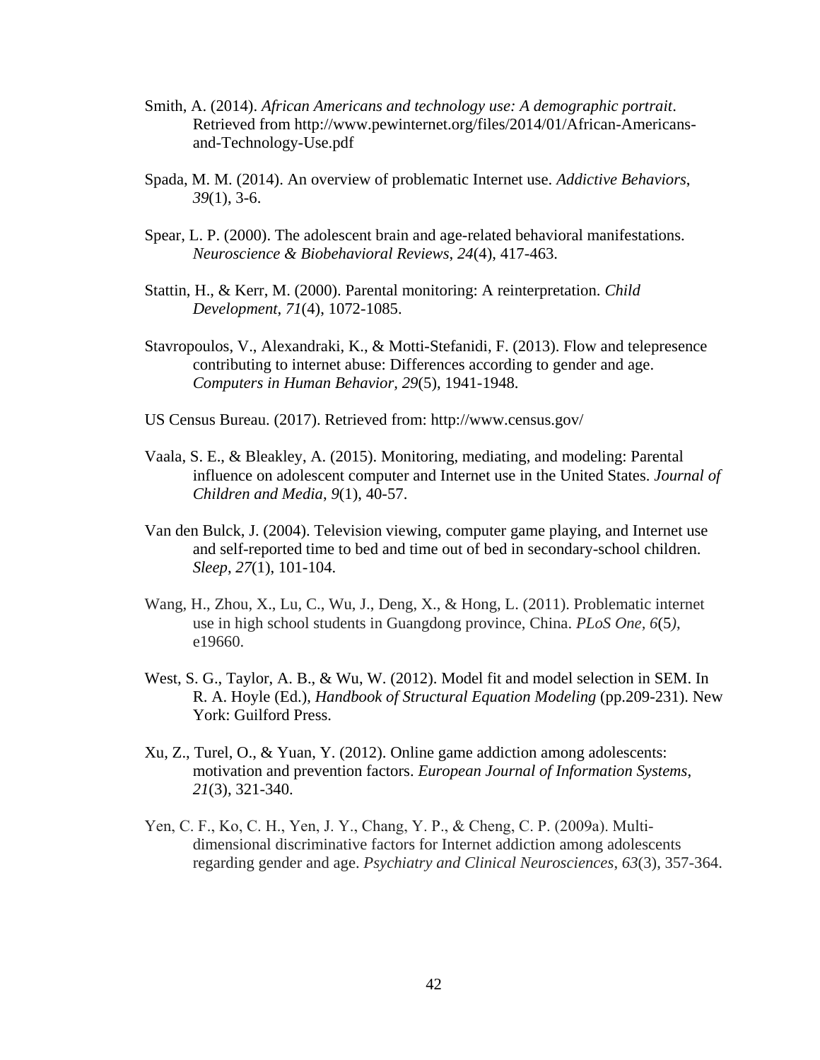Smith, A. (2014). *African Americans and technology use: A demographic portrait*. Retrieved from http://www.pewinternet.org/files/2014/01/African-Americans-and-Technology-Use.pdf

Spada, M. M. (2014). An overview of problematic Internet use. *Addictive Behaviors*, *39*(1), 3-6.

Spear, L. P. (2000). The adolescent brain and age-related behavioral manifestations. *Neuroscience & Biobehavioral Reviews*, *24*(4), 417-463.

Stattin, H., & Kerr, M. (2000). Parental monitoring: A reinterpretation. *Child Development*, *71*(4), 1072-1085.

Stavropoulos, V., Alexandraki, K., & Motti-Stefanidi, F. (2013). Flow and telepresence contributing to internet abuse: Differences according to gender and age. *Computers in Human Behavior*, *29*(5), 1941-1948.

US Census Bureau. (2017). Retrieved from: http://www.census.gov/

Vaala, S. E., & Bleakley, A. (2015). Monitoring, mediating, and modeling: Parental influence on adolescent computer and Internet use in the United States. *Journal of Children and Media*, *9*(1), 40-57.

Van den Bulck, J. (2004). Television viewing, computer game playing, and Internet use and self-reported time to bed and time out of bed in secondary-school children. *Sleep*, *27*(1), 101-104.

Wang, H., Zhou, X., Lu, C., Wu, J., Deng, X., & Hong, L. (2011). Problematic internet use in high school students in Guangdong province, China. *PLoS One, 6*(5*)*, e19660.

West, S. G., Taylor, A. B., & Wu, W. (2012). Model fit and model selection in SEM. In R. A. Hoyle (Ed.), *Handbook of Structural Equation Modeling* (pp.209-231). New York: Guilford Press.

Xu, Z., Turel, O., & Yuan, Y. (2012). Online game addiction among adolescents: motivation and prevention factors. *European Journal of Information Systems*, *21*(3), 321-340.

Yen, C. F., Ko, C. H., Yen, J. Y., Chang, Y. P., & Cheng, C. P. (2009a). Multi-dimensional discriminative factors for Internet addiction among adolescents regarding gender and age. *Psychiatry and Clinical Neurosciences*, *63*(3), 357-364.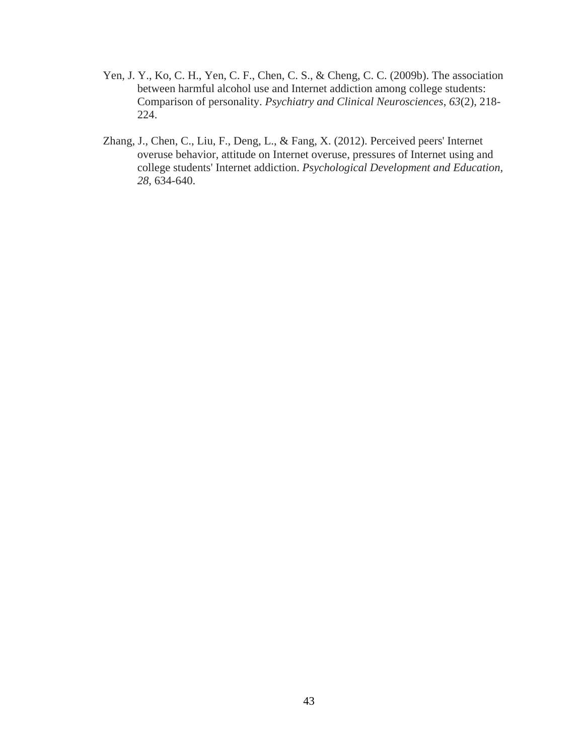Yen, J. Y., Ko, C. H., Yen, C. F., Chen, C. S., & Cheng, C. C. (2009b). The association between harmful alcohol use and Internet addiction among college students: Comparison of personality. *Psychiatry and Clinical Neurosciences*, *63*(2), 218-224.

Zhang, J., Chen, C., Liu, F., Deng, L., & Fang, X. (2012). Perceived peers' Internet overuse behavior, attitude on Internet overuse, pressures of Internet using and college students' Internet addiction. *Psychological Development and Education*, *28*, 634-640.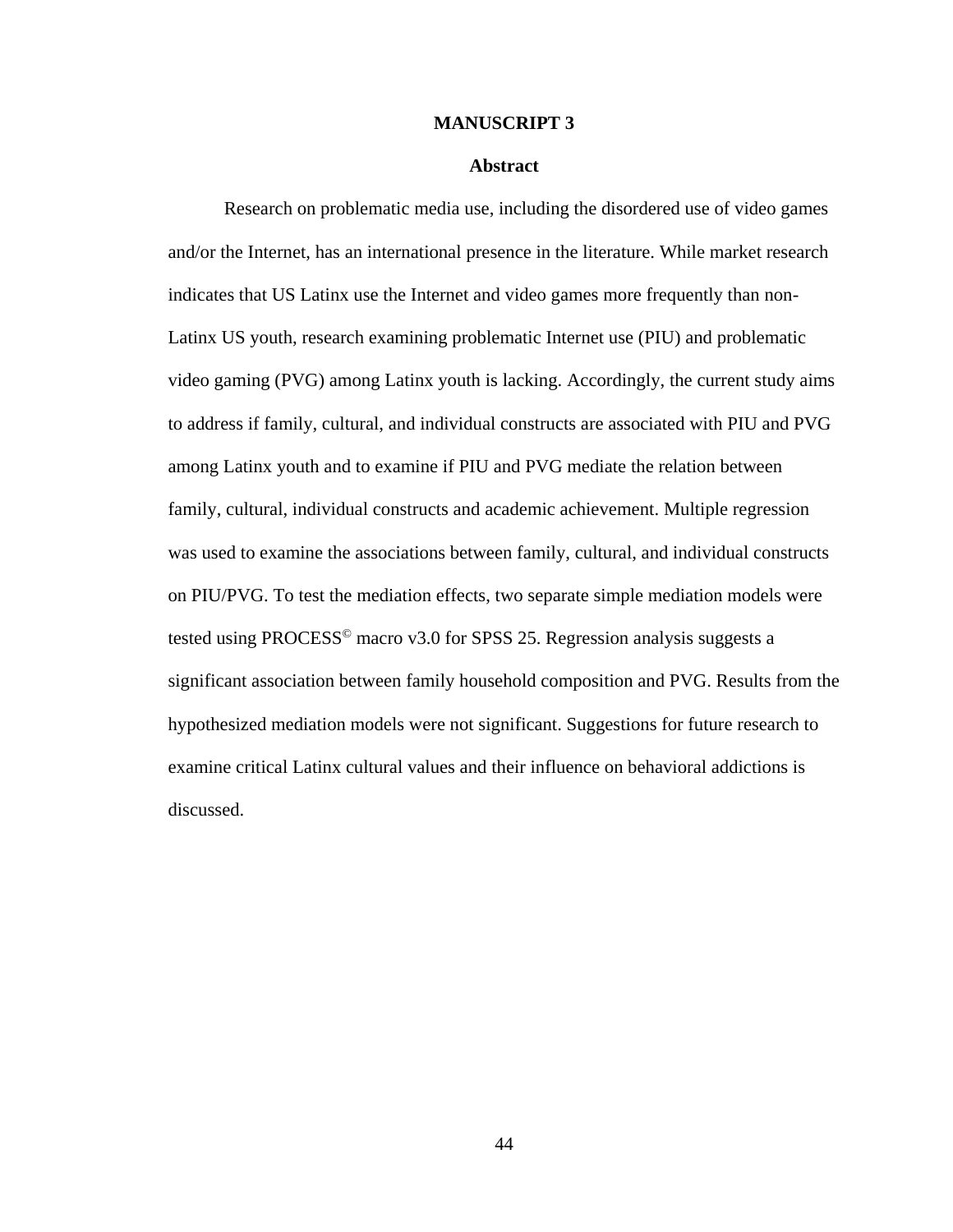# MANUSCRIPT 3

## Abstract

Research on problematic media use, including the disordered use of video games and/or the Internet, has an international presence in the literature. While market research indicates that US Latinx use the Internet and video games more frequently than non-Latinx US youth, research examining problematic Internet use (PIU) and problematic video gaming (PVG) among Latinx youth is lacking. Accordingly, the current study aims to address if family, cultural, and individual constructs are associated with PIU and PVG among Latinx youth and to examine if PIU and PVG mediate the relation between family, cultural, individual constructs and academic achievement. Multiple regression was used to examine the associations between family, cultural, and individual constructs on PIU/PVG. To test the mediation effects, two separate simple mediation models were tested using PROCESS© macro v3.0 for SPSS 25. Regression analysis suggests a significant association between family household composition and PVG. Results from the hypothesized mediation models were not significant. Suggestions for future research to examine critical Latinx cultural values and their influence on behavioral addictions is discussed.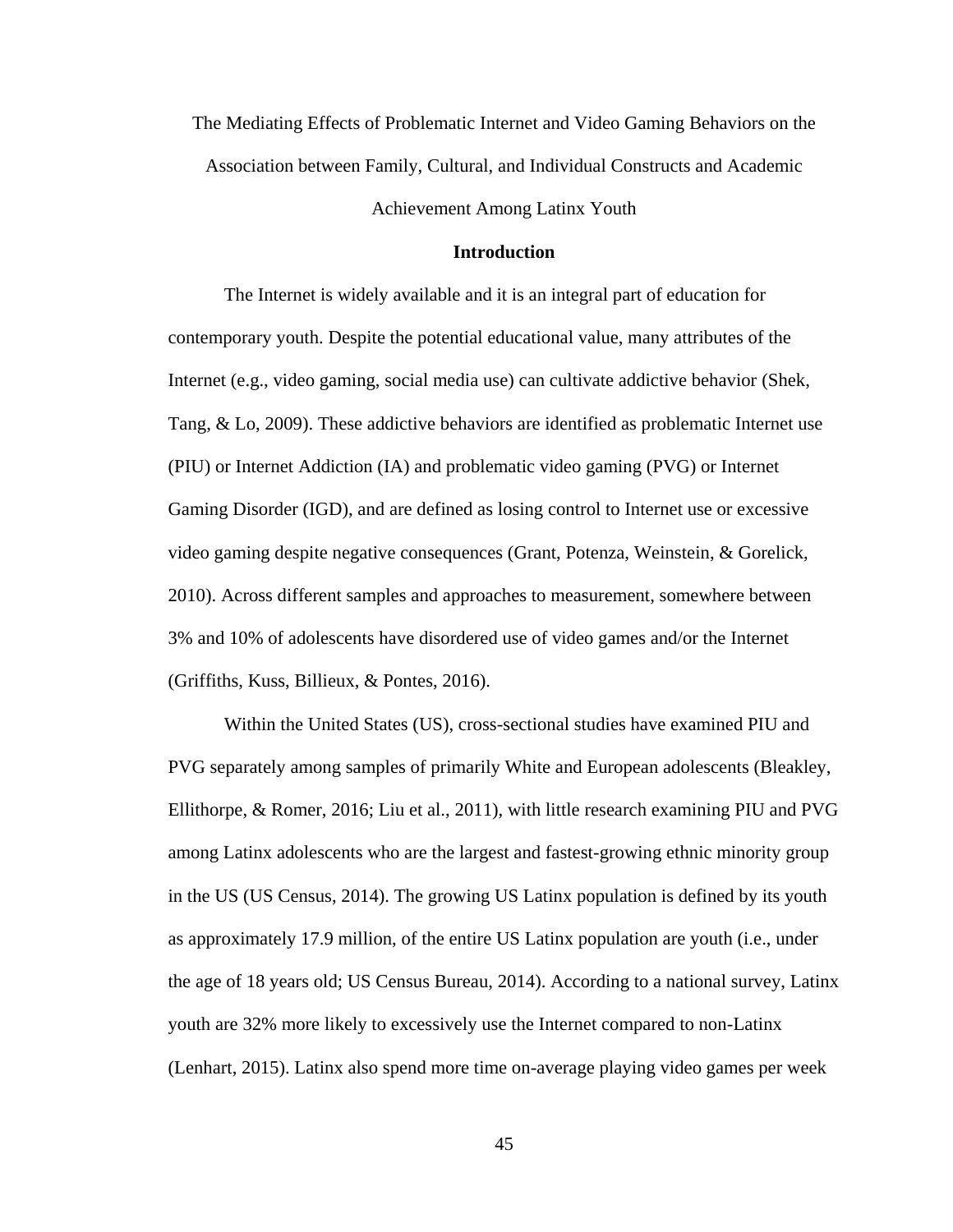The Mediating Effects of Problematic Internet and Video Gaming Behaviors on the Association between Family, Cultural, and Individual Constructs and Academic Achievement Among Latinx Youth

## Introduction

The Internet is widely available and it is an integral part of education for contemporary youth. Despite the potential educational value, many attributes of the Internet (e.g., video gaming, social media use) can cultivate addictive behavior (Shek, Tang, & Lo, 2009). These addictive behaviors are identified as problematic Internet use (PIU) or Internet Addiction (IA) and problematic video gaming (PVG) or Internet Gaming Disorder (IGD), and are defined as losing control to Internet use or excessive video gaming despite negative consequences (Grant, Potenza, Weinstein, & Gorelick, 2010). Across different samples and approaches to measurement, somewhere between 3% and 10% of adolescents have disordered use of video games and/or the Internet (Griffiths, Kuss, Billieux, & Pontes, 2016).

Within the United States (US), cross-sectional studies have examined PIU and PVG separately among samples of primarily White and European adolescents (Bleakley, Ellithorpe, & Romer, 2016; Liu et al., 2011), with little research examining PIU and PVG among Latinx adolescents who are the largest and fastest-growing ethnic minority group in the US (US Census, 2014). The growing US Latinx population is defined by its youth as approximately 17.9 million, of the entire US Latinx population are youth (i.e., under the age of 18 years old; US Census Bureau, 2014). According to a national survey, Latinx youth are 32% more likely to excessively use the Internet compared to non-Latinx (Lenhart, 2015). Latinx also spend more time on-average playing video games per week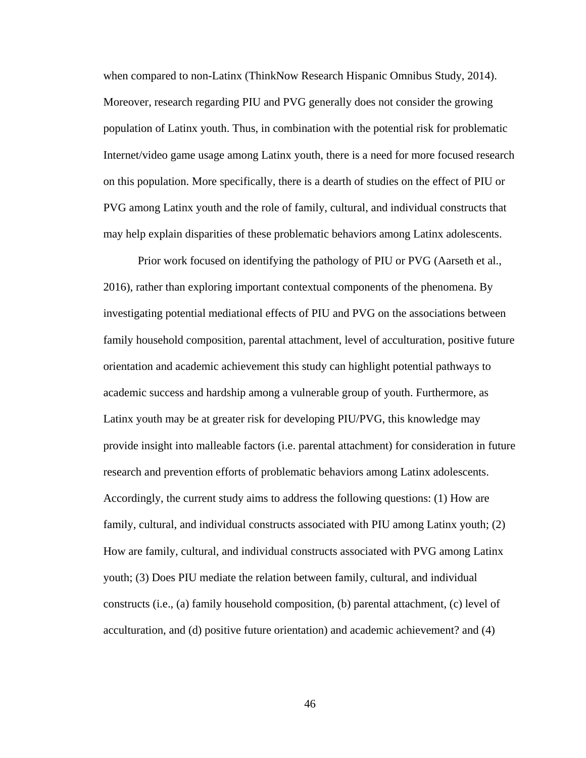when compared to non-Latinx (ThinkNow Research Hispanic Omnibus Study, 2014). Moreover, research regarding PIU and PVG generally does not consider the growing population of Latinx youth. Thus, in combination with the potential risk for problematic Internet/video game usage among Latinx youth, there is a need for more focused research on this population. More specifically, there is a dearth of studies on the effect of PIU or PVG among Latinx youth and the role of family, cultural, and individual constructs that may help explain disparities of these problematic behaviors among Latinx adolescents.

Prior work focused on identifying the pathology of PIU or PVG (Aarseth et al., 2016), rather than exploring important contextual components of the phenomena. By investigating potential mediational effects of PIU and PVG on the associations between family household composition, parental attachment, level of acculturation, positive future orientation and academic achievement this study can highlight potential pathways to academic success and hardship among a vulnerable group of youth. Furthermore, as Latinx youth may be at greater risk for developing PIU/PVG, this knowledge may provide insight into malleable factors (i.e. parental attachment) for consideration in future research and prevention efforts of problematic behaviors among Latinx adolescents. Accordingly, the current study aims to address the following questions: (1) How are family, cultural, and individual constructs associated with PIU among Latinx youth; (2) How are family, cultural, and individual constructs associated with PVG among Latinx youth; (3) Does PIU mediate the relation between family, cultural, and individual constructs (i.e., (a) family household composition, (b) parental attachment, (c) level of acculturation, and (d) positive future orientation) and academic achievement? and (4)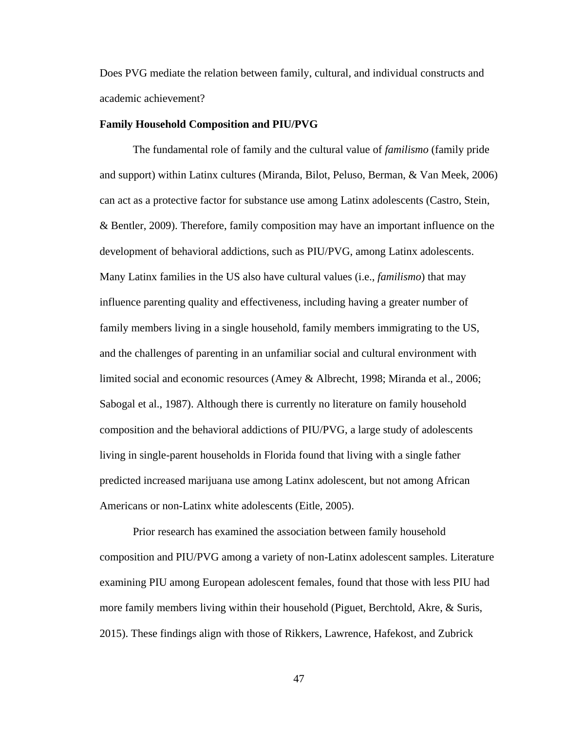Does PVG mediate the relation between family, cultural, and individual constructs and academic achievement?

**Family Household Composition and PIU/PVG**

The fundamental role of family and the cultural value of *familismo* (family pride and support) within Latinx cultures (Miranda, Bilot, Peluso, Berman, & Van Meek, 2006) can act as a protective factor for substance use among Latinx adolescents (Castro, Stein, & Bentler, 2009). Therefore, family composition may have an important influence on the development of behavioral addictions, such as PIU/PVG, among Latinx adolescents. Many Latinx families in the US also have cultural values (i.e., *familismo*) that may influence parenting quality and effectiveness, including having a greater number of family members living in a single household, family members immigrating to the US, and the challenges of parenting in an unfamiliar social and cultural environment with limited social and economic resources (Amey & Albrecht, 1998; Miranda et al., 2006; Sabogal et al., 1987). Although there is currently no literature on family household composition and the behavioral addictions of PIU/PVG, a large study of adolescents living in single-parent households in Florida found that living with a single father predicted increased marijuana use among Latinx adolescent, but not among African Americans or non-Latinx white adolescents (Eitle, 2005).

Prior research has examined the association between family household composition and PIU/PVG among a variety of non-Latinx adolescent samples. Literature examining PIU among European adolescent females, found that those with less PIU had more family members living within their household (Piguet, Berchtold, Akre, & Suris, 2015). These findings align with those of Rikkers, Lawrence, Hafekost, and Zubrick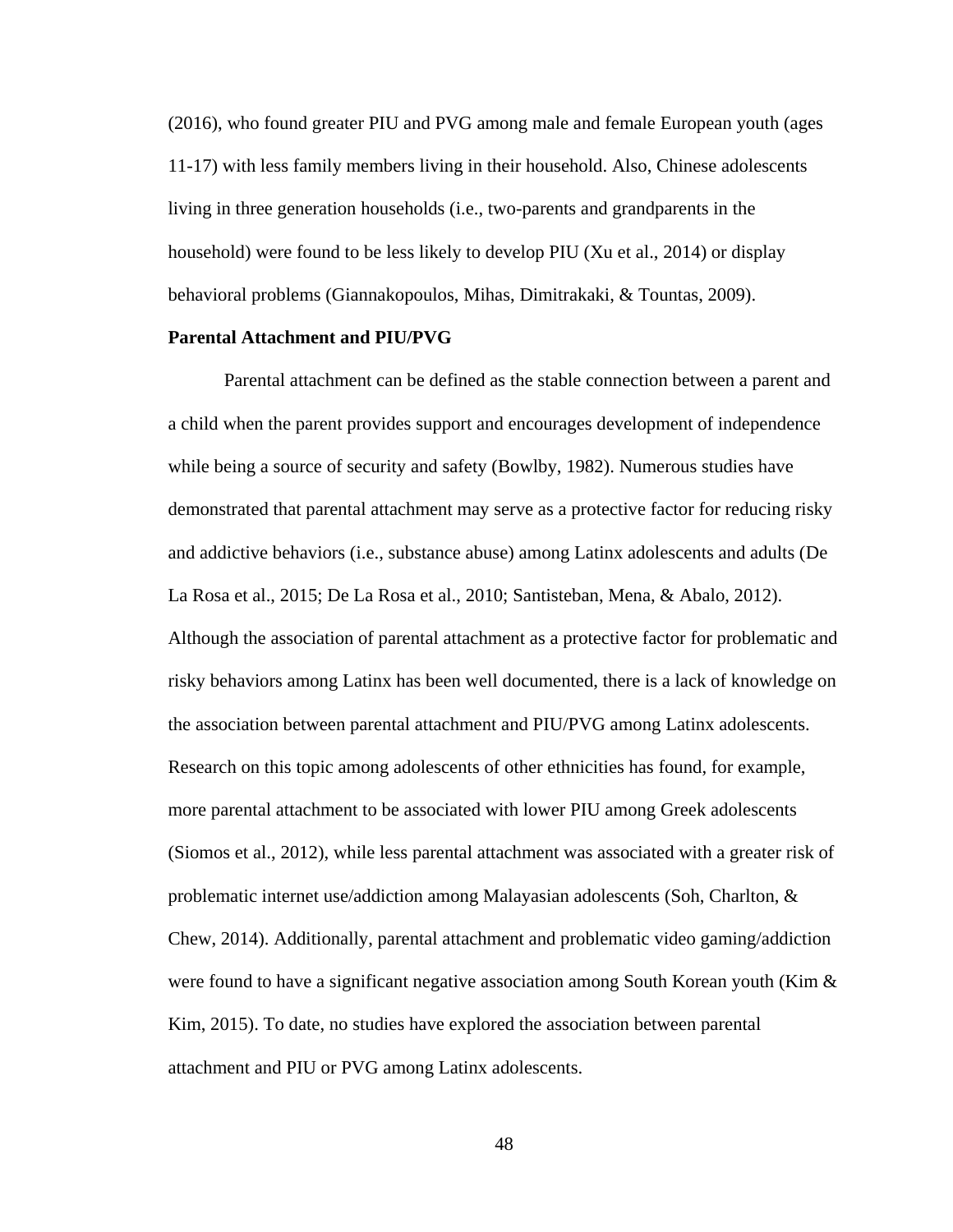(2016), who found greater PIU and PVG among male and female European youth (ages 11-17) with less family members living in their household. Also, Chinese adolescents living in three generation households (i.e., two-parents and grandparents in the household) were found to be less likely to develop PIU (Xu et al., 2014) or display behavioral problems (Giannakopoulos, Mihas, Dimitrakaki, & Tountas, 2009).

**Parental Attachment and PIU/PVG**

Parental attachment can be defined as the stable connection between a parent and a child when the parent provides support and encourages development of independence while being a source of security and safety (Bowlby, 1982). Numerous studies have demonstrated that parental attachment may serve as a protective factor for reducing risky and addictive behaviors (i.e., substance abuse) among Latinx adolescents and adults (De La Rosa et al., 2015; De La Rosa et al., 2010; Santisteban, Mena, & Abalo, 2012). Although the association of parental attachment as a protective factor for problematic and risky behaviors among Latinx has been well documented, there is a lack of knowledge on the association between parental attachment and PIU/PVG among Latinx adolescents. Research on this topic among adolescents of other ethnicities has found, for example, more parental attachment to be associated with lower PIU among Greek adolescents (Siomos et al., 2012), while less parental attachment was associated with a greater risk of problematic internet use/addiction among Malayasian adolescents (Soh, Charlton, & Chew, 2014). Additionally, parental attachment and problematic video gaming/addiction were found to have a significant negative association among South Korean youth (Kim & Kim, 2015). To date, no studies have explored the association between parental attachment and PIU or PVG among Latinx adolescents.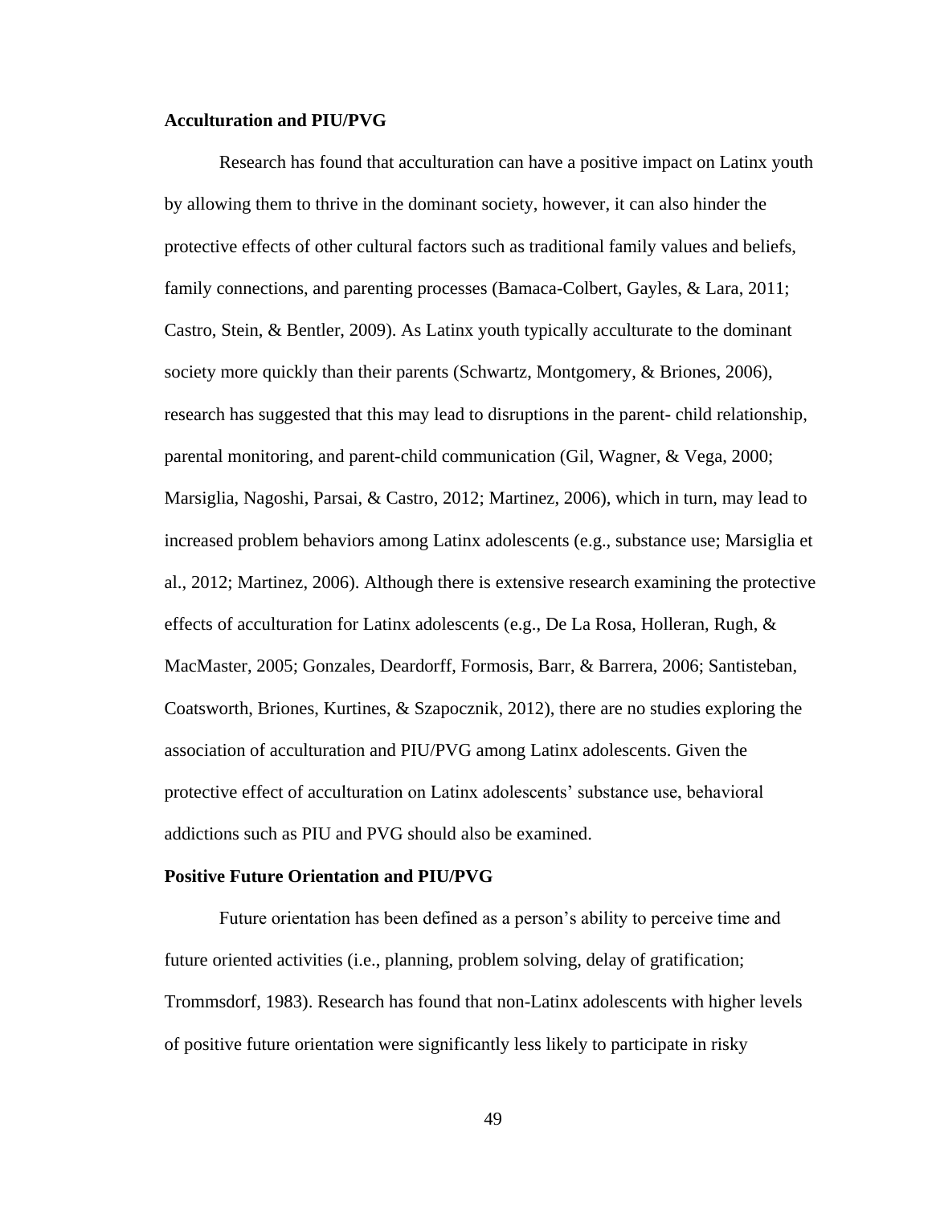**Acculturation and PIU/PVG**

Research has found that acculturation can have a positive impact on Latinx youth by allowing them to thrive in the dominant society, however, it can also hinder the protective effects of other cultural factors such as traditional family values and beliefs, family connections, and parenting processes (Bamaca-Colbert, Gayles, & Lara, 2011; Castro, Stein, & Bentler, 2009). As Latinx youth typically acculturate to the dominant society more quickly than their parents (Schwartz, Montgomery, & Briones, 2006), research has suggested that this may lead to disruptions in the parent- child relationship, parental monitoring, and parent-child communication (Gil, Wagner, & Vega, 2000; Marsiglia, Nagoshi, Parsai, & Castro, 2012; Martinez, 2006), which in turn, may lead to increased problem behaviors among Latinx adolescents (e.g., substance use; Marsiglia et al., 2012; Martinez, 2006). Although there is extensive research examining the protective effects of acculturation for Latinx adolescents (e.g., De La Rosa, Holleran, Rugh, & MacMaster, 2005; Gonzales, Deardorff, Formosis, Barr, & Barrera, 2006; Santisteban, Coatsworth, Briones, Kurtines, & Szapocznik, 2012), there are no studies exploring the association of acculturation and PIU/PVG among Latinx adolescents. Given the protective effect of acculturation on Latinx adolescents' substance use, behavioral addictions such as PIU and PVG should also be examined.

**Positive Future Orientation and PIU/PVG**

Future orientation has been defined as a person's ability to perceive time and future oriented activities (i.e., planning, problem solving, delay of gratification; Trommsdorf, 1983). Research has found that non-Latinx adolescents with higher levels of positive future orientation were significantly less likely to participate in risky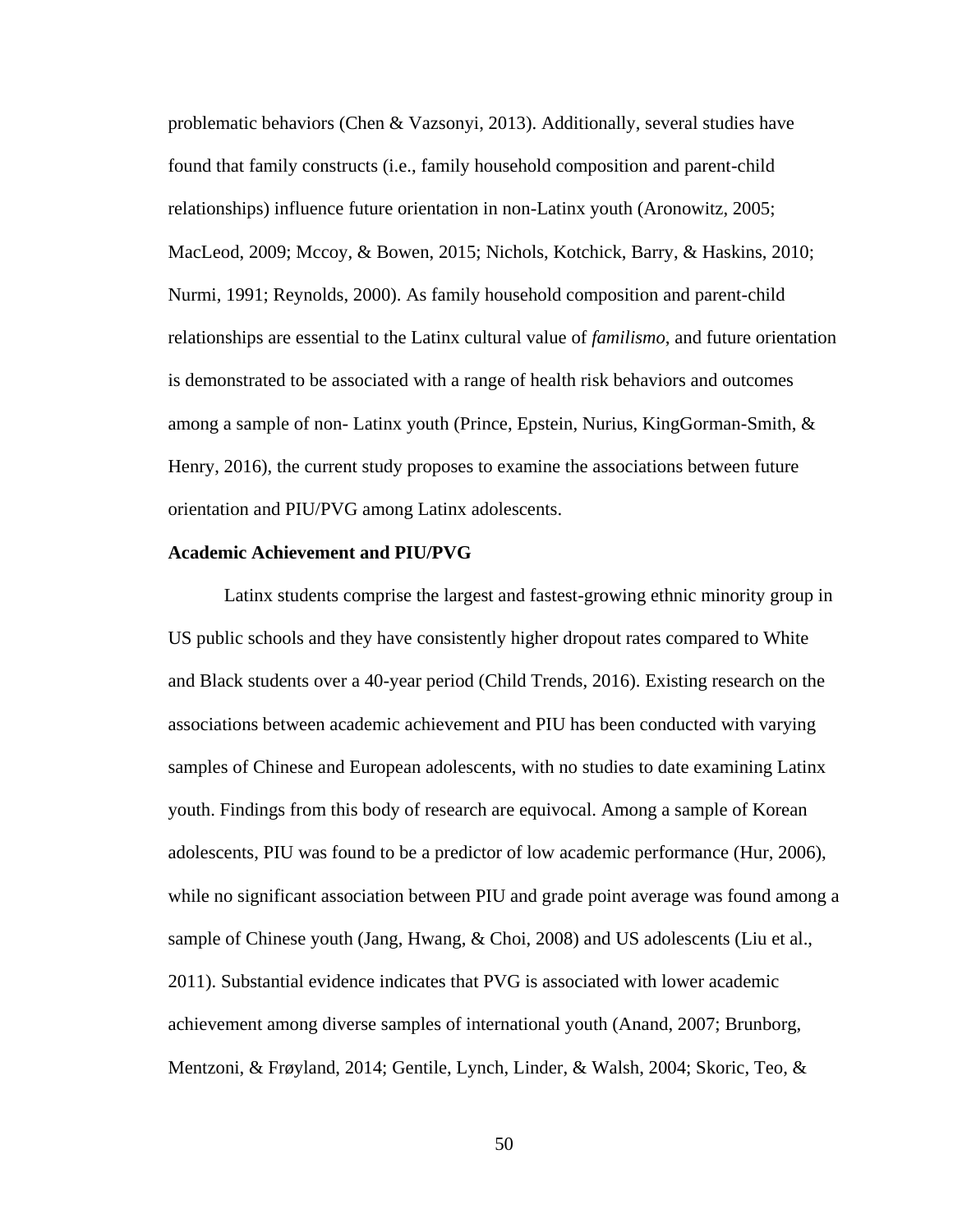problematic behaviors (Chen & Vazsonyi, 2013). Additionally, several studies have found that family constructs (i.e., family household composition and parent-child relationships) influence future orientation in non-Latinx youth (Aronowitz, 2005; MacLeod, 2009; Mccoy, & Bowen, 2015; Nichols, Kotchick, Barry, & Haskins, 2010; Nurmi, 1991; Reynolds, 2000). As family household composition and parent-child relationships are essential to the Latinx cultural value of *familismo*, and future orientation is demonstrated to be associated with a range of health risk behaviors and outcomes among a sample of non- Latinx youth (Prince, Epstein, Nurius, KingGorman-Smith, & Henry, 2016), the current study proposes to examine the associations between future orientation and PIU/PVG among Latinx adolescents.

**Academic Achievement and PIU/PVG**

Latinx students comprise the largest and fastest-growing ethnic minority group in US public schools and they have consistently higher dropout rates compared to White and Black students over a 40-year period (Child Trends, 2016). Existing research on the associations between academic achievement and PIU has been conducted with varying samples of Chinese and European adolescents, with no studies to date examining Latinx youth. Findings from this body of research are equivocal. Among a sample of Korean adolescents, PIU was found to be a predictor of low academic performance (Hur, 2006), while no significant association between PIU and grade point average was found among a sample of Chinese youth (Jang, Hwang, & Choi, 2008) and US adolescents (Liu et al., 2011). Substantial evidence indicates that PVG is associated with lower academic achievement among diverse samples of international youth (Anand, 2007; Brunborg, Mentzoni, & Frøyland, 2014; Gentile, Lynch, Linder, & Walsh, 2004; Skoric, Teo, &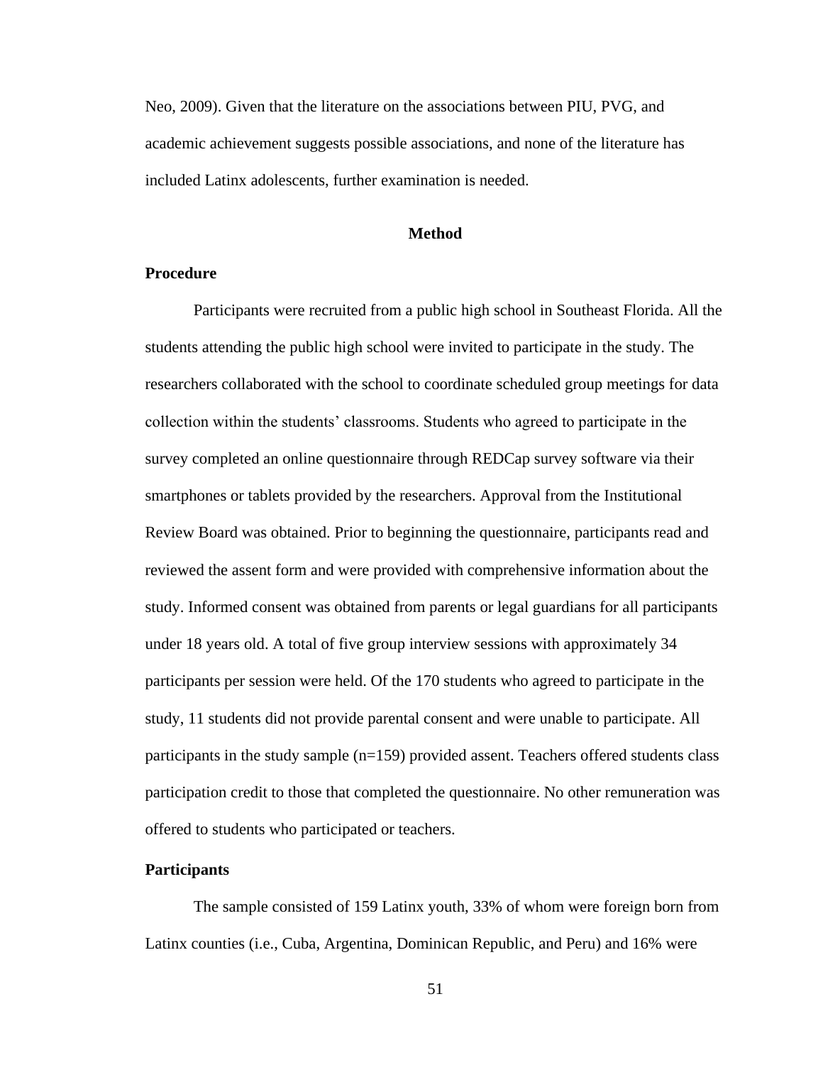Neo, 2009). Given that the literature on the associations between PIU, PVG, and academic achievement suggests possible associations, and none of the literature has included Latinx adolescents, further examination is needed.

## Method

### Procedure

Participants were recruited from a public high school in Southeast Florida. All the students attending the public high school were invited to participate in the study. The researchers collaborated with the school to coordinate scheduled group meetings for data collection within the students' classrooms. Students who agreed to participate in the survey completed an online questionnaire through REDCap survey software via their smartphones or tablets provided by the researchers. Approval from the Institutional Review Board was obtained. Prior to beginning the questionnaire, participants read and reviewed the assent form and were provided with comprehensive information about the study. Informed consent was obtained from parents or legal guardians for all participants under 18 years old. A total of five group interview sessions with approximately 34 participants per session were held. Of the 170 students who agreed to participate in the study, 11 students did not provide parental consent and were unable to participate. All participants in the study sample (n=159) provided assent. Teachers offered students class participation credit to those that completed the questionnaire. No other remuneration was offered to students who participated or teachers.

### Participants

The sample consisted of 159 Latinx youth, 33% of whom were foreign born from Latinx counties (i.e., Cuba, Argentina, Dominican Republic, and Peru) and 16% were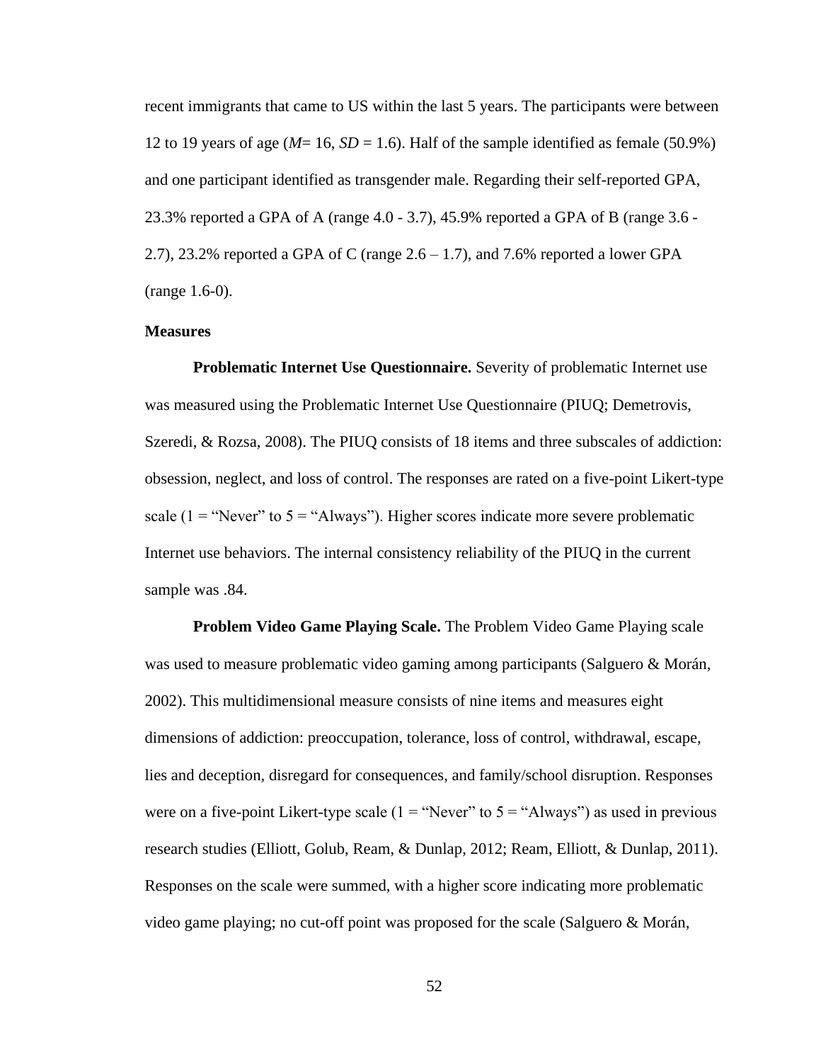recent immigrants that came to US within the last 5 years. The participants were between 12 to 19 years of age (*M*= 16, *SD* = 1.6). Half of the sample identified as female (50.9%) and one participant identified as transgender male. Regarding their self-reported GPA, 23.3% reported a GPA of A (range 4.0 - 3.7), 45.9% reported a GPA of B (range 3.6 - 2.7), 23.2% reported a GPA of C (range 2.6 – 1.7), and 7.6% reported a lower GPA (range 1.6-0).

**Measures**

**Problematic Internet Use Questionnaire.** Severity of problematic Internet use was measured using the Problematic Internet Use Questionnaire (PIUQ; Demetrovis, Szeredi, & Rozsa, 2008). The PIUQ consists of 18 items and three subscales of addiction: obsession, neglect, and loss of control. The responses are rated on a five-point Likert-type scale (1 = "Never" to 5 = "Always"). Higher scores indicate more severe problematic Internet use behaviors. The internal consistency reliability of the PIUQ in the current sample was .84.

**Problem Video Game Playing Scale.** The Problem Video Game Playing scale was used to measure problematic video gaming among participants (Salguero & Morán, 2002). This multidimensional measure consists of nine items and measures eight dimensions of addiction: preoccupation, tolerance, loss of control, withdrawal, escape, lies and deception, disregard for consequences, and family/school disruption. Responses were on a five-point Likert-type scale (1 = "Never" to 5 = "Always") as used in previous research studies (Elliott, Golub, Ream, & Dunlap, 2012; Ream, Elliott, & Dunlap, 2011). Responses on the scale were summed, with a higher score indicating more problematic video game playing; no cut-off point was proposed for the scale (Salguero & Morán,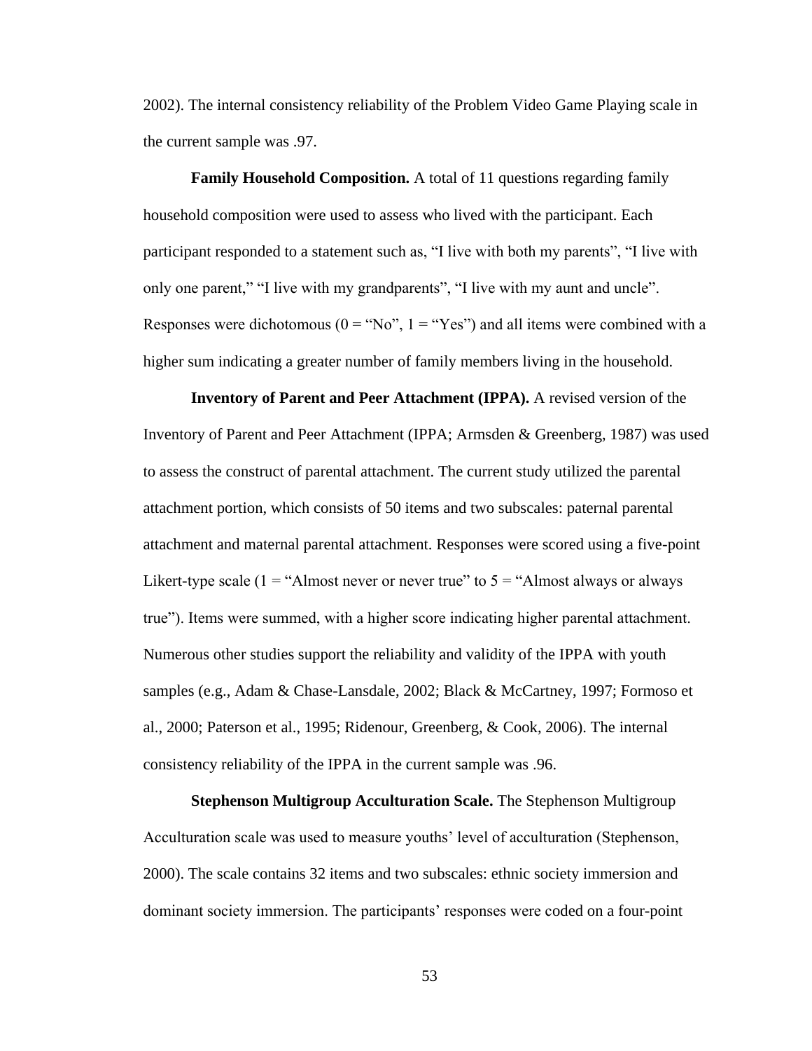2002). The internal consistency reliability of the Problem Video Game Playing scale in the current sample was .97.

**Family Household Composition.** A total of 11 questions regarding family household composition were used to assess who lived with the participant. Each participant responded to a statement such as, "I live with both my parents", "I live with only one parent," "I live with my grandparents", "I live with my aunt and uncle". Responses were dichotomous (0 = "No", 1 = "Yes") and all items were combined with a higher sum indicating a greater number of family members living in the household.

**Inventory of Parent and Peer Attachment (IPPA).** A revised version of the Inventory of Parent and Peer Attachment (IPPA; Armsden & Greenberg, 1987) was used to assess the construct of parental attachment. The current study utilized the parental attachment portion, which consists of 50 items and two subscales: paternal parental attachment and maternal parental attachment. Responses were scored using a five-point Likert-type scale (1 = "Almost never or never true" to 5 = "Almost always or always true"). Items were summed, with a higher score indicating higher parental attachment. Numerous other studies support the reliability and validity of the IPPA with youth samples (e.g., Adam & Chase-Lansdale, 2002; Black & McCartney, 1997; Formoso et al., 2000; Paterson et al., 1995; Ridenour, Greenberg, & Cook, 2006). The internal consistency reliability of the IPPA in the current sample was .96.

**Stephenson Multigroup Acculturation Scale.** The Stephenson Multigroup Acculturation scale was used to measure youths' level of acculturation (Stephenson, 2000). The scale contains 32 items and two subscales: ethnic society immersion and dominant society immersion. The participants' responses were coded on a four-point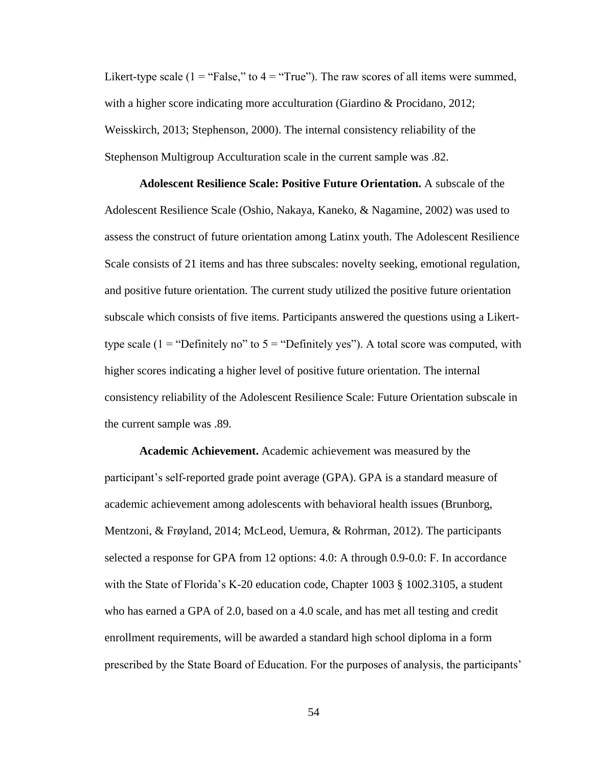Likert-type scale (1 = “False,” to 4 = “True”). The raw scores of all items were summed, with a higher score indicating more acculturation (Giardino & Procidano, 2012; Weisskirch, 2013; Stephenson, 2000). The internal consistency reliability of the Stephenson Multigroup Acculturation scale in the current sample was .82.

**Adolescent Resilience Scale: Positive Future Orientation.** A subscale of the Adolescent Resilience Scale (Oshio, Nakaya, Kaneko, & Nagamine, 2002) was used to assess the construct of future orientation among Latinx youth. The Adolescent Resilience Scale consists of 21 items and has three subscales: novelty seeking, emotional regulation, and positive future orientation. The current study utilized the positive future orientation subscale which consists of five items. Participants answered the questions using a Likert-type scale (1 = “Definitely no” to 5 = “Definitely yes”). A total score was computed, with higher scores indicating a higher level of positive future orientation. The internal consistency reliability of the Adolescent Resilience Scale: Future Orientation subscale in the current sample was .89.

**Academic Achievement.** Academic achievement was measured by the participant’s self-reported grade point average (GPA). GPA is a standard measure of academic achievement among adolescents with behavioral health issues (Brunborg, Mentzoni, & Frøyland, 2014; McLeod, Uemura, & Rohrman, 2012). The participants selected a response for GPA from 12 options: 4.0: A through 0.9-0.0: F. In accordance with the State of Florida’s K-20 education code, Chapter 1003 § 1002.3105, a student who has earned a GPA of 2.0, based on a 4.0 scale, and has met all testing and credit enrollment requirements, will be awarded a standard high school diploma in a form prescribed by the State Board of Education. For the purposes of analysis, the participants’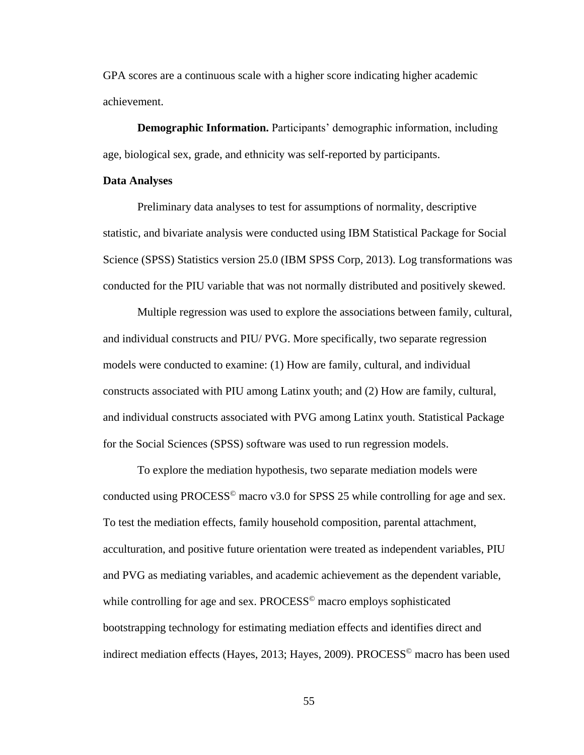GPA scores are a continuous scale with a higher score indicating higher academic achievement.

**Demographic Information.** Participants' demographic information, including age, biological sex, grade, and ethnicity was self-reported by participants.

**Data Analyses**

Preliminary data analyses to test for assumptions of normality, descriptive statistic, and bivariate analysis were conducted using IBM Statistical Package for Social Science (SPSS) Statistics version 25.0 (IBM SPSS Corp, 2013). Log transformations was conducted for the PIU variable that was not normally distributed and positively skewed.

Multiple regression was used to explore the associations between family, cultural, and individual constructs and PIU/ PVG. More specifically, two separate regression models were conducted to examine: (1) How are family, cultural, and individual constructs associated with PIU among Latinx youth; and (2) How are family, cultural, and individual constructs associated with PVG among Latinx youth. Statistical Package for the Social Sciences (SPSS) software was used to run regression models.

To explore the mediation hypothesis, two separate mediation models were conducted using PROCESS© macro v3.0 for SPSS 25 while controlling for age and sex. To test the mediation effects, family household composition, parental attachment, acculturation, and positive future orientation were treated as independent variables, PIU and PVG as mediating variables, and academic achievement as the dependent variable, while controlling for age and sex. PROCESS© macro employs sophisticated bootstrapping technology for estimating mediation effects and identifies direct and indirect mediation effects (Hayes, 2013; Hayes, 2009). PROCESS© macro has been used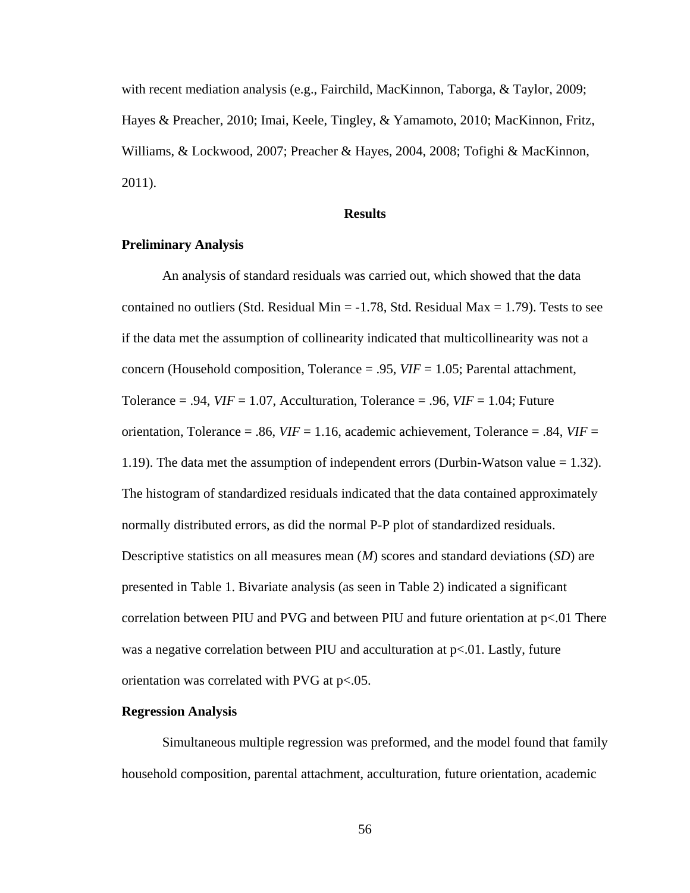with recent mediation analysis (e.g., Fairchild, MacKinnon, Taborga, & Taylor, 2009; Hayes & Preacher, 2010; Imai, Keele, Tingley, & Yamamoto, 2010; MacKinnon, Fritz, Williams, & Lockwood, 2007; Preacher & Hayes, 2004, 2008; Tofighi & MacKinnon, 2011).

## Results

### Preliminary Analysis

An analysis of standard residuals was carried out, which showed that the data contained no outliers (Std. Residual Min = -1.78, Std. Residual Max = 1.79). Tests to see if the data met the assumption of collinearity indicated that multicollinearity was not a concern (Household composition, Tolerance = .95, *VIF* = 1.05; Parental attachment, Tolerance = .94, *VIF* = 1.07, Acculturation, Tolerance = .96, *VIF* = 1.04; Future orientation, Tolerance = .86, *VIF* = 1.16, academic achievement, Tolerance = .84, *VIF* = 1.19). The data met the assumption of independent errors (Durbin-Watson value = 1.32). The histogram of standardized residuals indicated that the data contained approximately normally distributed errors, as did the normal P-P plot of standardized residuals. Descriptive statistics on all measures mean (*M*) scores and standard deviations (*SD*) are presented in Table 1. Bivariate analysis (as seen in Table 2) indicated a significant correlation between PIU and PVG and between PIU and future orientation at $p<.01$ There was a negative correlation between PIU and acculturation at $p<.01$. Lastly, future orientation was correlated with PVG at $p<.05$.

### Regression Analysis

Simultaneous multiple regression was preformed, and the model found that family household composition, parental attachment, acculturation, future orientation, academic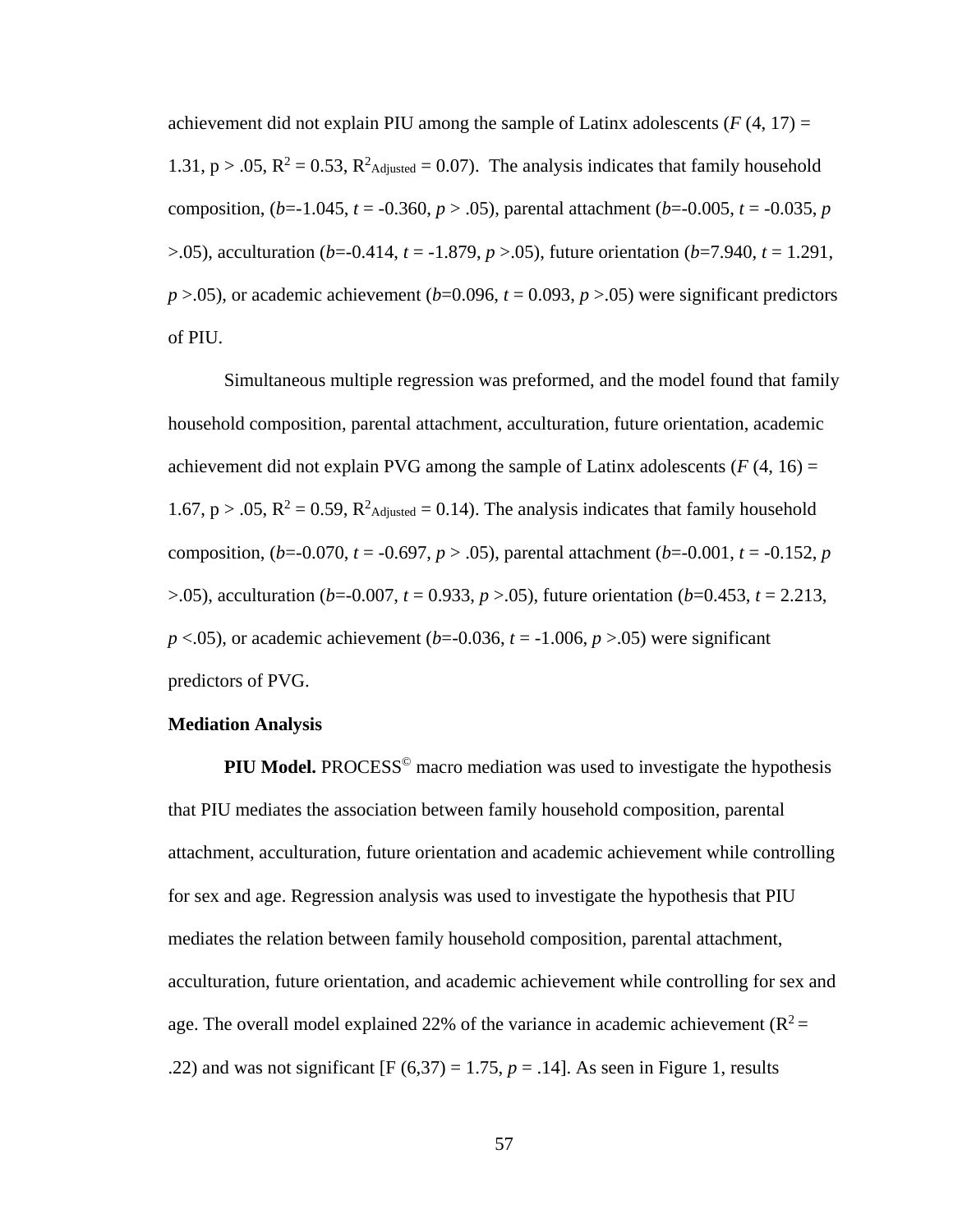achievement did not explain PIU among the sample of Latinx adolescents ($F$ (4, 17) = 1.31, p > .05, $R^2$ = 0.53, $R^2_{Adjusted}$ = 0.07). The analysis indicates that family household composition, ($b$=-1.045, $t$ = -0.360, $p$ > .05), parental attachment ($b$=-0.005, $t$ = -0.035, $p$ >.05), acculturation ($b$=-0.414, $t$ = -1.879, $p$ >.05), future orientation ($b$=7.940, $t$ = 1.291, $p$ >.05), or academic achievement ($b$=0.096, $t$ = 0.093, $p$ >.05) were significant predictors of PIU.

Simultaneous multiple regression was preformed, and the model found that family household composition, parental attachment, acculturation, future orientation, academic achievement did not explain PVG among the sample of Latinx adolescents ($F$ (4, 16) = 1.67, p > .05, $R^2$ = 0.59, $R^2_{Adjusted}$ = 0.14). The analysis indicates that family household composition, ($b$=-0.070, $t$ = -0.697, $p$ > .05), parental attachment ($b$=-0.001, $t$ = -0.152, $p$ >.05), acculturation ($b$=-0.007, $t$ = 0.933, $p$ >.05), future orientation ($b$=0.453, $t$ = 2.213, $p$ <.05), or academic achievement ($b$=-0.036, $t$ = -1.006, $p$ >.05) were significant predictors of PVG.

**Mediation Analysis**

**PIU Model.** PROCESS© macro mediation was used to investigate the hypothesis that PIU mediates the association between family household composition, parental attachment, acculturation, future orientation and academic achievement while controlling for sex and age. Regression analysis was used to investigate the hypothesis that PIU mediates the relation between family household composition, parental attachment, acculturation, future orientation, and academic achievement while controlling for sex and age. The overall model explained 22% of the variance in academic achievement ($R^2$ = .22) and was not significant [F (6,37) = 1.75, $p$ = .14]. As seen in Figure 1, results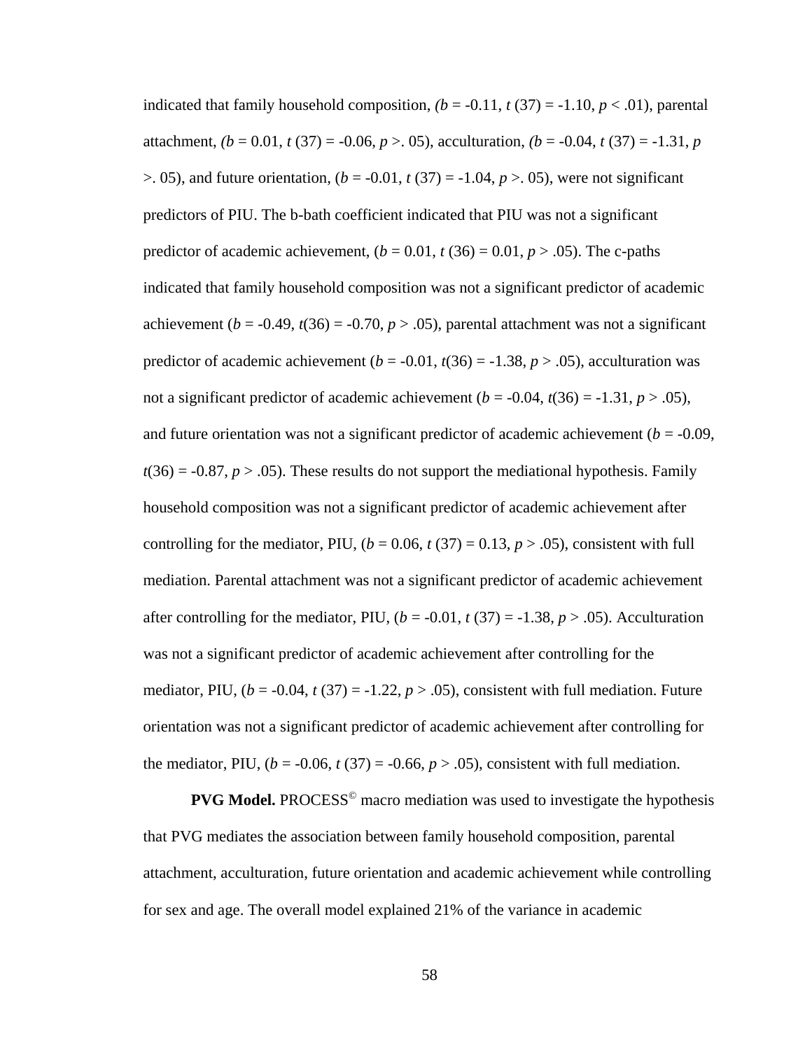indicated that family household composition, *(b* = -0.11, *t* (37) = -1.10, *p* < .01), parental attachment, *(b* = 0.01, *t* (37) = -0.06, *p* >. 05), acculturation, *(b* = -0.04, *t* (37) = -1.31, *p* >. 05), and future orientation, (*b* = -0.01, *t* (37) = -1.04, *p* >. 05), were not significant predictors of PIU. The b-bath coefficient indicated that PIU was not a significant predictor of academic achievement, (*b* = 0.01, *t* (36) = 0.01, *p* > .05). The c-paths indicated that family household composition was not a significant predictor of academic achievement (*b* = -0.49, *t*(36) = -0.70, *p* > .05), parental attachment was not a significant predictor of academic achievement (*b* = -0.01, *t*(36) = -1.38, *p* > .05), acculturation was not a significant predictor of academic achievement (*b* = -0.04, *t*(36) = -1.31, *p* > .05), and future orientation was not a significant predictor of academic achievement (*b* = -0.09, *t*(36) = -0.87, *p* > .05). These results do not support the mediational hypothesis. Family household composition was not a significant predictor of academic achievement after controlling for the mediator, PIU, (*b* = 0.06, *t* (37) = 0.13, *p* > .05), consistent with full mediation. Parental attachment was not a significant predictor of academic achievement after controlling for the mediator, PIU, (*b* = -0.01, *t* (37) = -1.38, *p* > .05). Acculturation was not a significant predictor of academic achievement after controlling for the mediator, PIU, (*b* = -0.04, *t* (37) = -1.22, *p* > .05), consistent with full mediation. Future orientation was not a significant predictor of academic achievement after controlling for the mediator, PIU, (*b* = -0.06, *t* (37) = -0.66, *p* > .05), consistent with full mediation.

**PVG Model.** PROCESS© macro mediation was used to investigate the hypothesis that PVG mediates the association between family household composition, parental attachment, acculturation, future orientation and academic achievement while controlling for sex and age. The overall model explained 21% of the variance in academic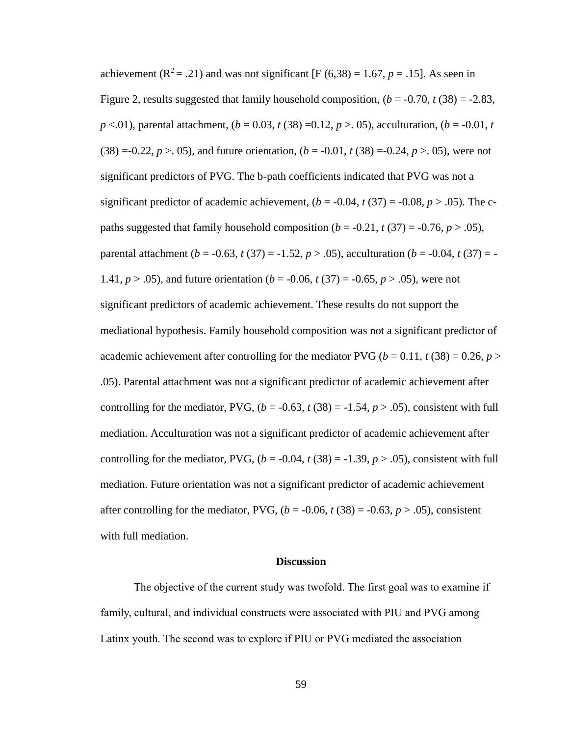achievement ($R^2 = .21$) and was not significant [$F(6,38) = 1.67$, $p = .15$]. As seen in Figure 2, results suggested that family household composition, ($b = -0.70$, $t(38) = -2.83$, $p < .01$), parental attachment, ($b = 0.03$, $t(38) = 0.12$, $p > .05$), acculturation, ($b = -0.01$, $t(38) = -0.22$, $p > .05$), and future orientation, ($b = -0.01$, $t(38) = -0.24$, $p > .05$), were not significant predictors of PVG. The b-path coefficients indicated that PVG was not a significant predictor of academic achievement, ($b = -0.04$, $t(37) = -0.08$, $p > .05$). The c-paths suggested that family household composition ($b = -0.21$, $t(37) = -0.76$, $p > .05$), parental attachment ($b = -0.63$, $t(37) = -1.52$, $p > .05$), acculturation ($b = -0.04$, $t(37) = -1.41$, $p > .05$), and future orientation ($b = -0.06$, $t(37) = -0.65$, $p > .05$), were not significant predictors of academic achievement. These results do not support the mediational hypothesis. Family household composition was not a significant predictor of academic achievement after controlling for the mediator PVG ($b = 0.11$, $t(38) = 0.26$, $p > .05$). Parental attachment was not a significant predictor of academic achievement after controlling for the mediator, PVG, ($b = -0.63$, $t(38) = -1.54$, $p > .05$), consistent with full mediation. Acculturation was not a significant predictor of academic achievement after controlling for the mediator, PVG, ($b = -0.04$, $t(38) = -1.39$, $p > .05$), consistent with full mediation. Future orientation was not a significant predictor of academic achievement after controlling for the mediator, PVG, ($b = -0.06$, $t(38) = -0.63$, $p > .05$), consistent with full mediation.

## Discussion

The objective of the current study was twofold. The first goal was to examine if family, cultural, and individual constructs were associated with PIU and PVG among Latinx youth. The second was to explore if PIU or PVG mediated the association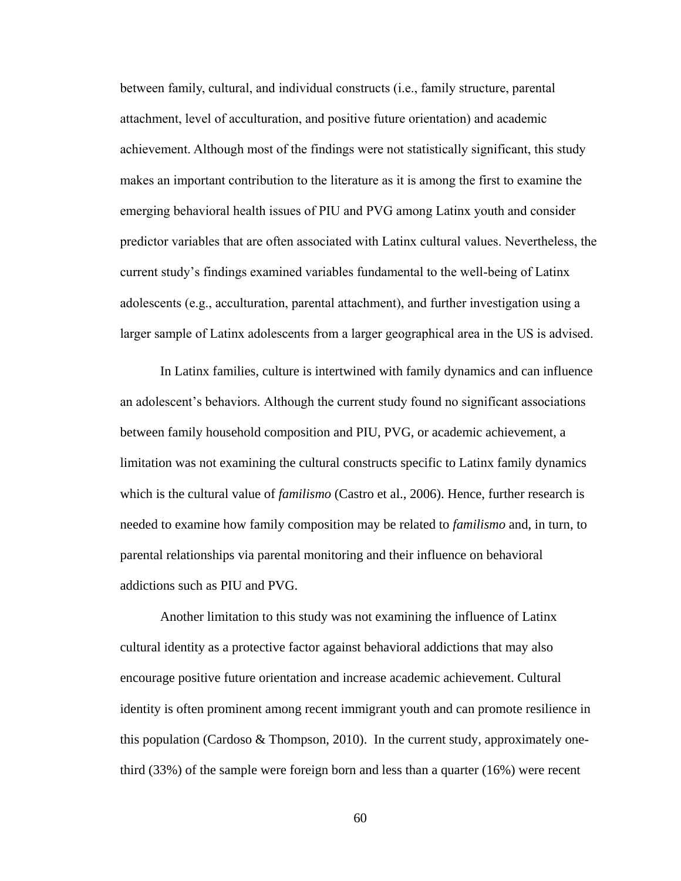between family, cultural, and individual constructs (i.e., family structure, parental attachment, level of acculturation, and positive future orientation) and academic achievement. Although most of the findings were not statistically significant, this study makes an important contribution to the literature as it is among the first to examine the emerging behavioral health issues of PIU and PVG among Latinx youth and consider predictor variables that are often associated with Latinx cultural values. Nevertheless, the current study's findings examined variables fundamental to the well-being of Latinx adolescents (e.g., acculturation, parental attachment), and further investigation using a larger sample of Latinx adolescents from a larger geographical area in the US is advised.

In Latinx families, culture is intertwined with family dynamics and can influence an adolescent's behaviors. Although the current study found no significant associations between family household composition and PIU, PVG, or academic achievement, a limitation was not examining the cultural constructs specific to Latinx family dynamics which is the cultural value of *familismo* (Castro et al., 2006). Hence, further research is needed to examine how family composition may be related to *familismo* and, in turn, to parental relationships via parental monitoring and their influence on behavioral addictions such as PIU and PVG.

Another limitation to this study was not examining the influence of Latinx cultural identity as a protective factor against behavioral addictions that may also encourage positive future orientation and increase academic achievement. Cultural identity is often prominent among recent immigrant youth and can promote resilience in this population (Cardoso & Thompson, 2010). In the current study, approximately one-third (33%) of the sample were foreign born and less than a quarter (16%) were recent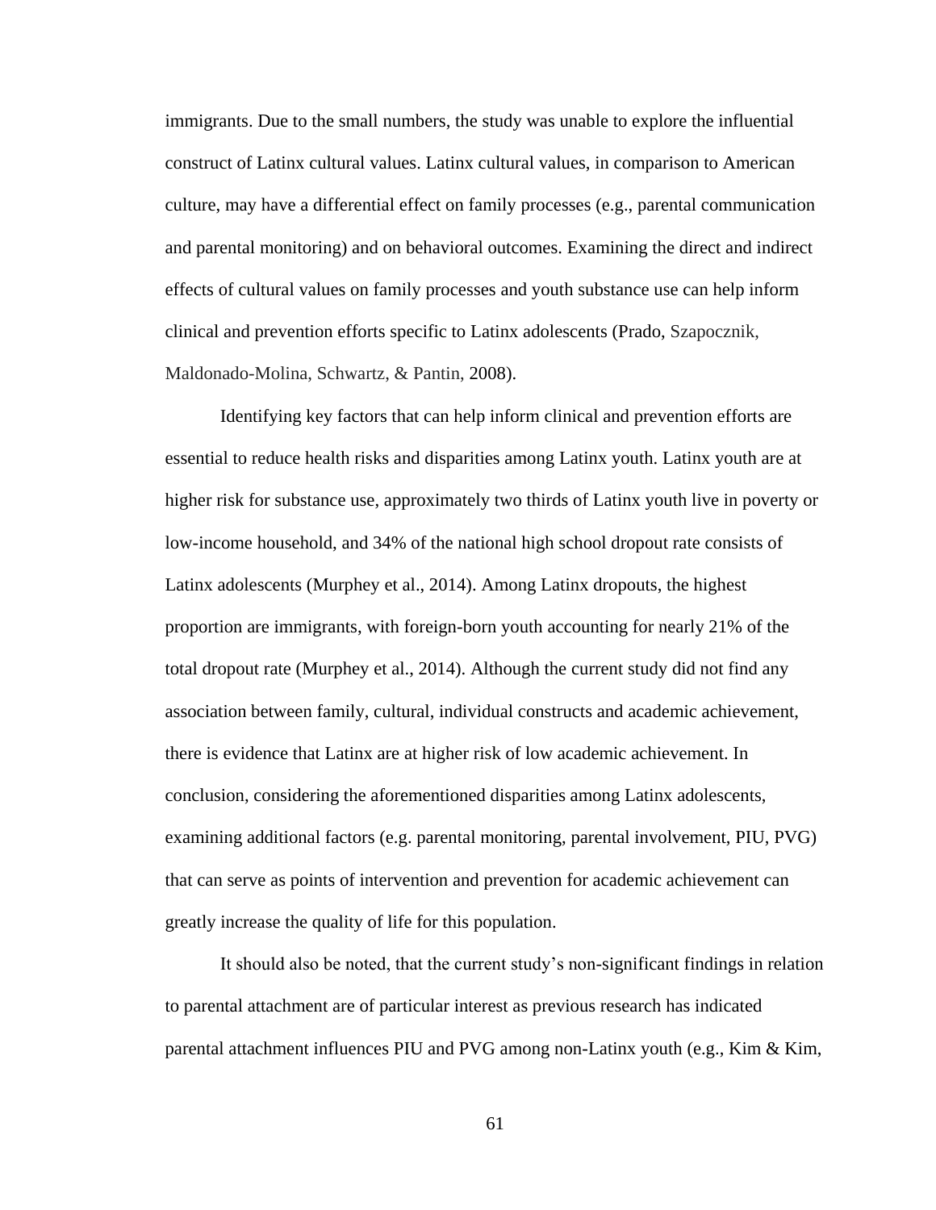immigrants. Due to the small numbers, the study was unable to explore the influential construct of Latinx cultural values. Latinx cultural values, in comparison to American culture, may have a differential effect on family processes (e.g., parental communication and parental monitoring) and on behavioral outcomes. Examining the direct and indirect effects of cultural values on family processes and youth substance use can help inform clinical and prevention efforts specific to Latinx adolescents (Prado, Szapocznik, Maldonado-Molina, Schwartz, & Pantin, 2008).

Identifying key factors that can help inform clinical and prevention efforts are essential to reduce health risks and disparities among Latinx youth. Latinx youth are at higher risk for substance use, approximately two thirds of Latinx youth live in poverty or low-income household, and 34% of the national high school dropout rate consists of Latinx adolescents (Murphey et al., 2014). Among Latinx dropouts, the highest proportion are immigrants, with foreign-born youth accounting for nearly 21% of the total dropout rate (Murphey et al., 2014). Although the current study did not find any association between family, cultural, individual constructs and academic achievement, there is evidence that Latinx are at higher risk of low academic achievement. In conclusion, considering the aforementioned disparities among Latinx adolescents, examining additional factors (e.g. parental monitoring, parental involvement, PIU, PVG) that can serve as points of intervention and prevention for academic achievement can greatly increase the quality of life for this population.

It should also be noted, that the current study's non-significant findings in relation to parental attachment are of particular interest as previous research has indicated parental attachment influences PIU and PVG among non-Latinx youth (e.g., Kim & Kim,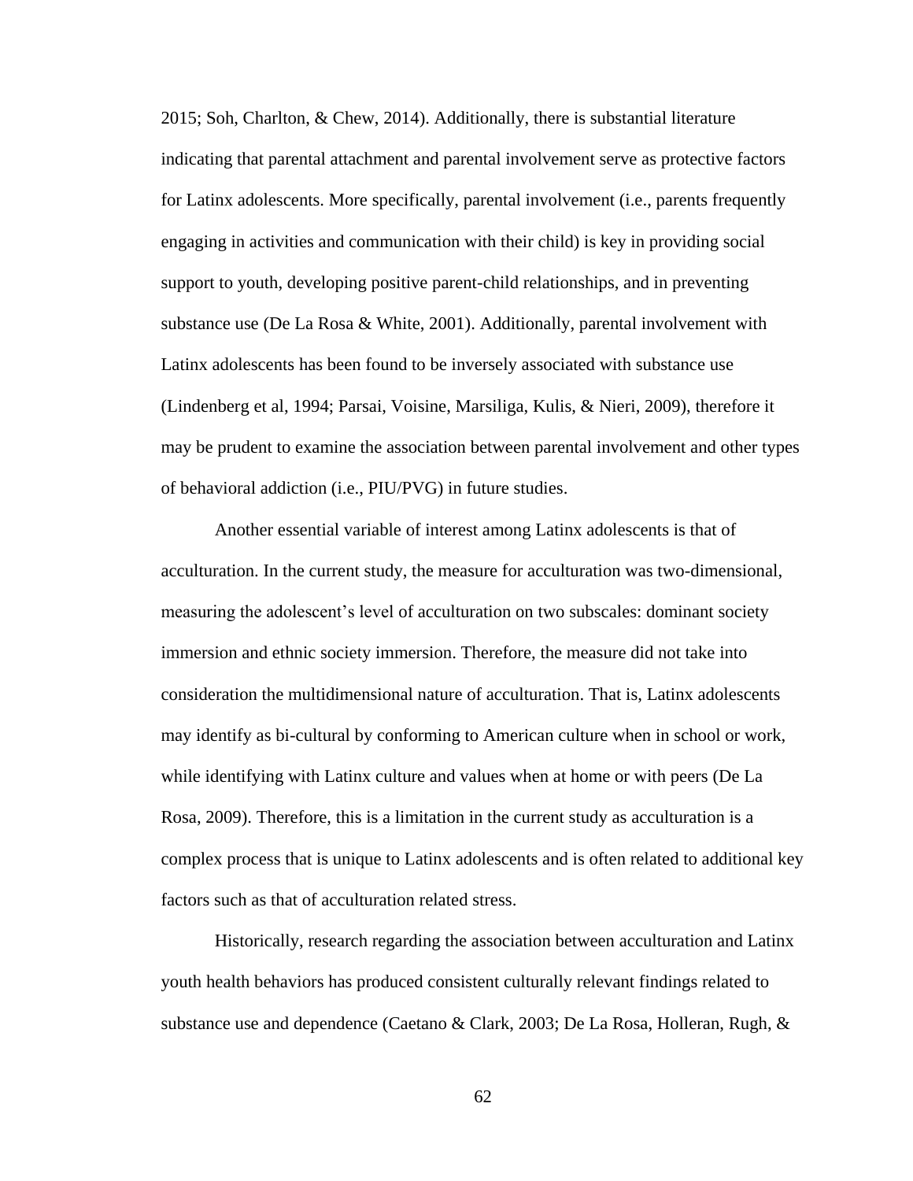2015; Soh, Charlton, & Chew, 2014). Additionally, there is substantial literature indicating that parental attachment and parental involvement serve as protective factors for Latinx adolescents. More specifically, parental involvement (i.e., parents frequently engaging in activities and communication with their child) is key in providing social support to youth, developing positive parent-child relationships, and in preventing substance use (De La Rosa & White, 2001). Additionally, parental involvement with Latinx adolescents has been found to be inversely associated with substance use (Lindenberg et al, 1994; Parsai, Voisine, Marsiliga, Kulis, & Nieri, 2009), therefore it may be prudent to examine the association between parental involvement and other types of behavioral addiction (i.e., PIU/PVG) in future studies.

Another essential variable of interest among Latinx adolescents is that of acculturation. In the current study, the measure for acculturation was two-dimensional, measuring the adolescent's level of acculturation on two subscales: dominant society immersion and ethnic society immersion. Therefore, the measure did not take into consideration the multidimensional nature of acculturation. That is, Latinx adolescents may identify as bi-cultural by conforming to American culture when in school or work, while identifying with Latinx culture and values when at home or with peers (De La Rosa, 2009). Therefore, this is a limitation in the current study as acculturation is a complex process that is unique to Latinx adolescents and is often related to additional key factors such as that of acculturation related stress.

Historically, research regarding the association between acculturation and Latinx youth health behaviors has produced consistent culturally relevant findings related to substance use and dependence (Caetano & Clark, 2003; De La Rosa, Holleran, Rugh, &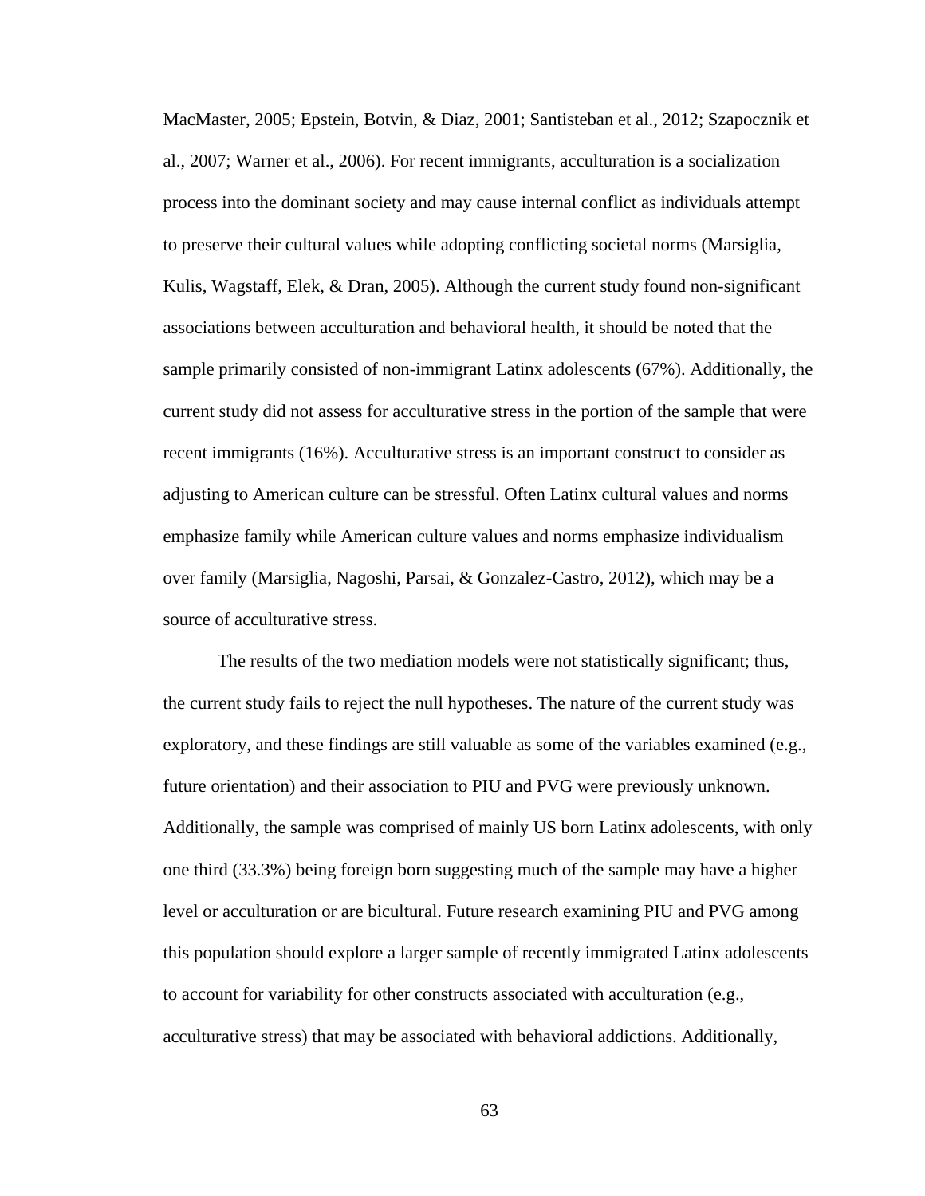MacMaster, 2005; Epstein, Botvin, & Diaz, 2001; Santisteban et al., 2012; Szapocznik et al., 2007; Warner et al., 2006). For recent immigrants, acculturation is a socialization process into the dominant society and may cause internal conflict as individuals attempt to preserve their cultural values while adopting conflicting societal norms (Marsiglia, Kulis, Wagstaff, Elek, & Dran, 2005). Although the current study found non-significant associations between acculturation and behavioral health, it should be noted that the sample primarily consisted of non-immigrant Latinx adolescents (67%). Additionally, the current study did not assess for acculturative stress in the portion of the sample that were recent immigrants (16%). Acculturative stress is an important construct to consider as adjusting to American culture can be stressful. Often Latinx cultural values and norms emphasize family while American culture values and norms emphasize individualism over family (Marsiglia, Nagoshi, Parsai, & Gonzalez-Castro, 2012), which may be a source of acculturative stress.

The results of the two mediation models were not statistically significant; thus, the current study fails to reject the null hypotheses. The nature of the current study was exploratory, and these findings are still valuable as some of the variables examined (e.g., future orientation) and their association to PIU and PVG were previously unknown. Additionally, the sample was comprised of mainly US born Latinx adolescents, with only one third (33.3%) being foreign born suggesting much of the sample may have a higher level or acculturation or are bicultural. Future research examining PIU and PVG among this population should explore a larger sample of recently immigrated Latinx adolescents to account for variability for other constructs associated with acculturation (e.g., acculturative stress) that may be associated with behavioral addictions. Additionally,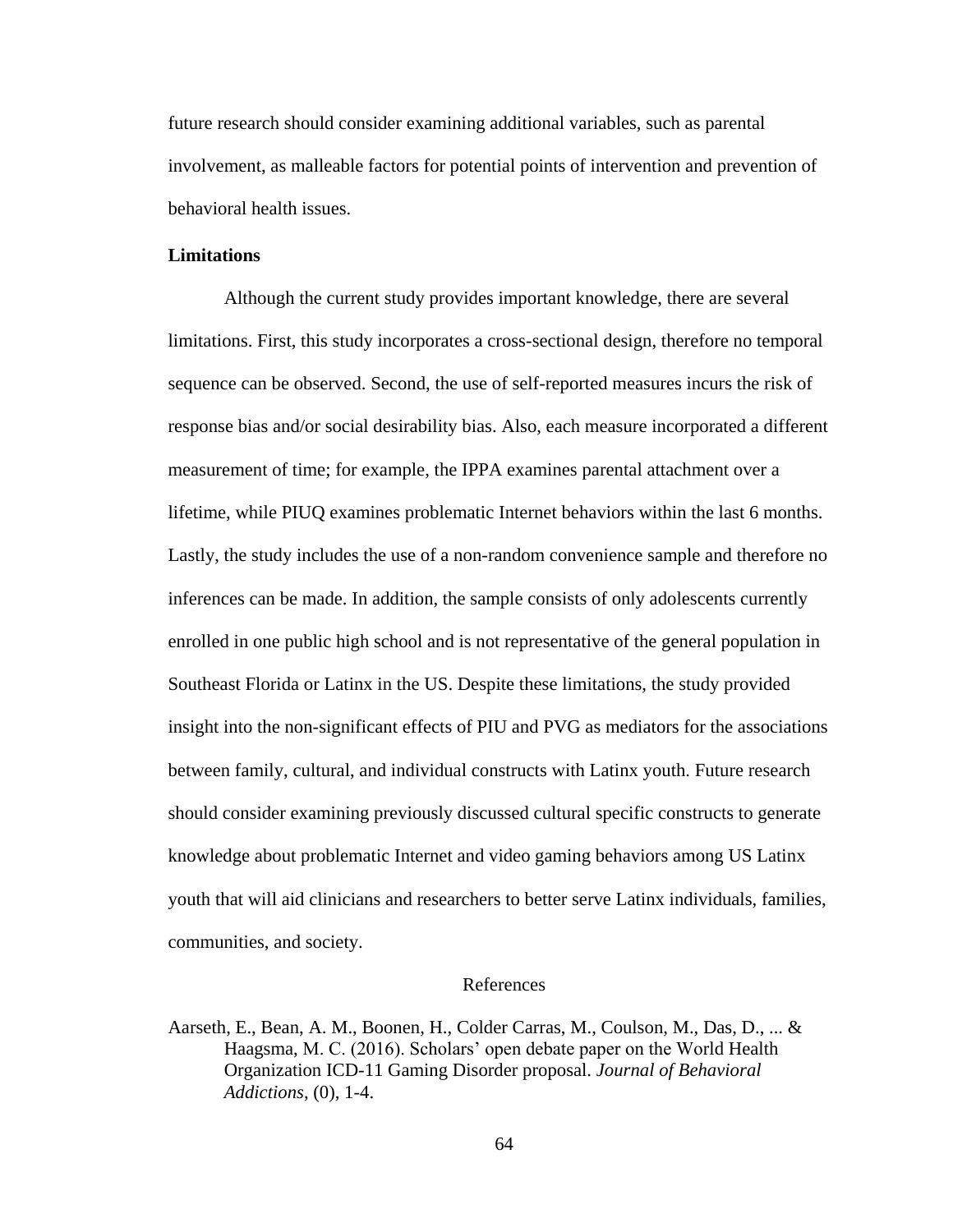future research should consider examining additional variables, such as parental involvement, as malleable factors for potential points of intervention and prevention of behavioral health issues.

**Limitations**

Although the current study provides important knowledge, there are several limitations. First, this study incorporates a cross-sectional design, therefore no temporal sequence can be observed. Second, the use of self-reported measures incurs the risk of response bias and/or social desirability bias. Also, each measure incorporated a different measurement of time; for example, the IPPA examines parental attachment over a lifetime, while PIUQ examines problematic Internet behaviors within the last 6 months. Lastly, the study includes the use of a non-random convenience sample and therefore no inferences can be made. In addition, the sample consists of only adolescents currently enrolled in one public high school and is not representative of the general population in Southeast Florida or Latinx in the US. Despite these limitations, the study provided insight into the non-significant effects of PIU and PVG as mediators for the associations between family, cultural, and individual constructs with Latinx youth. Future research should consider examining previously discussed cultural specific constructs to generate knowledge about problematic Internet and video gaming behaviors among US Latinx youth that will aid clinicians and researchers to better serve Latinx individuals, families, communities, and society.

# References

Aarseth, E., Bean, A. M., Boonen, H., Colder Carras, M., Coulson, M., Das, D., ... & Haagsma, M. C. (2016). Scholars' open debate paper on the World Health Organization ICD-11 Gaming Disorder proposal. *Journal of Behavioral Addictions*, (0), 1-4.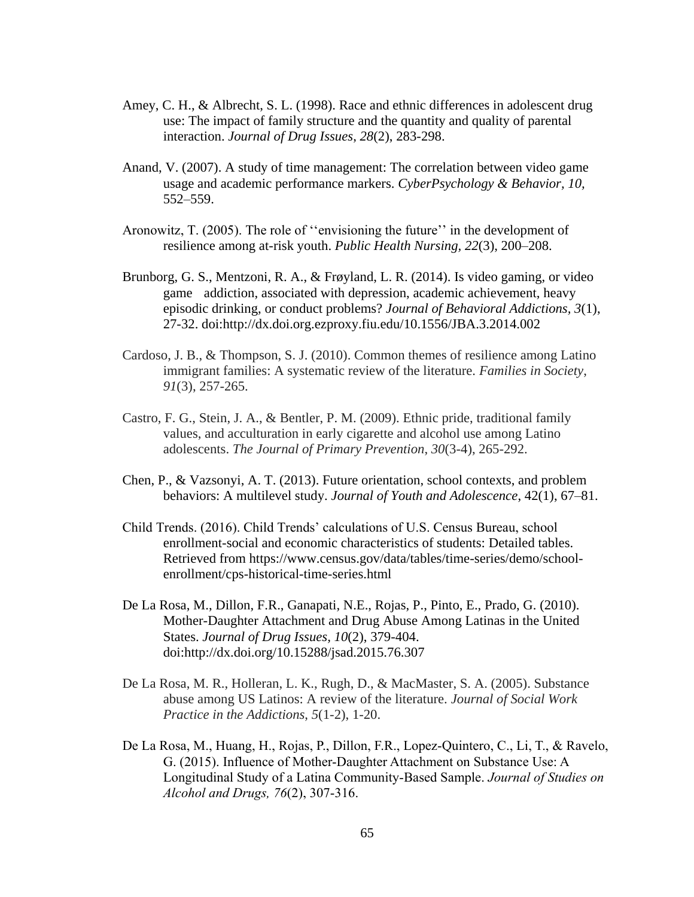Amey, C. H., & Albrecht, S. L. (1998). Race and ethnic differences in adolescent drug use: The impact of family structure and the quantity and quality of parental interaction. *Journal of Drug Issues*, *28*(2), 283-298.

Anand, V. (2007). A study of time management: The correlation between video game usage and academic performance markers. *CyberPsychology & Behavior, 10,* 552–559.

Aronowitz, T. (2005). The role of ''envisioning the future'' in the development of resilience among at-risk youth. *Public Health Nursing, 22*(3), 200–208.

Brunborg, G. S., Mentzoni, R. A., & Frøyland, L. R. (2014). Is video gaming, or video game addiction, associated with depression, academic achievement, heavy episodic drinking, or conduct problems? *Journal of Behavioral Addictions, 3*(1), 27-32. doi:http://dx.doi.org.ezproxy.fiu.edu/10.1556/JBA.3.2014.002

Cardoso, J. B., & Thompson, S. J. (2010). Common themes of resilience among Latino immigrant families: A systematic review of the literature. *Families in Society*, *91*(3), 257-265.

Castro, F. G., Stein, J. A., & Bentler, P. M. (2009). Ethnic pride, traditional family values, and acculturation in early cigarette and alcohol use among Latino adolescents. *The Journal of Primary Prevention*, *30*(3-4), 265-292.

Chen, P., & Vazsonyi, A. T. (2013). Future orientation, school contexts, and problem behaviors: A multilevel study. *Journal of Youth and Adolescence,* 42(1), 67–81.

Child Trends. (2016). Child Trends' calculations of U.S. Census Bureau, school enrollment-social and economic characteristics of students: Detailed tables. Retrieved from https://www.census.gov/data/tables/time-series/demo/school-enrollment/cps-historical-time-series.html

De La Rosa, M., Dillon, F.R., Ganapati, N.E., Rojas, P., Pinto, E., Prado, G. (2010). Mother-Daughter Attachment and Drug Abuse Among Latinas in the United States. *Journal of Drug Issues, 10*(2), 379-404. doi:http://dx.doi.org/10.15288/jsad.2015.76.307

De La Rosa, M. R., Holleran, L. K., Rugh, D., & MacMaster, S. A. (2005). Substance abuse among US Latinos: A review of the literature. *Journal of Social Work Practice in the Addictions*, *5*(1-2), 1-20.

De La Rosa, M., Huang, H., Rojas, P., Dillon, F.R., Lopez-Quintero, C., Li, T., & Ravelo, G. (2015). Influence of Mother-Daughter Attachment on Substance Use: A Longitudinal Study of a Latina Community-Based Sample. *Journal of Studies on Alcohol and Drugs, 76*(2), 307-316.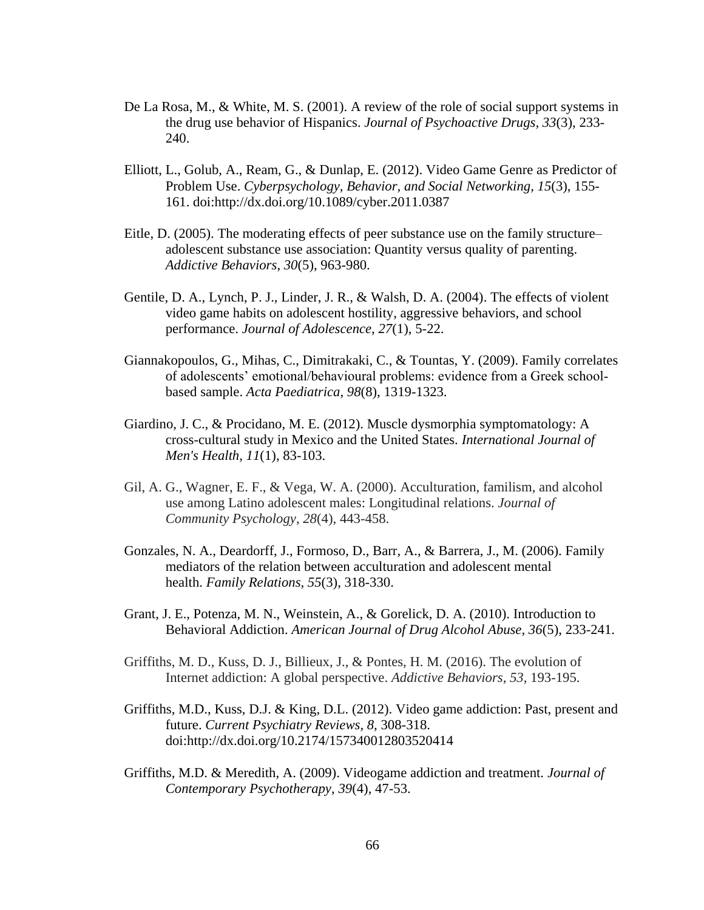De La Rosa, M., & White, M. S. (2001). A review of the role of social support systems in the drug use behavior of Hispanics. *Journal of Psychoactive Drugs*, *33*(3), 233-240.

Elliott, L., Golub, A., Ream, G., & Dunlap, E. (2012). Video Game Genre as Predictor of Problem Use. *Cyberpsychology, Behavior, and Social Networking, 15*(3), 155-161. doi:http://dx.doi.org/10.1089/cyber.2011.0387

Eitle, D. (2005). The moderating effects of peer substance use on the family structure–adolescent substance use association: Quantity versus quality of parenting. *Addictive Behaviors*, *30*(5), 963-980.

Gentile, D. A., Lynch, P. J., Linder, J. R., & Walsh, D. A. (2004). The effects of violent video game habits on adolescent hostility, aggressive behaviors, and school performance. *Journal of Adolescence*, *27*(1), 5-22.

Giannakopoulos, G., Mihas, C., Dimitrakaki, C., & Tountas, Y. (2009). Family correlates of adolescents' emotional/behavioural problems: evidence from a Greek school-based sample. *Acta Paediatrica*, *98*(8), 1319-1323.

Giardino, J. C., & Procidano, M. E. (2012). Muscle dysmorphia symptomatology: A cross-cultural study in Mexico and the United States. *International Journal of Men's Health, 11*(1), 83-103.

Gil, A. G., Wagner, E. F., & Vega, W. A. (2000). Acculturation, familism, and alcohol use among Latino adolescent males: Longitudinal relations. *Journal of Community Psychology*, *28*(4), 443-458.

Gonzales, N. A., Deardorff, J., Formoso, D., Barr, A., & Barrera, J., M. (2006). Family mediators of the relation between acculturation and adolescent mental health. *Family Relations, 55*(3), 318-330.

Grant, J. E., Potenza, M. N., Weinstein, A., & Gorelick, D. A. (2010). Introduction to Behavioral Addiction. *American Journal of Drug Alcohol Abuse, 36*(5), 233-241.

Griffiths, M. D., Kuss, D. J., Billieux, J., & Pontes, H. M. (2016). The evolution of Internet addiction: A global perspective. *Addictive Behaviors*, *53*, 193-195.

Griffiths, M.D., Kuss, D.J. & King, D.L. (2012). Video game addiction: Past, present and future. *Current Psychiatry Reviews, 8,* 308-318. doi:http://dx.doi.org/10.2174/157340012803520414

Griffiths, M.D. & Meredith, A. (2009). Videogame addiction and treatment. *Journal of Contemporary Psychotherapy*, *39*(4), 47-53.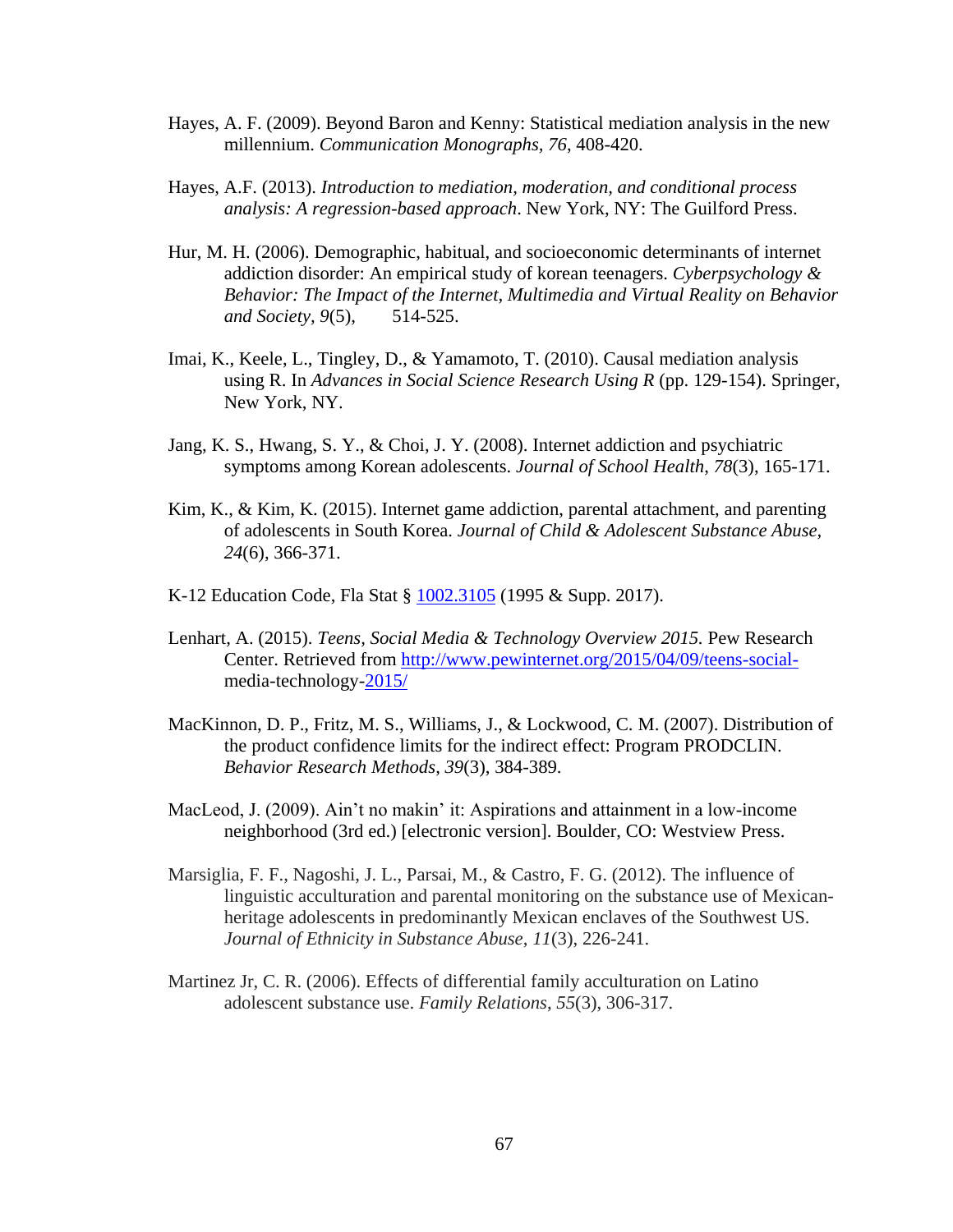Hayes, A. F. (2009). Beyond Baron and Kenny: Statistical mediation analysis in the new millennium. *Communication Monographs, 76*, 408-420.

Hayes, A.F. (2013). *Introduction to mediation, moderation, and conditional process analysis: A regression-based approach*. New York, NY: The Guilford Press.

Hur, M. H. (2006). Demographic, habitual, and socioeconomic determinants of internet addiction disorder: An empirical study of korean teenagers. *Cyberpsychology & Behavior: The Impact of the Internet, Multimedia and Virtual Reality on Behavior and Society, 9*(5), 514-525.

Imai, K., Keele, L., Tingley, D., & Yamamoto, T. (2010). Causal mediation analysis using R. In *Advances in Social Science Research Using R* (pp. 129-154). Springer, New York, NY.

Jang, K. S., Hwang, S. Y., & Choi, J. Y. (2008). Internet addiction and psychiatric symptoms among Korean adolescents. *Journal of School Health*, *78*(3), 165-171.

Kim, K., & Kim, K. (2015). Internet game addiction, parental attachment, and parenting of adolescents in South Korea. *Journal of Child & Adolescent Substance Abuse, 24*(6), 366-371.

K-12 Education Code, Fla Stat § 1002.3105 (1995 & Supp. 2017).

Lenhart, A. (2015). *Teens, Social Media & Technology Overview 2015.* Pew Research Center. Retrieved from http://www.pewinternet.org/2015/04/09/teens-social-media-technology-2015/

MacKinnon, D. P., Fritz, M. S., Williams, J., & Lockwood, C. M. (2007). Distribution of the product confidence limits for the indirect effect: Program PRODCLIN. *Behavior Research Methods*, *39*(3), 384-389.

MacLeod, J. (2009). Ain't no makin' it: Aspirations and attainment in a low-income neighborhood (3rd ed.) [electronic version]. Boulder, CO: Westview Press.

Marsiglia, F. F., Nagoshi, J. L., Parsai, M., & Castro, F. G. (2012). The influence of linguistic acculturation and parental monitoring on the substance use of Mexican-heritage adolescents in predominantly Mexican enclaves of the Southwest US. *Journal of Ethnicity in Substance Abuse*, *11*(3), 226-241.

Martinez Jr, C. R. (2006). Effects of differential family acculturation on Latino adolescent substance use. *Family Relations*, *55*(3), 306-317.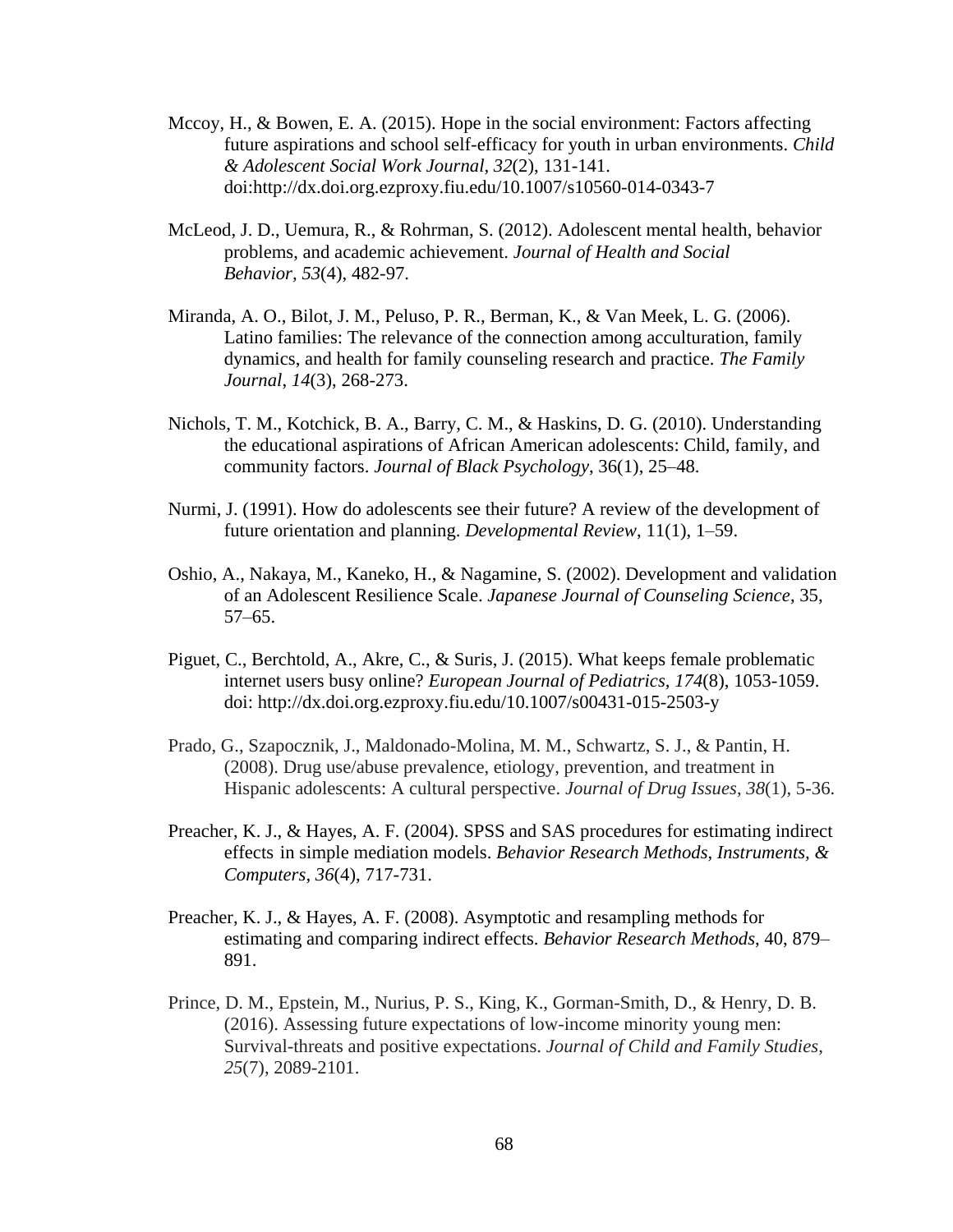Mccoy, H., & Bowen, E. A. (2015). Hope in the social environment: Factors affecting future aspirations and school self-efficacy for youth in urban environments. *Child & Adolescent Social Work Journal, 32*(2), 131-141. doi:http://dx.doi.org.ezproxy.fiu.edu/10.1007/s10560-014-0343-7

McLeod, J. D., Uemura, R., & Rohrman, S. (2012). Adolescent mental health, behavior problems, and academic achievement. *Journal of Health and Social Behavior, 53*(4), 482-97.

Miranda, A. O., Bilot, J. M., Peluso, P. R., Berman, K., & Van Meek, L. G. (2006). Latino families: The relevance of the connection among acculturation, family dynamics, and health for family counseling research and practice. *The Family Journal*, *14*(3), 268-273.

Nichols, T. M., Kotchick, B. A., Barry, C. M., & Haskins, D. G. (2010). Understanding the educational aspirations of African American adolescents: Child, family, and community factors. *Journal of Black Psychology*, 36(1), 25–48.

Nurmi, J. (1991). How do adolescents see their future? A review of the development of future orientation and planning. *Developmental Review*, 11(1), 1–59.

Oshio, A., Nakaya, M., Kaneko, H., & Nagamine, S. (2002). Development and validation of an Adolescent Resilience Scale. *Japanese Journal of Counseling Science*, 35, 57–65.

Piguet, C., Berchtold, A., Akre, C., & Suris, J. (2015). What keeps female problematic internet users busy online? *European Journal of Pediatrics, 174*(8), 1053-1059. doi: http://dx.doi.org.ezproxy.fiu.edu/10.1007/s00431-015-2503-y

Prado, G., Szapocznik, J., Maldonado-Molina, M. M., Schwartz, S. J., & Pantin, H. (2008). Drug use/abuse prevalence, etiology, prevention, and treatment in Hispanic adolescents: A cultural perspective. *Journal of Drug Issues*, *38*(1), 5-36.

Preacher, K. J., & Hayes, A. F. (2004). SPSS and SAS procedures for estimating indirect effects in simple mediation models. *Behavior Research Methods, Instruments, & Computers*, *36*(4), 717-731.

Preacher, K. J., & Hayes, A. F. (2008). Asymptotic and resampling methods for estimating and comparing indirect effects. *Behavior Research Methods*, 40, 879–891.

Prince, D. M., Epstein, M., Nurius, P. S., King, K., Gorman-Smith, D., & Henry, D. B. (2016). Assessing future expectations of low-income minority young men: Survival-threats and positive expectations. *Journal of Child and Family Studies*, *25*(7), 2089-2101.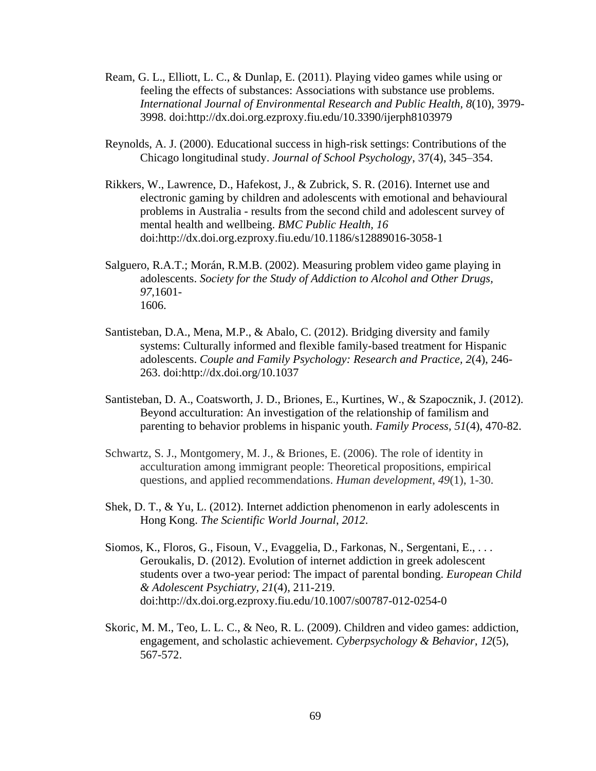Ream, G. L., Elliott, L. C., & Dunlap, E. (2011). Playing video games while using or feeling the effects of substances: Associations with substance use problems. *International Journal of Environmental Research and Public Health, 8*(10), 3979-3998. doi:http://dx.doi.org.ezproxy.fiu.edu/10.3390/ijerph8103979

Reynolds, A. J. (2000). Educational success in high-risk settings: Contributions of the Chicago longitudinal study. *Journal of School Psychology*, 37(4), 345–354.

Rikkers, W., Lawrence, D., Hafekost, J., & Zubrick, S. R. (2016). Internet use and electronic gaming by children and adolescents with emotional and behavioural problems in Australia - results from the second child and adolescent survey of mental health and wellbeing. *BMC Public Health, 16* doi:http://dx.doi.org.ezproxy.fiu.edu/10.1186/s12889016-3058-1

Salguero, R.A.T.; Morán, R.M.B. (2002). Measuring problem video game playing in adolescents. *Society for the Study of Addiction to Alcohol and Other Drugs, 97*,1601-1606.

Santisteban, D.A., Mena, M.P., & Abalo, C. (2012). Bridging diversity and family systems: Culturally informed and flexible family-based treatment for Hispanic adolescents. *Couple and Family Psychology: Research and Practice, 2*(4), 246-263. doi:http://dx.doi.org/10.1037

Santisteban, D. A., Coatsworth, J. D., Briones, E., Kurtines, W., & Szapocznik, J. (2012). Beyond acculturation: An investigation of the relationship of familism and parenting to behavior problems in hispanic youth. *Family Process*, *51*(4), 470-82.

Schwartz, S. J., Montgomery, M. J., & Briones, E. (2006). The role of identity in acculturation among immigrant people: Theoretical propositions, empirical questions, and applied recommendations. *Human development*, *49*(1), 1-30.

Shek, D. T., & Yu, L. (2012). Internet addiction phenomenon in early adolescents in Hong Kong. *The Scientific World Journal*, *2012*.

Siomos, K., Floros, G., Fisoun, V., Evaggelia, D., Farkonas, N., Sergentani, E., . . . Geroukalis, D. (2012). Evolution of internet addiction in greek adolescent students over a two-year period: The impact of parental bonding. *European Child & Adolescent Psychiatry*, *21*(4), 211-219. doi:http://dx.doi.org.ezproxy.fiu.edu/10.1007/s00787-012-0254-0

Skoric, M. M., Teo, L. L. C., & Neo, R. L. (2009). Children and video games: addiction, engagement, and scholastic achievement. *Cyberpsychology & Behavior*, *12*(5), 567-572.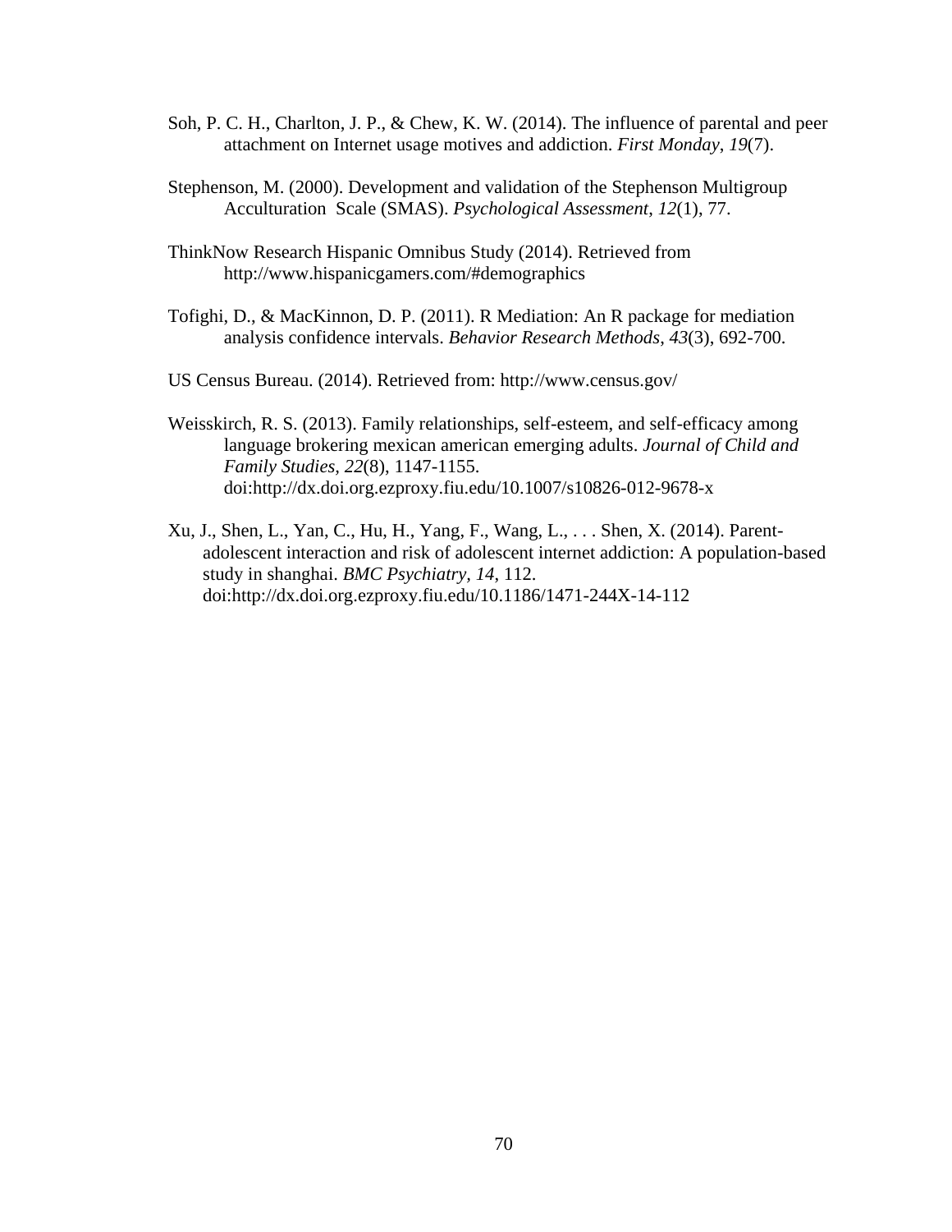Soh, P. C. H., Charlton, J. P., & Chew, K. W. (2014). The influence of parental and peer attachment on Internet usage motives and addiction. *First Monday*, *19*(7).

Stephenson, M. (2000). Development and validation of the Stephenson Multigroup Acculturation Scale (SMAS). *Psychological Assessment*, *12*(1), 77.

ThinkNow Research Hispanic Omnibus Study (2014). Retrieved from http://www.hispanicgamers.com/#demographics

Tofighi, D., & MacKinnon, D. P. (2011). R Mediation: An R package for mediation analysis confidence intervals. *Behavior Research Methods*, *43*(3), 692-700.

US Census Bureau. (2014). Retrieved from: http://www.census.gov/

Weisskirch, R. S. (2013). Family relationships, self-esteem, and self-efficacy among language brokering mexican american emerging adults. *Journal of Child and Family Studies, 22*(8), 1147-1155. doi:http://dx.doi.org.ezproxy.fiu.edu/10.1007/s10826-012-9678-x

Xu, J., Shen, L., Yan, C., Hu, H., Yang, F., Wang, L., . . . Shen, X. (2014). Parent-adolescent interaction and risk of adolescent internet addiction: A population-based study in shanghai. *BMC Psychiatry, 14*, 112. doi:http://dx.doi.org.ezproxy.fiu.edu/10.1186/1471-244X-14-112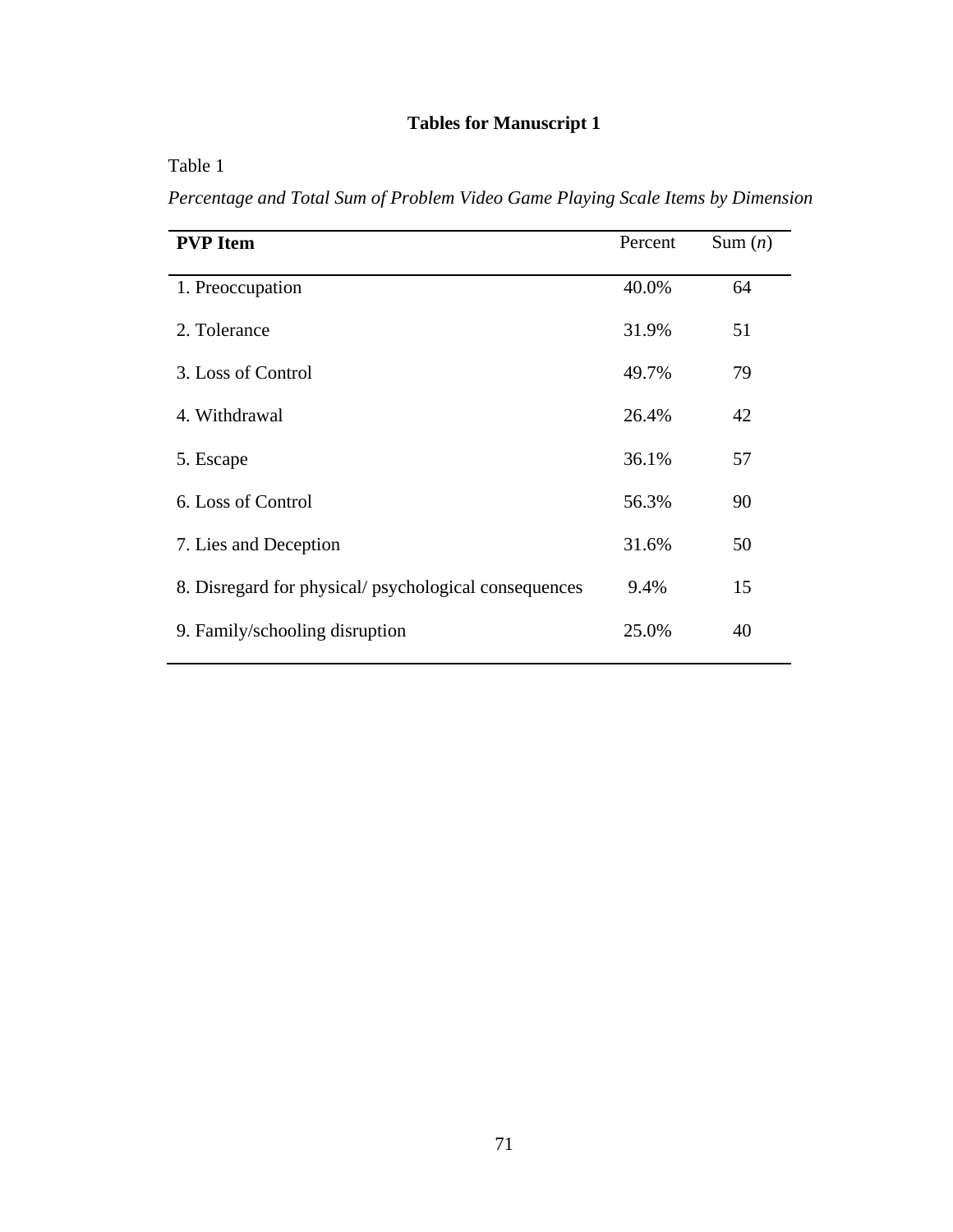# Tables for Manuscript 1

Table 1

*Percentage and Total Sum of Problem Video Game Playing Scale Items by Dimension*

| **PVP Item** | Percent | Sum (*n*) |
|---|---|---|
| 1. Preoccupation | 40.0% | 64 |
| 2. Tolerance | 31.9% | 51 |
| 3. Loss of Control | 49.7% | 79 |
| 4. Withdrawal | 26.4% | 42 |
| 5. Escape | 36.1% | 57 |
| 6. Loss of Control | 56.3% | 90 |
| 7. Lies and Deception | 31.6% | 50 |
| 8. Disregard for physical/ psychological consequences | 9.4% | 15 |
| 9. Family/schooling disruption | 25.0% | 40 |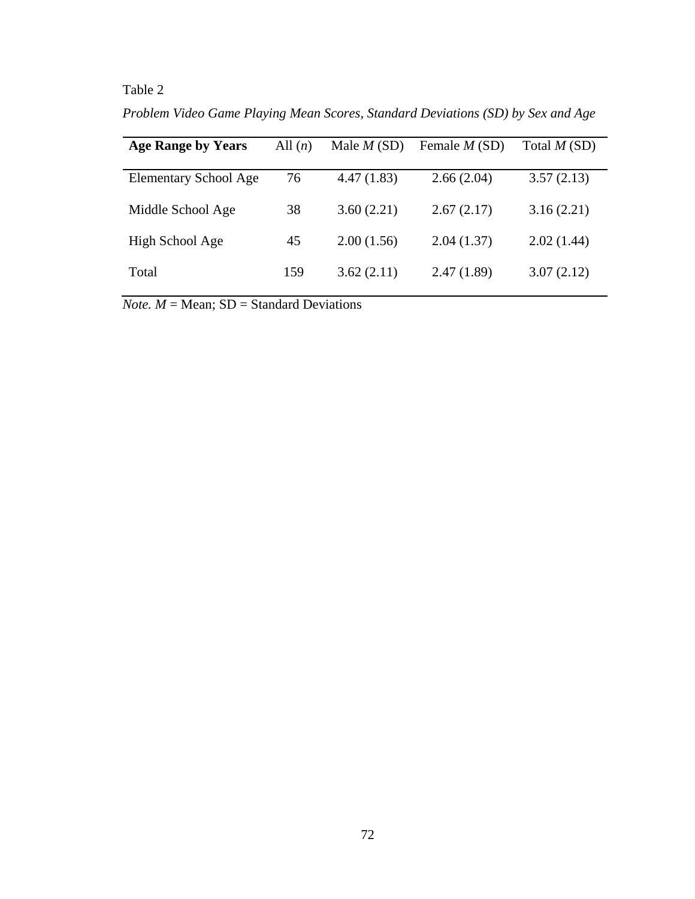Table 2

*Problem Video Game Playing Mean Scores, Standard Deviations (SD) by Sex and Age*

| **Age Range by Years** | All (*n*) | Male *M* (SD) | Female *M* (SD) | Total *M* (SD) |
|---|---|---|---|---|
| Elementary School Age | 76 | 4.47 (1.83) | 2.66 (2.04) | 3.57 (2.13) |
| Middle School Age | 38 | 3.60 (2.21) | 2.67 (2.17) | 3.16 (2.21) |
| High School Age | 45 | 2.00 (1.56) | 2.04 (1.37) | 2.02 (1.44) |
| Total | 159 | 3.62 (2.11) | 2.47 (1.89) | 3.07 (2.12) |

*Note. M* = Mean; SD = Standard Deviations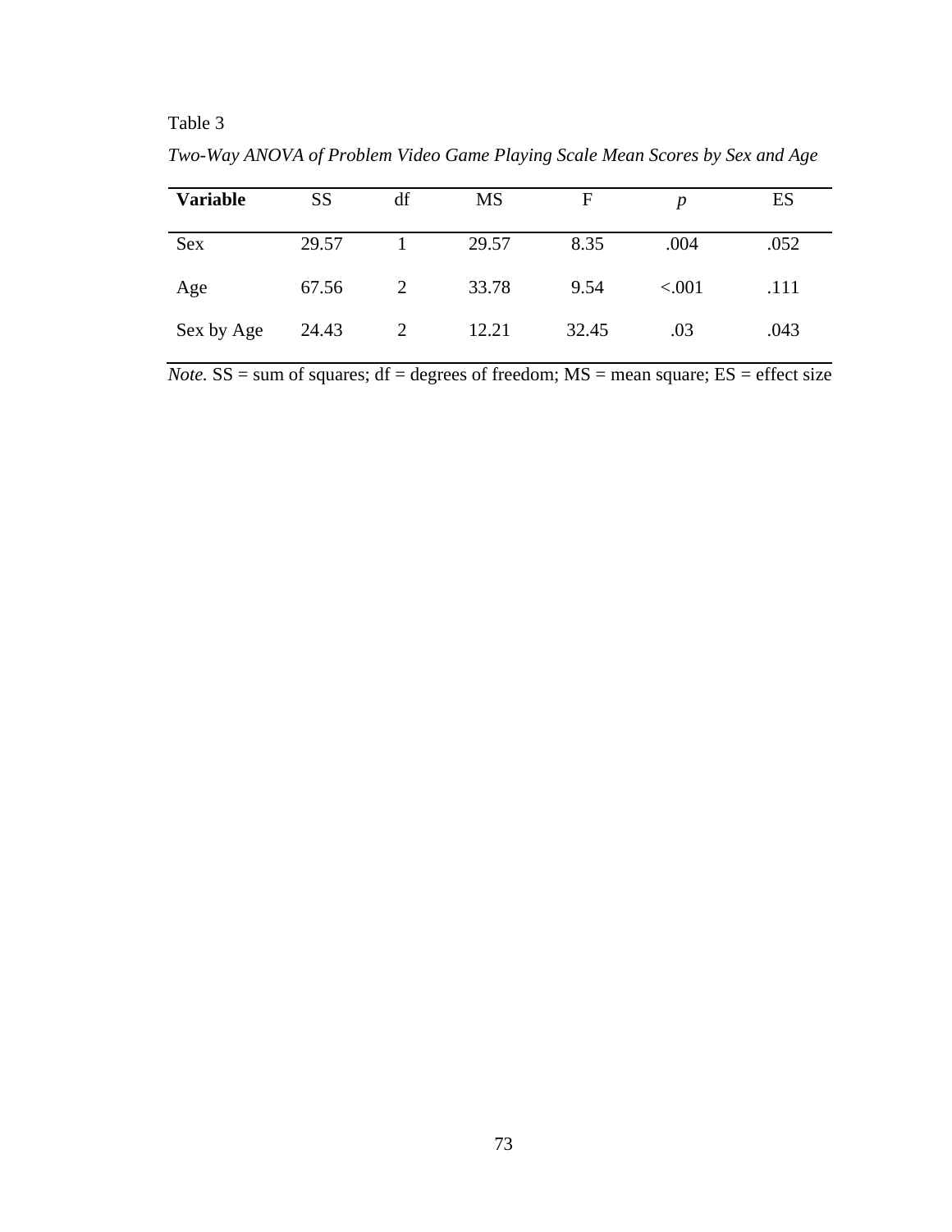Table 3

*Two-Way ANOVA of Problem Video Game Playing Scale Mean Scores by Sex and Age*

| **Variable** | SS | df | MS | F | *p* | ES |
|---|---|---|---|---|---|---|
| Sex | 29.57 | 1 | 29.57 | 8.35 | .004 | .052 |
| Age | 67.56 | 2 | 33.78 | 9.54 | <.001 | .111 |
| Sex by Age | 24.43 | 2 | 12.21 | 32.45 | .03 | .043 |

*Note.* SS = sum of squares; df = degrees of freedom; MS = mean square; ES = effect size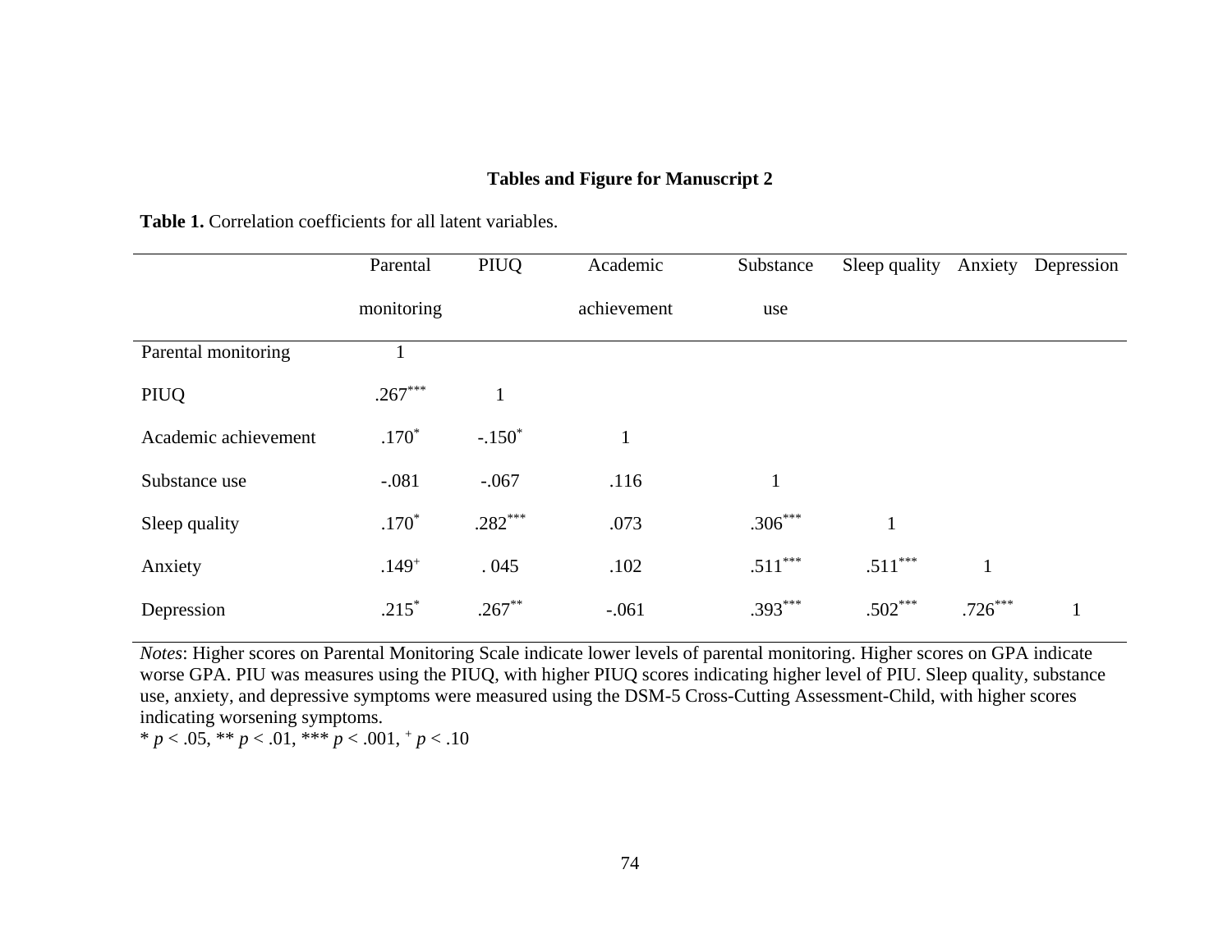**Tables and Figure for Manuscript 2**

**Table 1.** Correlation coefficients for all latent variables.

| | Parental monitoring | PIUQ | Academic achievement | Substance use | Sleep quality | Anxiety | Depression |
|---|---|---|---|---|---|---|---|
| Parental monitoring | 1 | | | | | | |
| PIUQ | .267*** | 1 | | | | | |
| Academic achievement | .170* | -.150* | 1 | | | | |
| Substance use | -.081 | -.067 | .116 | 1 | | | |
| Sleep quality | .170* | .282*** | .073 | .306*** | 1 | | |
| Anxiety | .149+ | . 045 | .102 | .511*** | .511*** | 1 | |
| Depression | .215* | .267** | -.061 | .393*** | .502*** | .726*** | 1 |

*Notes*: Higher scores on Parental Monitoring Scale indicate lower levels of parental monitoring. Higher scores on GPA indicate worse GPA. PIU was measures using the PIUQ, with higher PIUQ scores indicating higher level of PIU. Sleep quality, substance use, anxiety, and depressive symptoms were measured using the DSM-5 Cross-Cutting Assessment-Child, with higher scores indicating worsening symptoms.

\* $p < .05$, ** $p < .01$, *** $p < .001$, + $p < .10$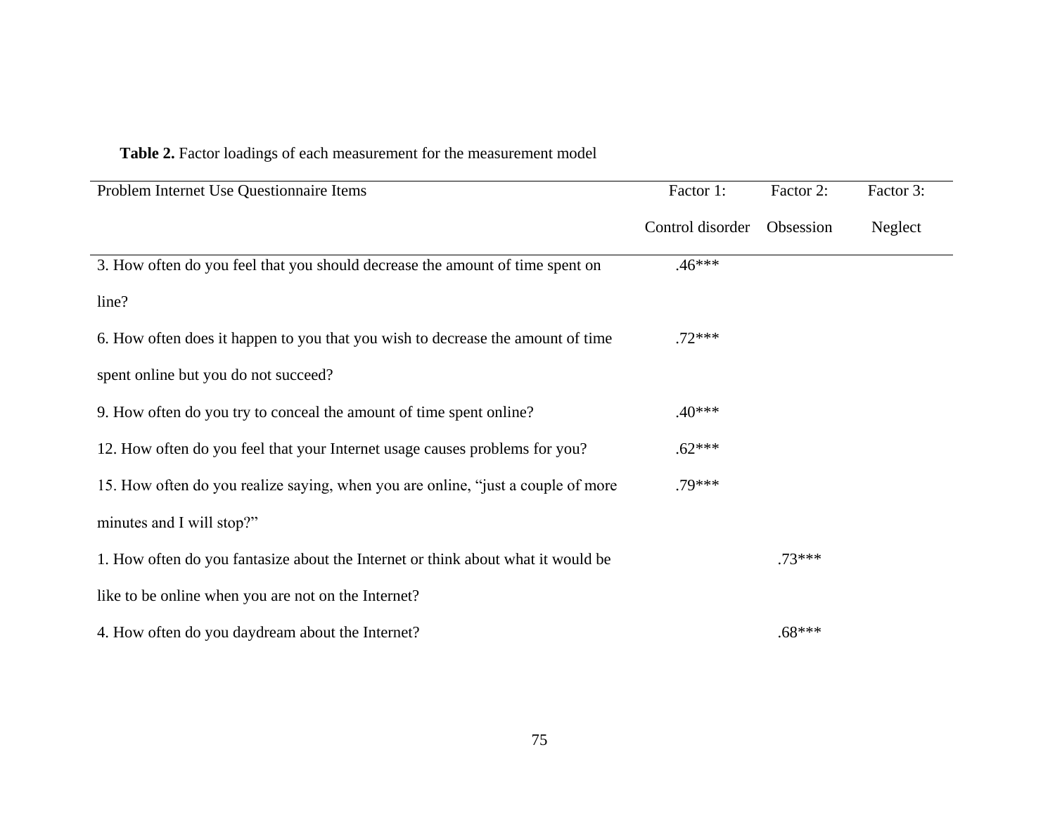**Table 2.** Factor loadings of each measurement for the measurement model

| Problem Internet Use Questionnaire Items | Factor 1: Control disorder | Factor 2: Obsession | Factor 3: Neglect |
|---|---|---|---|
| 3. How often do you feel that you should decrease the amount of time spent on line? | .46*** | | |
| 6. How often does it happen to you that you wish to decrease the amount of time spent online but you do not succeed? | .72*** | | |
| 9. How often do you try to conceal the amount of time spent online? | .40*** | | |
| 12. How often do you feel that your Internet usage causes problems for you? | .62*** | | |
| 15. How often do you realize saying, when you are online, “just a couple of more minutes and I will stop?” | .79*** | | |
| 1. How often do you fantasize about the Internet or think about what it would be like to be online when you are not on the Internet? | | .73*** | |
| 4. How often do you daydream about the Internet? | | .68*** | |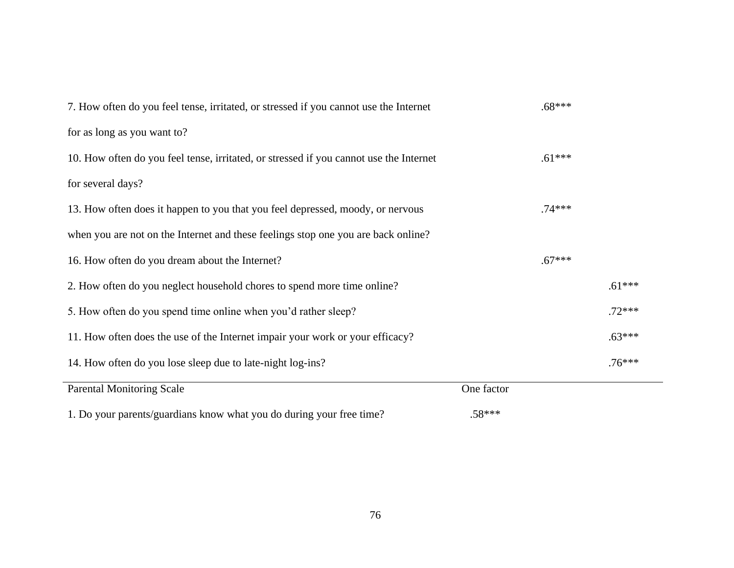| Item | | | |
|---|---|---|---|
| 7. How often do you feel tense, irritated, or stressed if you cannot use the Internet for as long as you want to? | | .68*** | |
| 10. How often do you feel tense, irritated, or stressed if you cannot use the Internet for several days? | | .61*** | |
| 13. How often does it happen to you that you feel depressed, moody, or nervous when you are not on the Internet and these feelings stop one you are back online? | | .74*** | |
| 16. How often do you dream about the Internet? | | .67*** | |
| 2. How often do you neglect household chores to spend more time online? | | | .61*** |
| 5. How often do you spend time online when you'd rather sleep? | | | .72*** |
| 11. How often does the use of the Internet impair your work or your efficacy? | | | .63*** |
| 14. How often do you lose sleep due to late-night log-ins? | | | .76*** |
| Parental Monitoring Scale | One factor | | |
| 1. Do your parents/guardians know what you do during your free time? | .58*** | | |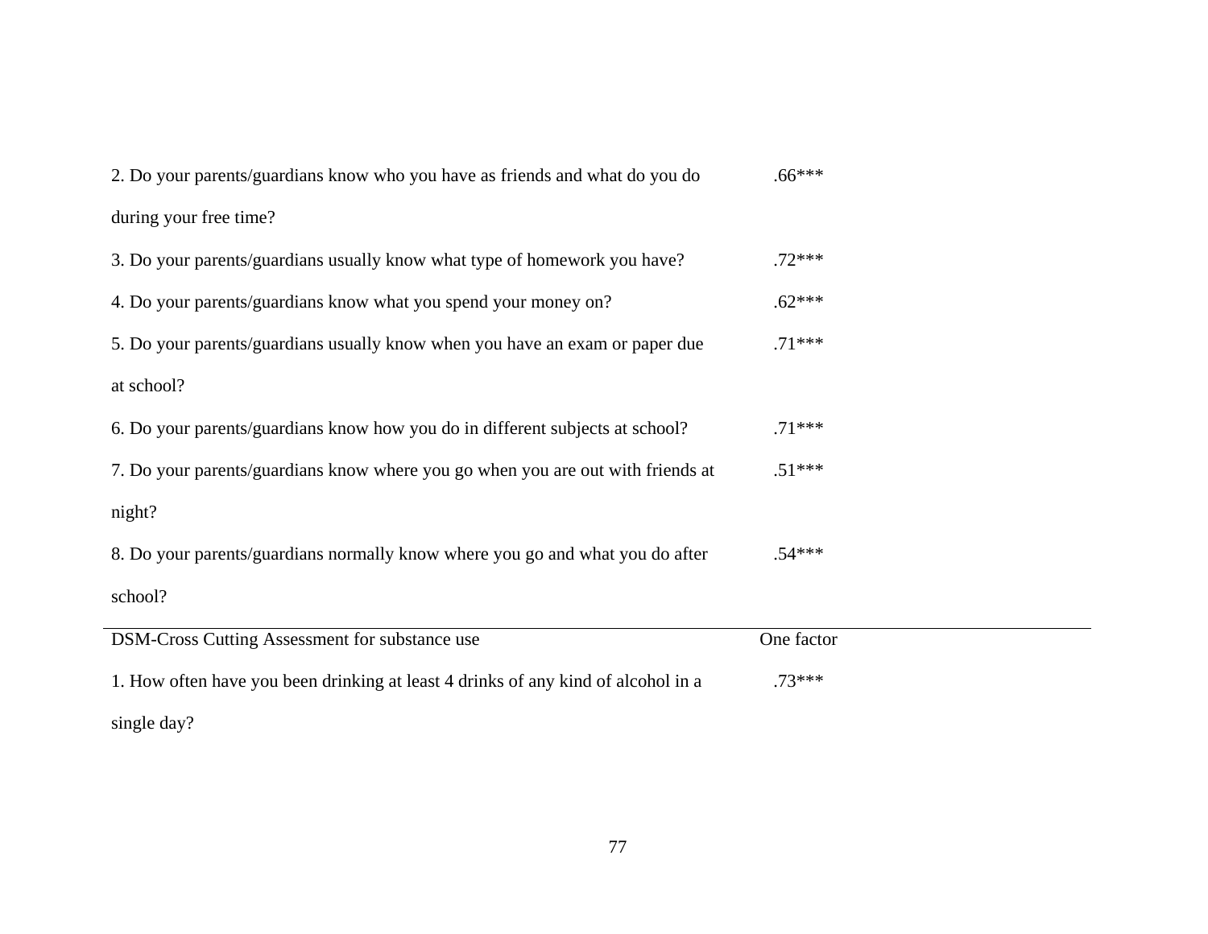| | |
|---|---|
| 2. Do your parents/guardians know who you have as friends and what do you do during your free time? | .66*** |
| 3. Do your parents/guardians usually know what type of homework you have? | .72*** |
| 4. Do your parents/guardians know what you spend your money on? | .62*** |
| 5. Do your parents/guardians usually know when you have an exam or paper due at school? | .71*** |
| 6. Do your parents/guardians know how you do in different subjects at school? | .71*** |
| 7. Do your parents/guardians know where you go when you are out with friends at night? | .51*** |
| 8. Do your parents/guardians normally know where you go and what you do after school? | .54*** |
| DSM-Cross Cutting Assessment for substance use | One factor |
| 1. How often have you been drinking at least 4 drinks of any kind of alcohol in a single day? | .73*** |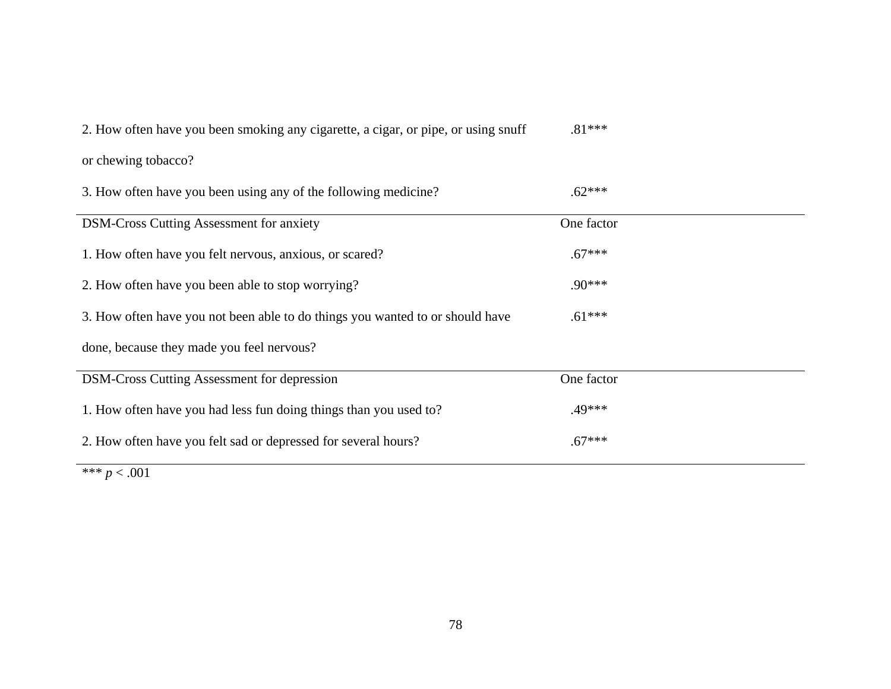| | |
|---|---|
| 2. How often have you been smoking any cigarette, a cigar, or pipe, or using snuff or chewing tobacco? | .81*** |
| 3. How often have you been using any of the following medicine? | .62*** |
| DSM-Cross Cutting Assessment for anxiety | One factor |
| 1. How often have you felt nervous, anxious, or scared? | .67*** |
| 2. How often have you been able to stop worrying? | .90*** |
| 3. How often have you not been able to do things you wanted to or should have done, because they made you feel nervous? | .61*** |
| DSM-Cross Cutting Assessment for depression | One factor |
| 1. How often have you had less fun doing things than you used to? | .49*** |
| 2. How often have you felt sad or depressed for several hours? | .67*** |

*** $p < .001$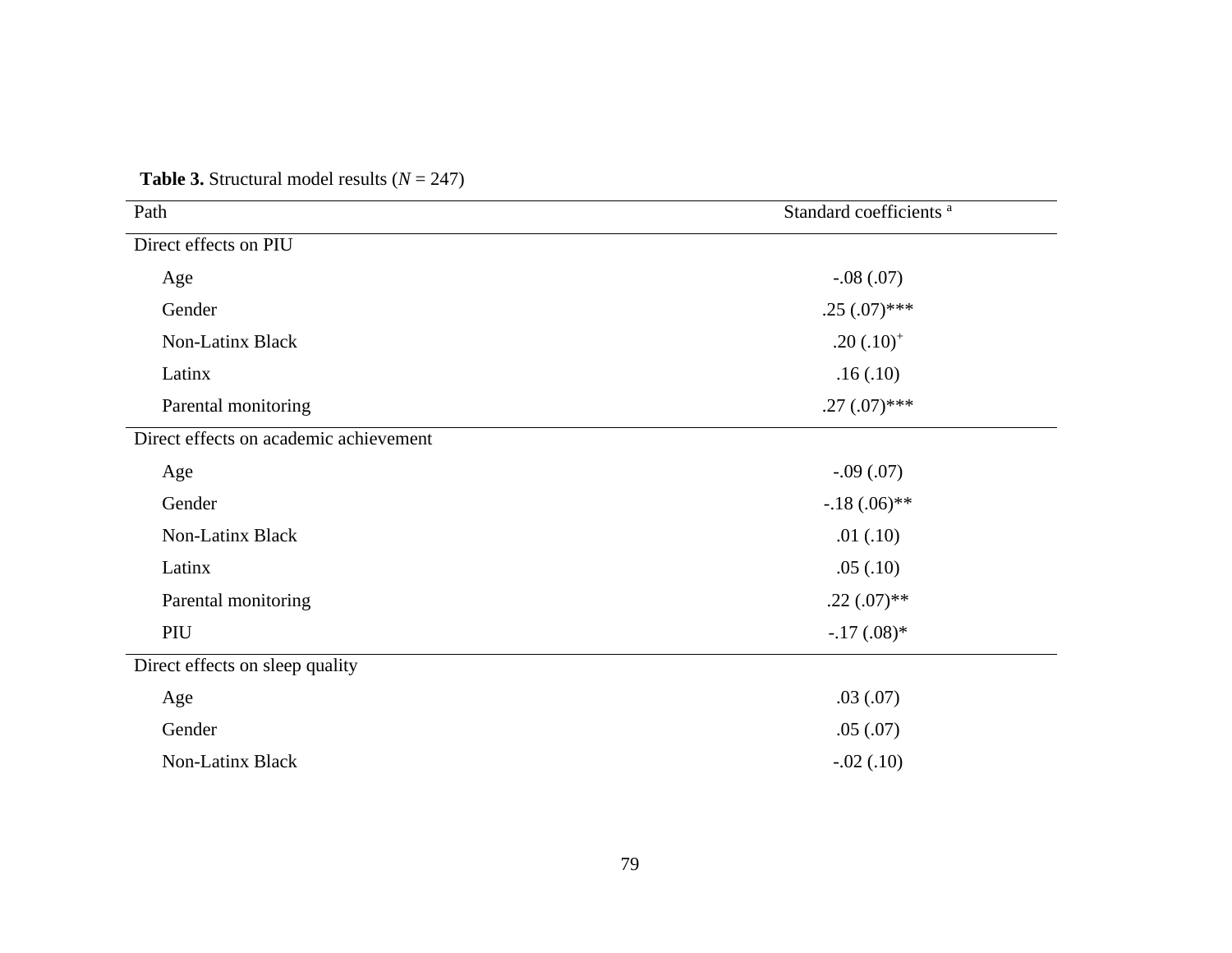**Table 3.** Structural model results (*N* = 247)

| Path | Standard coefficients [a] |
|---|---|
| Direct effects on PIU | |
| Age | -.08 (.07) |
| Gender | .25 (.07)*** |
| Non-Latinx Black | .20 (.10)[+] |
| Latinx | .16 (.10) |
| Parental monitoring | .27 (.07)*** |
| Direct effects on academic achievement | |
| Age | -.09 (.07) |
| Gender | -.18 (.06)** |
| Non-Latinx Black | .01 (.10) |
| Latinx | .05 (.10) |
| Parental monitoring | .22 (.07)** |
| PIU | -.17 (.08)* |
| Direct effects on sleep quality | |
| Age | .03 (.07) |
| Gender | .05 (.07) |
| Non-Latinx Black | -.02 (.10) |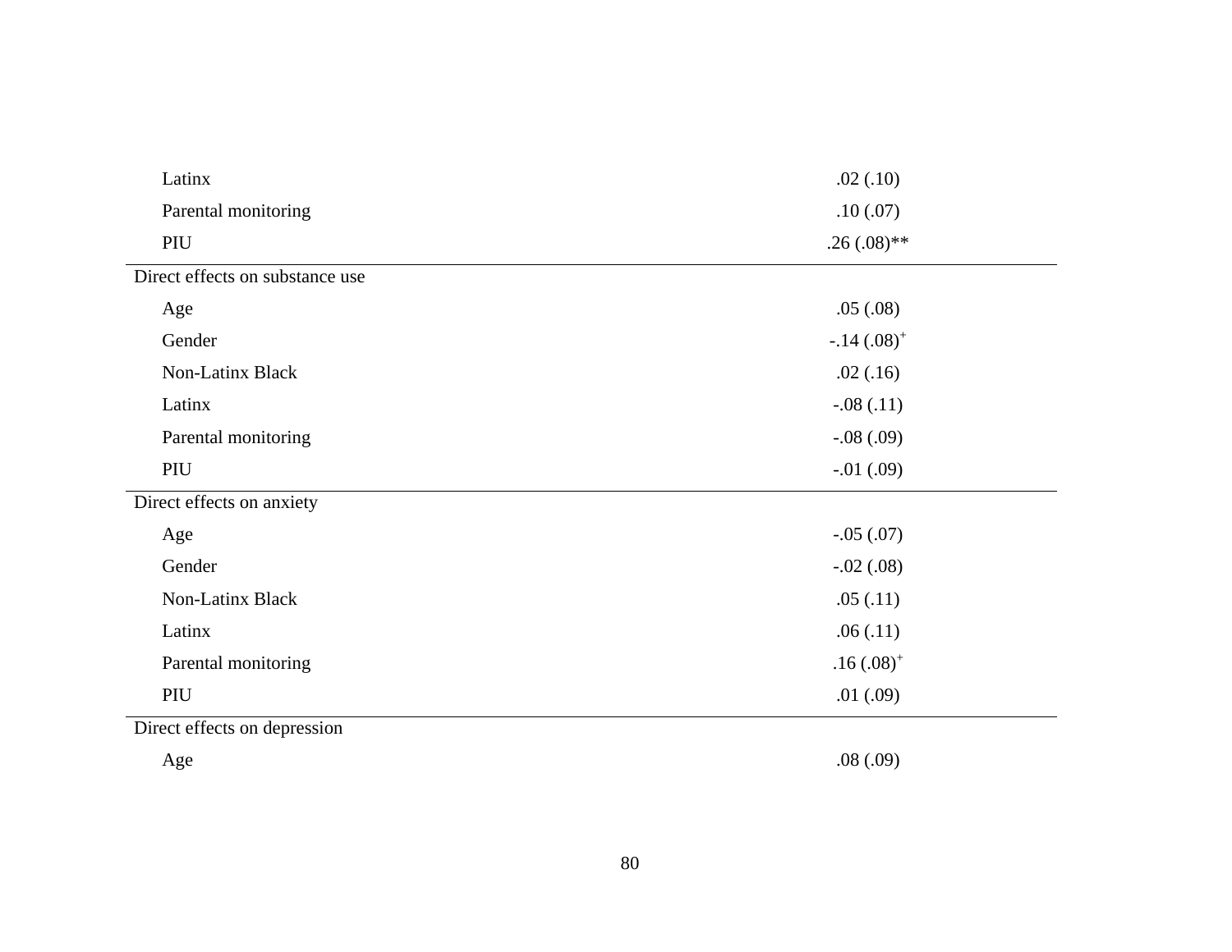| | |
|---|---|
| Latinx | .02 (.10) |
| Parental monitoring | .10 (.07) |
| PIU | .26 (.08)** |
| Direct effects on substance use | |
| Age | .05 (.08) |
| Gender | -.14 (.08)$^{+}$ |
| Non-Latinx Black | .02 (.16) |
| Latinx | -.08 (.11) |
| Parental monitoring | -.08 (.09) |
| PIU | -.01 (.09) |
| Direct effects on anxiety | |
| Age | -.05 (.07) |
| Gender | -.02 (.08) |
| Non-Latinx Black | .05 (.11) |
| Latinx | .06 (.11) |
| Parental monitoring | .16 (.08)$^{+}$ |
| PIU | .01 (.09) |
| Direct effects on depression | |
| Age | .08 (.09) |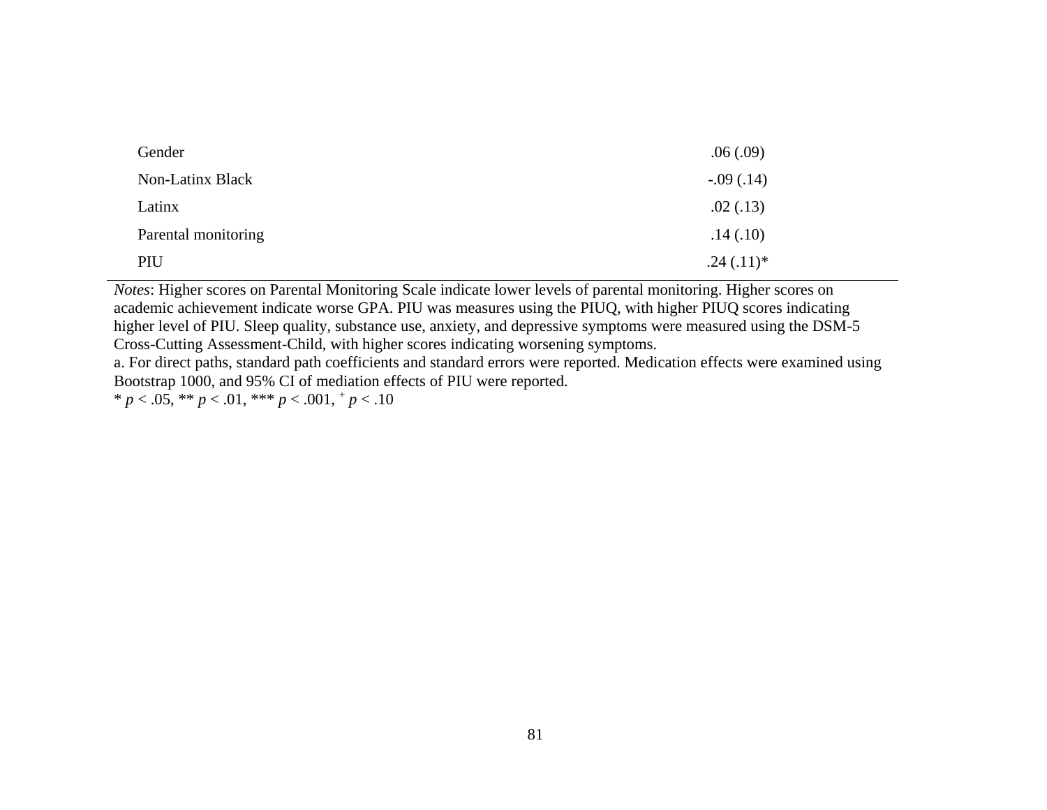| | |
|---|---|
| Gender | .06 (.09) |
| Non-Latinx Black | -.09 (.14) |
| Latinx | .02 (.13) |
| Parental monitoring | .14 (.10) |
| PIU | .24 (.11)* |

*Notes*: Higher scores on Parental Monitoring Scale indicate lower levels of parental monitoring. Higher scores on academic achievement indicate worse GPA. PIU was measures using the PIUQ, with higher PIUQ scores indicating higher level of PIU. Sleep quality, substance use, anxiety, and depressive symptoms were measured using the DSM-5 Cross-Cutting Assessment-Child, with higher scores indicating worsening symptoms.

a. For direct paths, standard path coefficients and standard errors were reported. Medication effects were examined using Bootstrap 1000, and 95% CI of mediation effects of PIU were reported.

* $p < .05$, ** $p < .01$, *** $p < .001$, $^{+}$ $p < .10$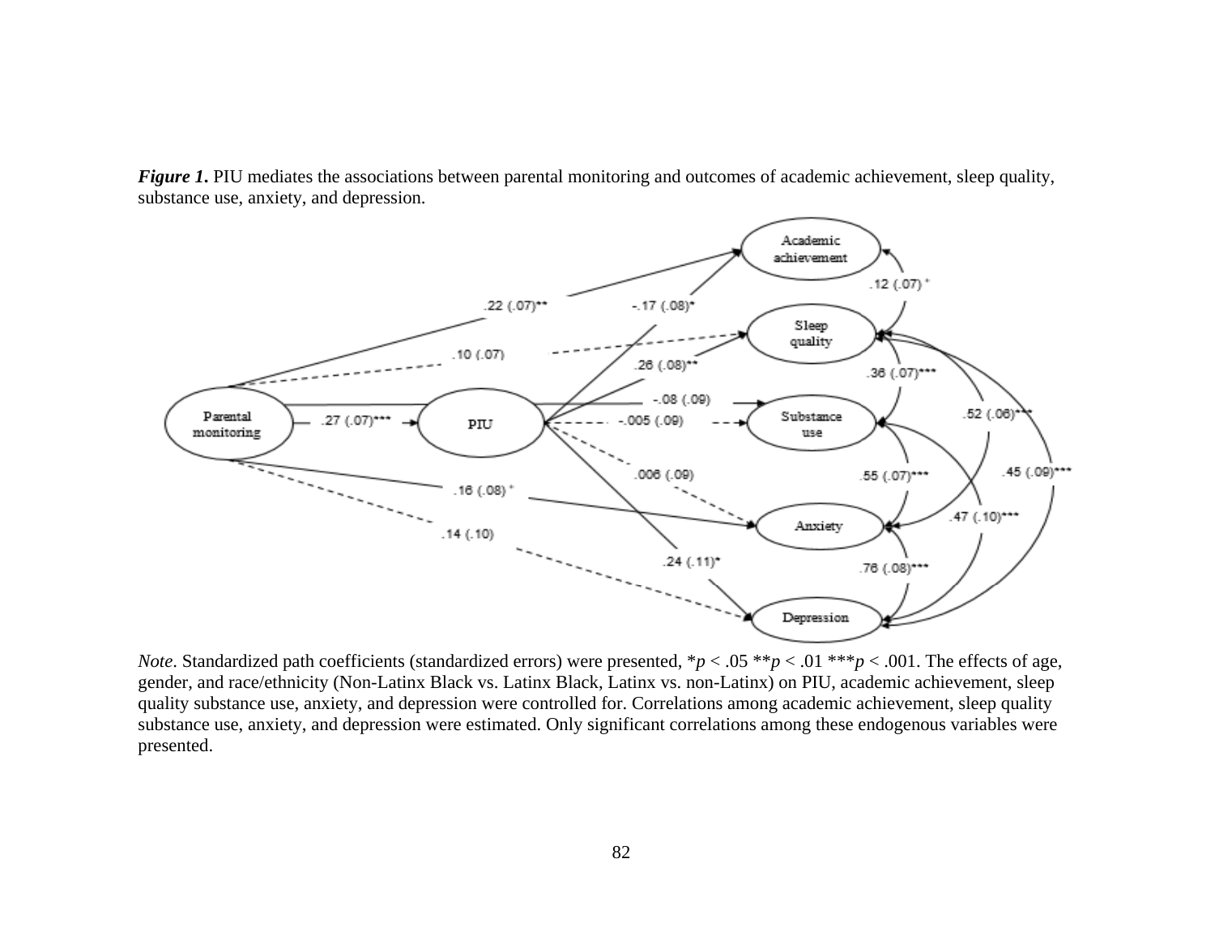***Figure 1*.** PIU mediates the associations between parental monitoring and outcomes of academic achievement, sleep quality, substance use, anxiety, and depression.

*Note*. Standardized path coefficients (standardized errors) were presented, $*p < .05$ $**p < .01$ $***p < .001$. The effects of age, gender, and race/ethnicity (Non-Latinx Black vs. Latinx Black, Latinx vs. non-Latinx) on PIU, academic achievement, sleep quality substance use, anxiety, and depression were controlled for. Correlations among academic achievement, sleep quality substance use, anxiety, and depression were estimated. Only significant correlations among these endogenous variables were presented.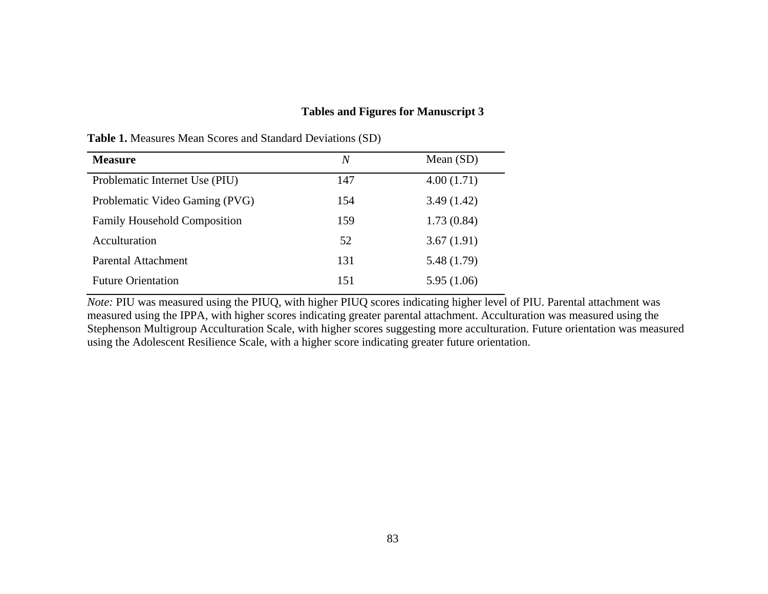## Tables and Figures for Manuscript 3

**Table 1.** Measures Mean Scores and Standard Deviations (SD)

| **Measure** | *N* | Mean (SD) |
|---|---|---|
| Problematic Internet Use (PIU) | 147 | 4.00 (1.71) |
| Problematic Video Gaming (PVG) | 154 | 3.49 (1.42) |
| Family Household Composition | 159 | 1.73 (0.84) |
| Acculturation | 52 | 3.67 (1.91) |
| Parental Attachment | 131 | 5.48 (1.79) |
| Future Orientation | 151 | 5.95 (1.06) |

*Note:* PIU was measured using the PIUQ, with higher PIUQ scores indicating higher level of PIU. Parental attachment was measured using the IPPA, with higher scores indicating greater parental attachment. Acculturation was measured using the Stephenson Multigroup Acculturation Scale, with higher scores suggesting more acculturation. Future orientation was measured using the Adolescent Resilience Scale, with a higher score indicating greater future orientation.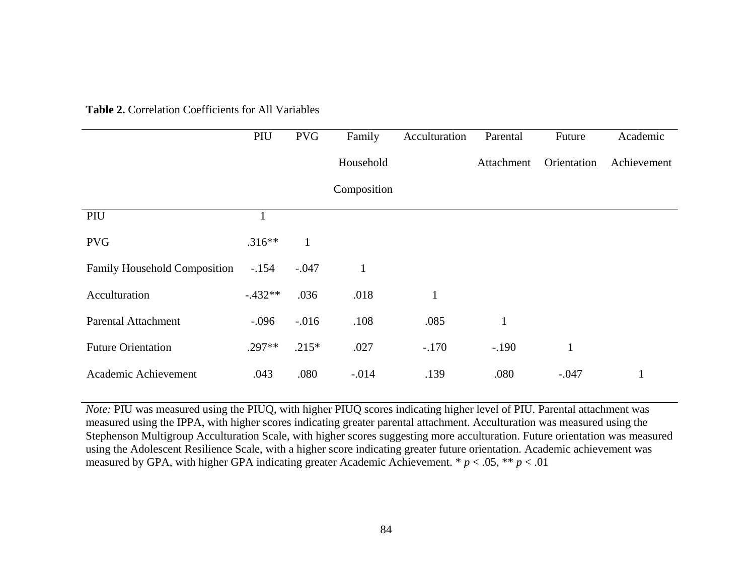**Table 2.** Correlation Coefficients for All Variables

| | PIU | PVG | Family Household Composition | Acculturation | Parental Attachment | Future Orientation | Academic Achievement |
|---|---|---|---|---|---|---|---|
| PIU | 1 | | | | | | |
| PVG | .316** | 1 | | | | | |
| Family Household Composition | -.154 | -.047 | 1 | | | | |
| Acculturation | -.432** | .036 | .018 | 1 | | | |
| Parental Attachment | -.096 | -.016 | .108 | .085 | 1 | | |
| Future Orientation | .297** | .215* | .027 | -.170 | -.190 | 1 | |
| Academic Achievement | .043 | .080 | -.014 | .139 | .080 | -.047 | 1 |

*Note:* PIU was measured using the PIUQ, with higher PIUQ scores indicating higher level of PIU. Parental attachment was measured using the IPPA, with higher scores indicating greater parental attachment. Acculturation was measured using the Stephenson Multigroup Acculturation Scale, with higher scores suggesting more acculturation. Future orientation was measured using the Adolescent Resilience Scale, with a higher score indicating greater future orientation. Academic achievement was measured by GPA, with higher GPA indicating greater Academic Achievement. * $p < .05$, ** $p < .01$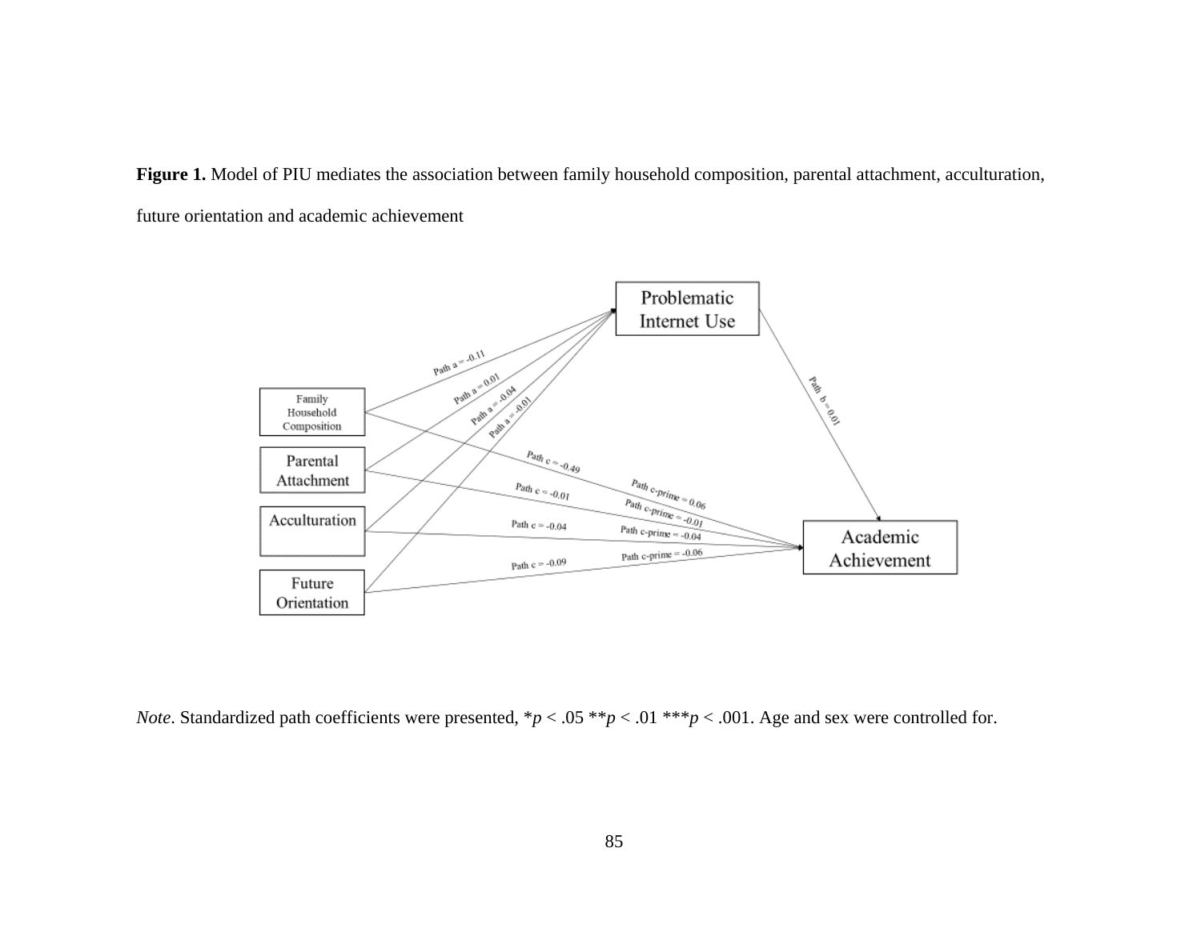**Figure 1.** Model of PIU mediates the association between family household composition, parental attachment, acculturation, future orientation and academic achievement

*Note*. Standardized path coefficients were presented, \*$p$ < .05 \*\*$p$ < .01 \*\*\*$p$ < .001. Age and sex were controlled for.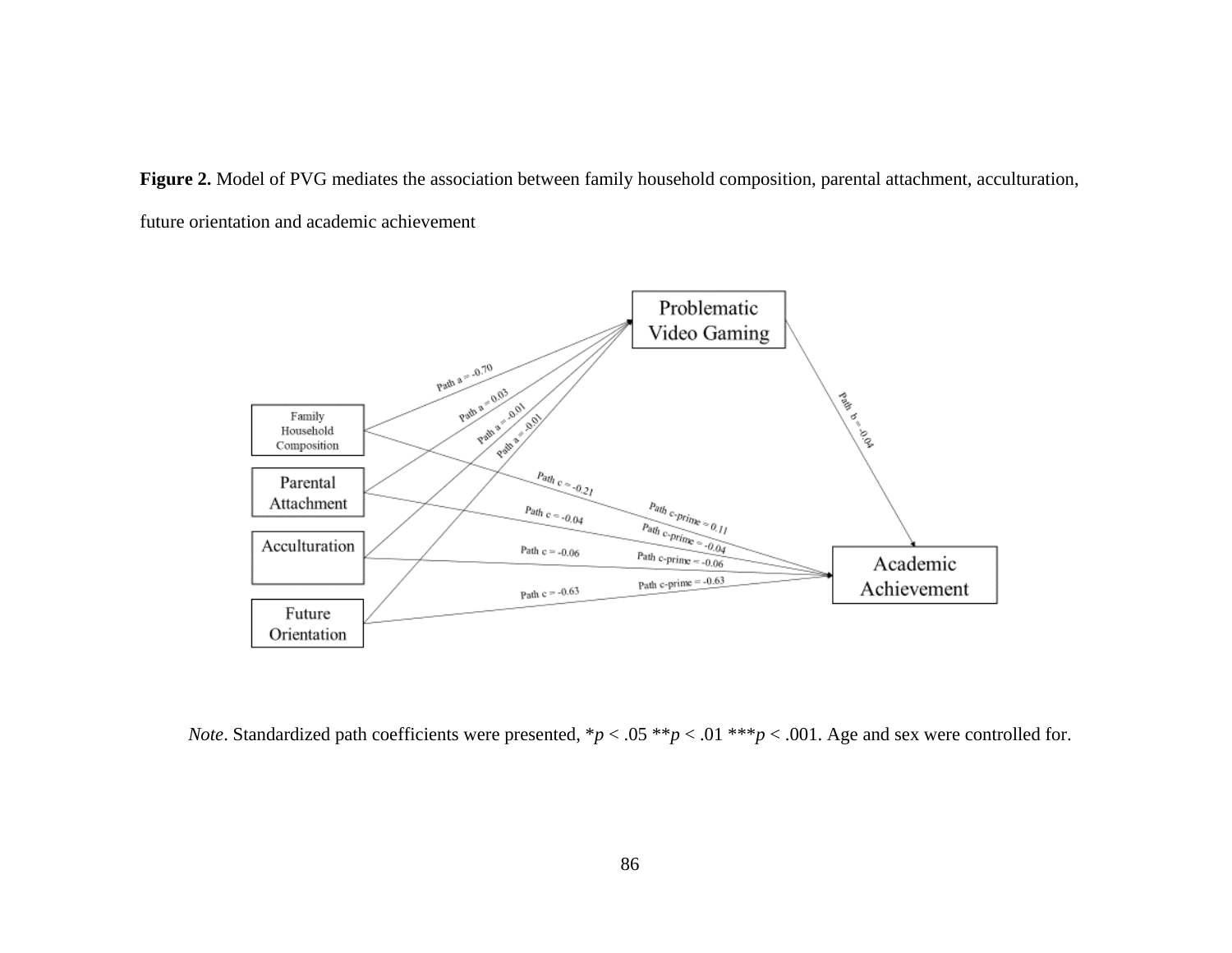**Figure 2.** Model of PVG mediates the association between family household composition, parental attachment, acculturation, future orientation and academic achievement

Problematic Video Gaming

Family Household Composition

Parental Attachment

Acculturation

Future Orientation

Academic Achievement

Path a = -0.70

Path a = 0.03

Path a = -0.01

Path a = -0.01

Path b = -0.04

Path c = -0.21

Path c = -0.04

Path c = -0.06

Path c = -0.63

Path c-prime = 0.11

Path c-prime = -0.04

Path c-prime = -0.06

Path c-prime = -0.63

*Note*. Standardized path coefficients were presented, \**p* < .05 \*\**p* < .01 \*\*\**p* < .001. Age and sex were controlled for.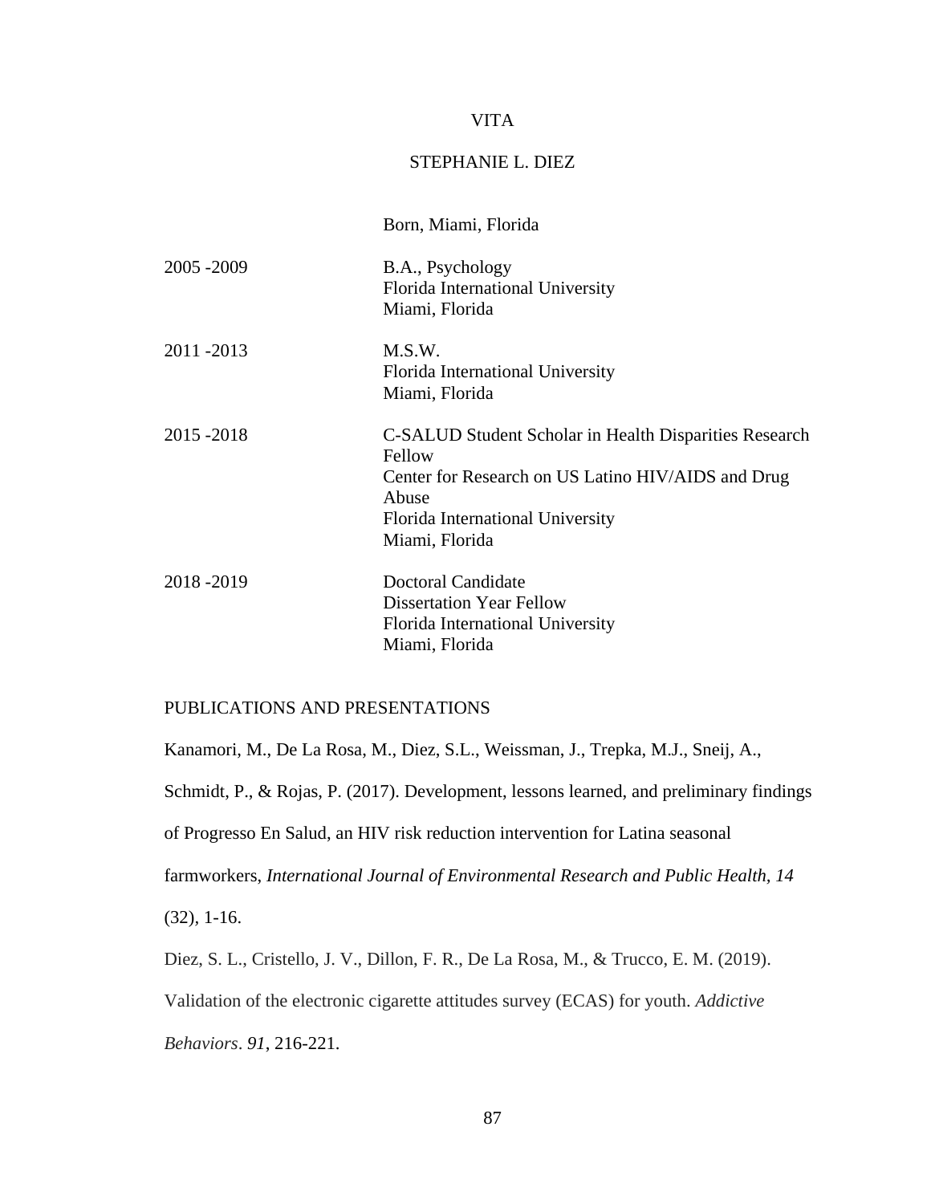# VITA

## STEPHANIE L. DIEZ

| | |
|---|---|
| | Born, Miami, Florida |
| 2005 -2009 | B.A., Psychology<br>Florida International University<br>Miami, Florida |
| 2011 -2013 | M.S.W.<br>Florida International University<br>Miami, Florida |
| 2015 -2018 | C-SALUD Student Scholar in Health Disparities Research Fellow<br>Center for Research on US Latino HIV/AIDS and Drug Abuse<br>Florida International University<br>Miami, Florida |
| 2018 -2019 | Doctoral Candidate<br>Dissertation Year Fellow<br>Florida International University<br>Miami, Florida |

PUBLICATIONS AND PRESENTATIONS

Kanamori, M., De La Rosa, M., Diez, S.L., Weissman, J., Trepka, M.J., Sneij, A., Schmidt, P., & Rojas, P. (2017). Development, lessons learned, and preliminary findings of Progresso En Salud, an HIV risk reduction intervention for Latina seasonal farmworkers, *International Journal of Environmental Research and Public Health, 14* (32), 1-16.

Diez, S. L., Cristello, J. V., Dillon, F. R., De La Rosa, M., & Trucco, E. M. (2019). Validation of the electronic cigarette attitudes survey (ECAS) for youth. *Addictive Behaviors*. *91*, 216-221.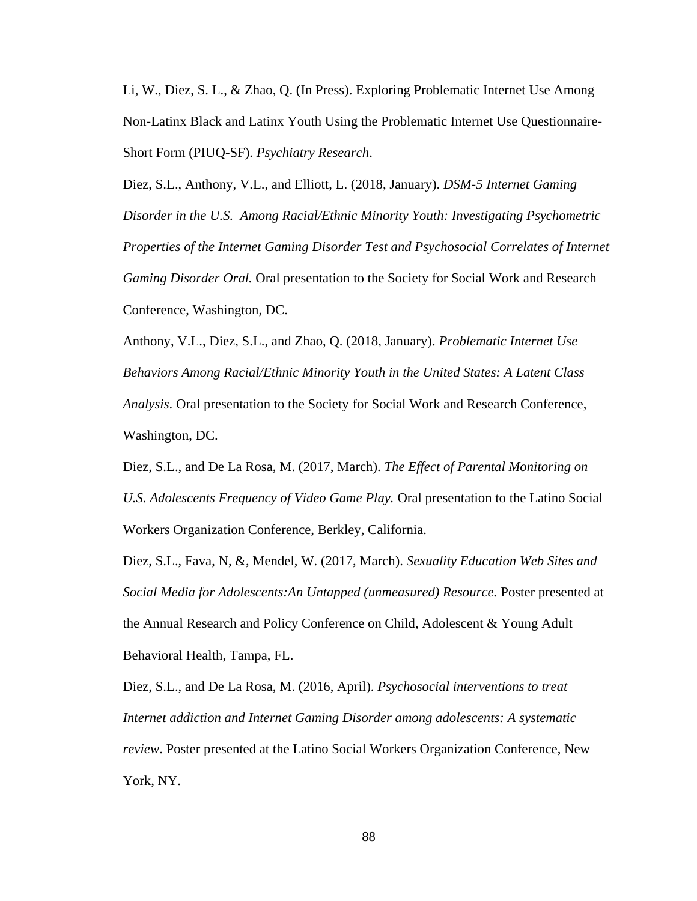Li, W., Diez, S. L., & Zhao, Q. (In Press). Exploring Problematic Internet Use Among Non-Latinx Black and Latinx Youth Using the Problematic Internet Use Questionnaire-Short Form (PIUQ-SF). *Psychiatry Research*.

Diez, S.L., Anthony, V.L., and Elliott, L. (2018, January). *DSM-5 Internet Gaming Disorder in the U.S. Among Racial/Ethnic Minority Youth: Investigating Psychometric Properties of the Internet Gaming Disorder Test and Psychosocial Correlates of Internet Gaming Disorder Oral.* Oral presentation to the Society for Social Work and Research Conference, Washington, DC.

Anthony, V.L., Diez, S.L., and Zhao, Q. (2018, January). *Problematic Internet Use Behaviors Among Racial/Ethnic Minority Youth in the United States: A Latent Class Analysis*. Oral presentation to the Society for Social Work and Research Conference, Washington, DC.

Diez, S.L., and De La Rosa, M. (2017, March). *The Effect of Parental Monitoring on U.S. Adolescents Frequency of Video Game Play.* Oral presentation to the Latino Social Workers Organization Conference, Berkley, California.

Diez, S.L., Fava, N, &, Mendel, W. (2017, March). *Sexuality Education Web Sites and Social Media for Adolescents:An Untapped (unmeasured) Resource.* Poster presented at the Annual Research and Policy Conference on Child, Adolescent & Young Adult Behavioral Health, Tampa, FL.

Diez, S.L., and De La Rosa, M. (2016, April). *Psychosocial interventions to treat Internet addiction and Internet Gaming Disorder among adolescents: A systematic review*. Poster presented at the Latino Social Workers Organization Conference, New York, NY.